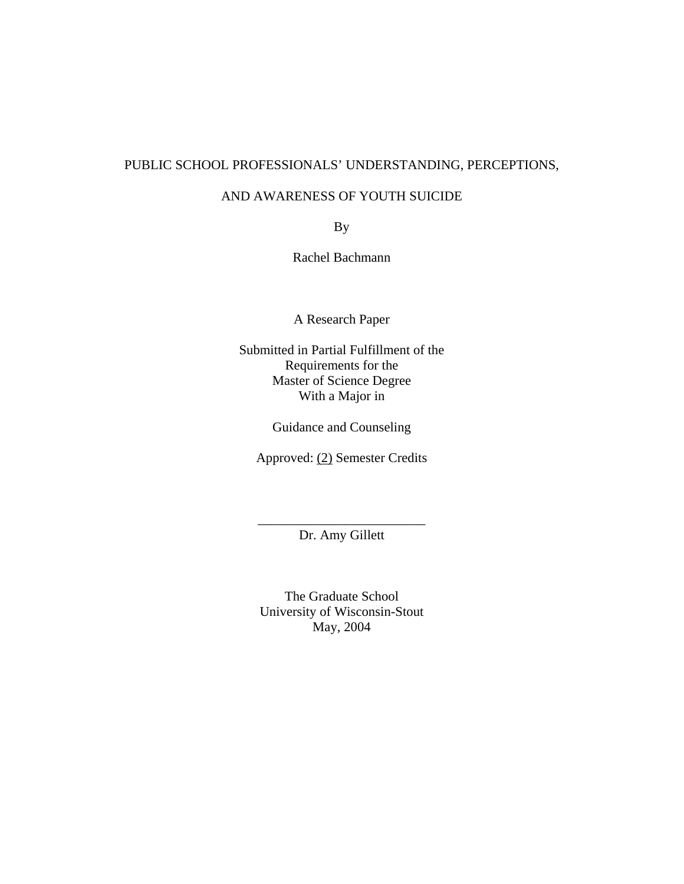# PUBLIC SCHOOL PROFESSIONALS' UNDERSTANDING, PERCEPTIONS, AND AWARENESS OF YOUTH SUICIDE

By

Rachel Bachmann

A Research Paper

Submitted in Partial Fulfillment of the
Requirements for the
Master of Science Degree
With a Major in

Guidance and Counseling

Approved: (2) Semester Credits

\_\_\_\_\_\_\_\_\_\_\_\_\_\_\_\_\_\_\_\_\_\_\_\_\_\_
Dr. Amy Gillett

The Graduate School
University of Wisconsin-Stout
May, 2004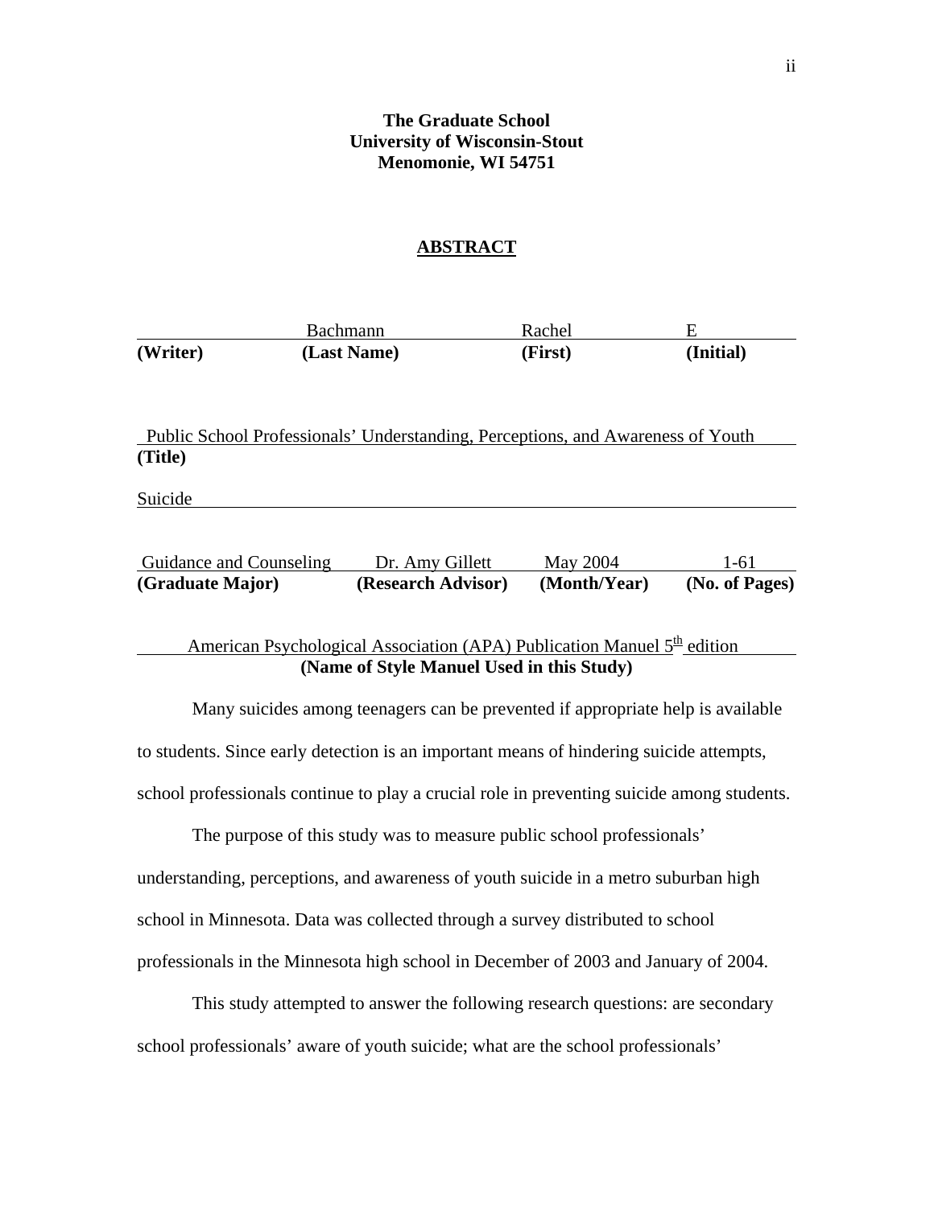**The Graduate School**
**University of Wisconsin-Stout**
**Menomonie, WI 54751**

## ABSTRACT

| | Bachmann | Rachel | E |
|---|---|---|---|
| **(Writer)** | **(Last Name)** | **(First)** | **(Initial)** |

Public School Professionals' Understanding, Perceptions, and Awareness of Youth
**(Title)**

Suicide

| Guidance and Counseling | Dr. Amy Gillett | May 2004 | 1-61 |
|---|---|---|---|
| **(Graduate Major)** | **(Research Advisor)** | **(Month/Year)** | **(No. of Pages)** |

American Psychological Association (APA) Publication Manuel 5th edition
**(Name of Style Manuel Used in this Study)**

Many suicides among teenagers can be prevented if appropriate help is available to students. Since early detection is an important means of hindering suicide attempts, school professionals continue to play a crucial role in preventing suicide among students.

The purpose of this study was to measure public school professionals' understanding, perceptions, and awareness of youth suicide in a metro suburban high school in Minnesota. Data was collected through a survey distributed to school professionals in the Minnesota high school in December of 2003 and January of 2004.

This study attempted to answer the following research questions: are secondary school professionals' aware of youth suicide; what are the school professionals'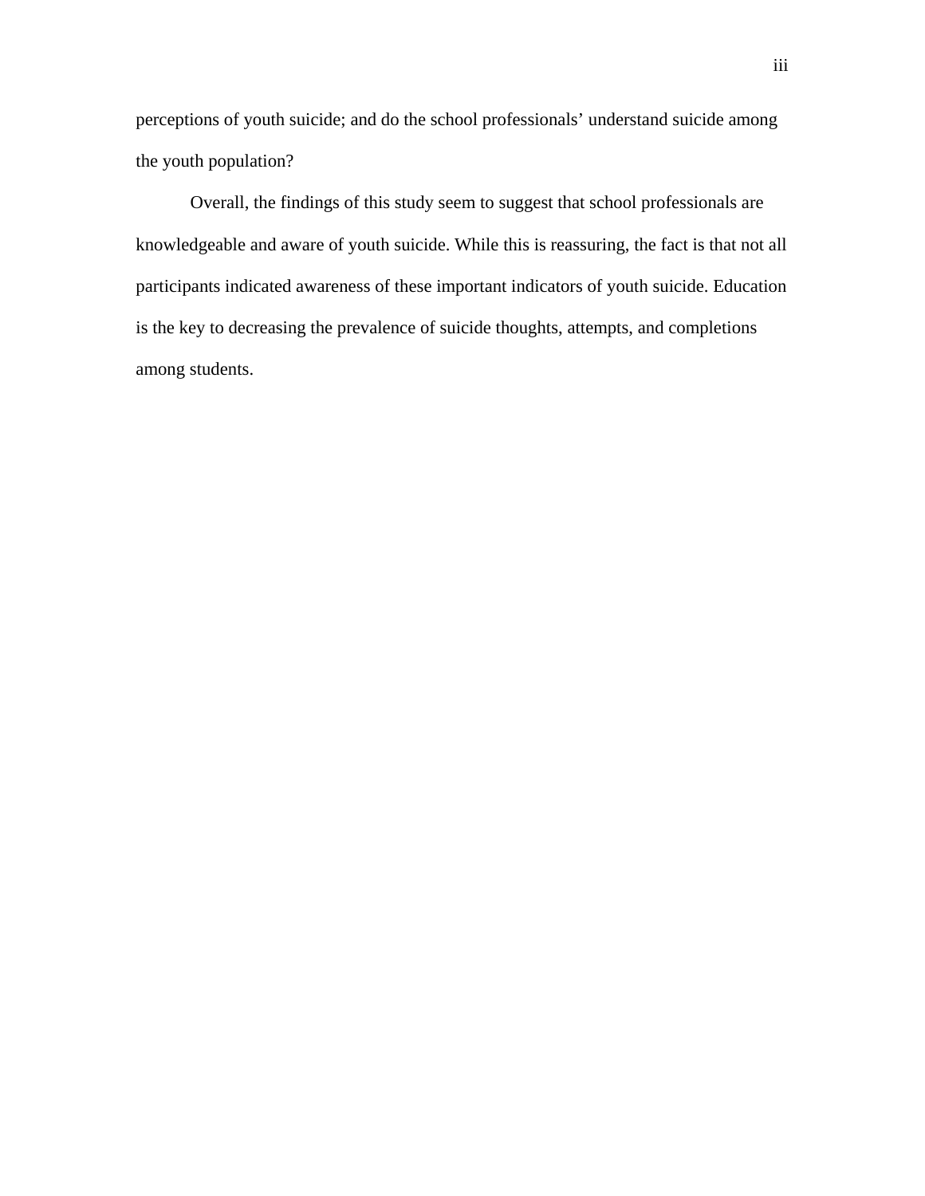perceptions of youth suicide; and do the school professionals' understand suicide among the youth population?

Overall, the findings of this study seem to suggest that school professionals are knowledgeable and aware of youth suicide. While this is reassuring, the fact is that not all participants indicated awareness of these important indicators of youth suicide. Education is the key to decreasing the prevalence of suicide thoughts, attempts, and completions among students.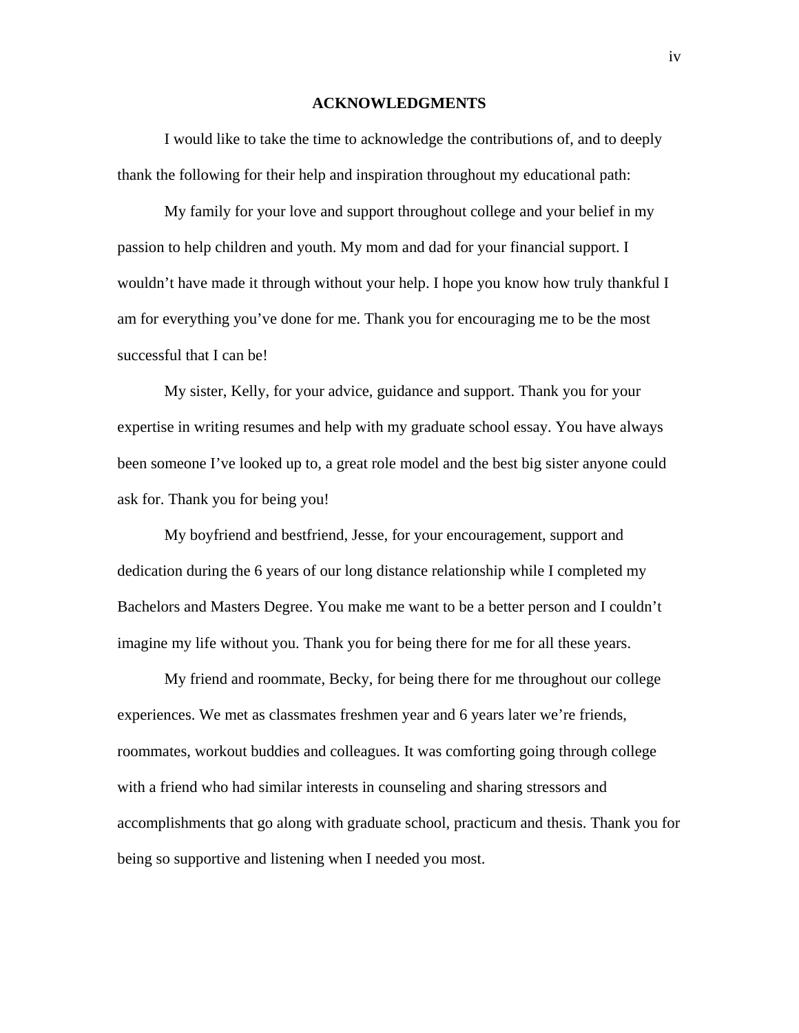# ACKNOWLEDGMENTS

I would like to take the time to acknowledge the contributions of, and to deeply thank the following for their help and inspiration throughout my educational path:

My family for your love and support throughout college and your belief in my passion to help children and youth. My mom and dad for your financial support. I wouldn't have made it through without your help. I hope you know how truly thankful I am for everything you've done for me. Thank you for encouraging me to be the most successful that I can be!

My sister, Kelly, for your advice, guidance and support. Thank you for your expertise in writing resumes and help with my graduate school essay. You have always been someone I've looked up to, a great role model and the best big sister anyone could ask for. Thank you for being you!

My boyfriend and bestfriend, Jesse, for your encouragement, support and dedication during the 6 years of our long distance relationship while I completed my Bachelors and Masters Degree. You make me want to be a better person and I couldn't imagine my life without you. Thank you for being there for me for all these years.

My friend and roommate, Becky, for being there for me throughout our college experiences. We met as classmates freshmen year and 6 years later we're friends, roommates, workout buddies and colleagues. It was comforting going through college with a friend who had similar interests in counseling and sharing stressors and accomplishments that go along with graduate school, practicum and thesis. Thank you for being so supportive and listening when I needed you most.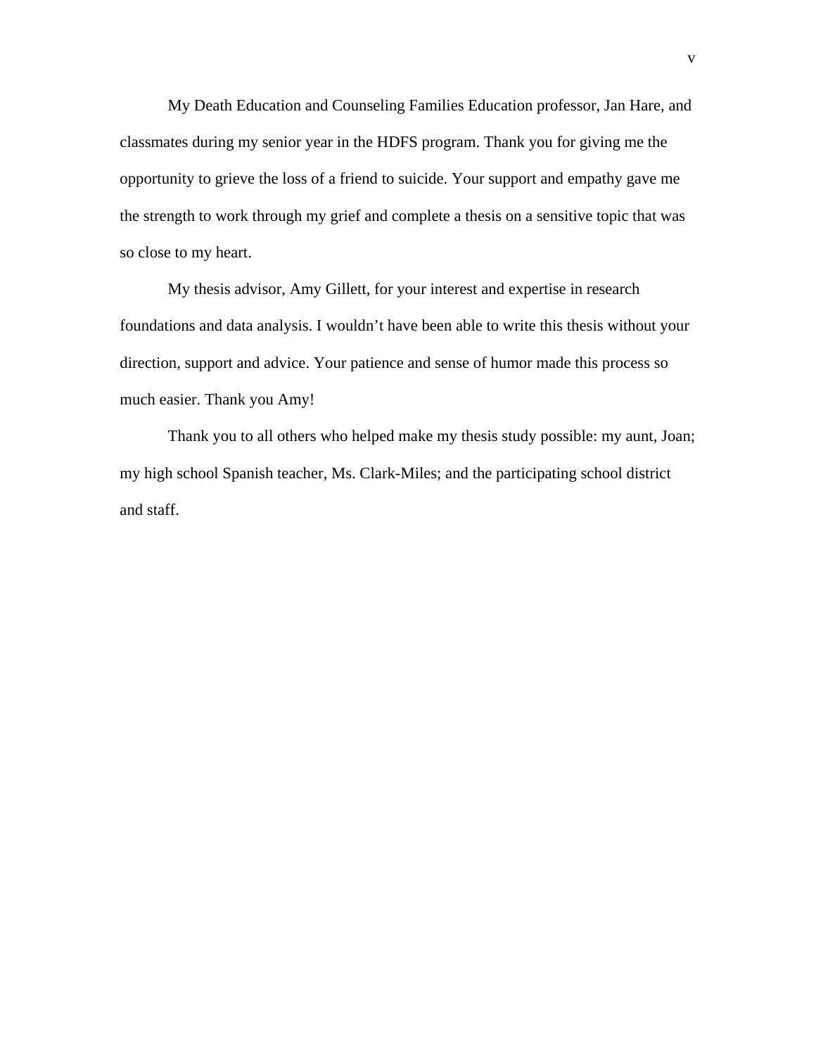My Death Education and Counseling Families Education professor, Jan Hare, and classmates during my senior year in the HDFS program. Thank you for giving me the opportunity to grieve the loss of a friend to suicide. Your support and empathy gave me the strength to work through my grief and complete a thesis on a sensitive topic that was so close to my heart.

My thesis advisor, Amy Gillett, for your interest and expertise in research foundations and data analysis. I wouldn't have been able to write this thesis without your direction, support and advice. Your patience and sense of humor made this process so much easier. Thank you Amy!

Thank you to all others who helped make my thesis study possible: my aunt, Joan; my high school Spanish teacher, Ms. Clark-Miles; and the participating school district and staff.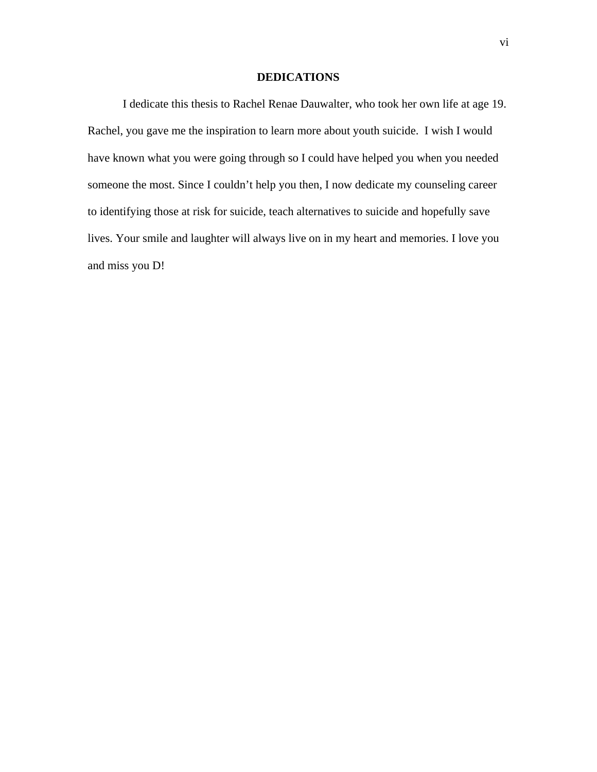## DEDICATIONS

I dedicate this thesis to Rachel Renae Dauwalter, who took her own life at age 19. Rachel, you gave me the inspiration to learn more about youth suicide. I wish I would have known what you were going through so I could have helped you when you needed someone the most. Since I couldn't help you then, I now dedicate my counseling career to identifying those at risk for suicide, teach alternatives to suicide and hopefully save lives. Your smile and laughter will always live on in my heart and memories. I love you and miss you D!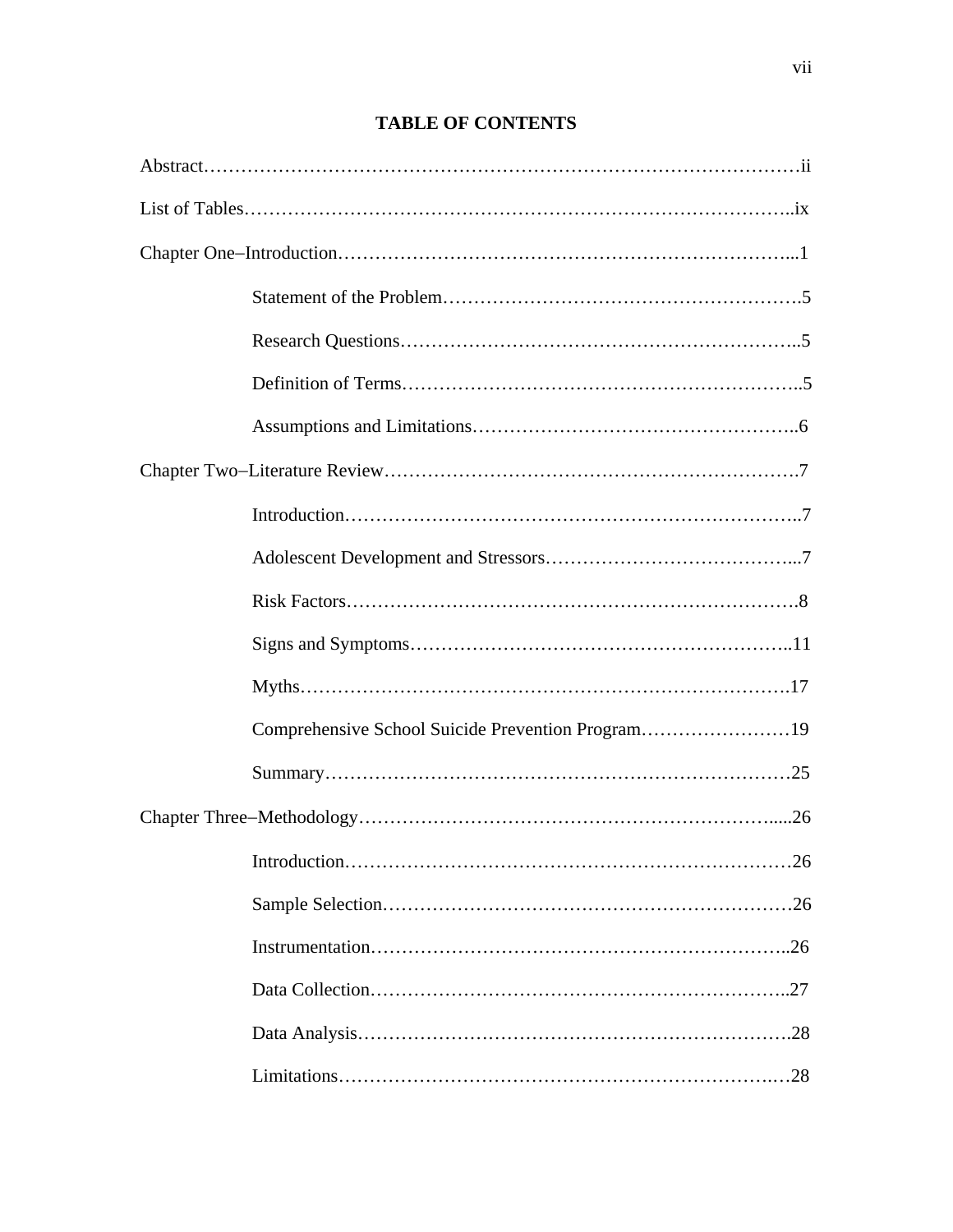# TABLE OF CONTENTS

Abstract……………………………………………………………………………………ii

List of Tables……………………………………………………………………………..ix

Chapter One–Introduction………………………………………………………………...1

- Statement of the Problem……………………………………………….5
- Research Questions……………………………………………………..5
- Definition of Terms……………………………………………………..5
- Assumptions and Limitations…………………………………………..6

Chapter Two–Literature Review………………………………………………………….7

- Introduction……………………………………………………………..7
- Adolescent Development and Stressors………………………………...7
- Risk Factors…………………………………………………………….8
- Signs and Symptoms…………………………………………………..11
- Myths………………………………………………………………….17
- Comprehensive School Suicide Prevention Program……………………19
- Summary……………………………………………………………….25

Chapter Three–Methodology……………………………………………………….....26

- Introduction…………………………………………………………….26
- Sample Selection……………………………………………………….26
- Instrumentation…………………………………………………………..26
- Data Collection…………………………………………………………..27
- Data Analysis…………………………………………………………….28
- Limitations……………………………………………………………….28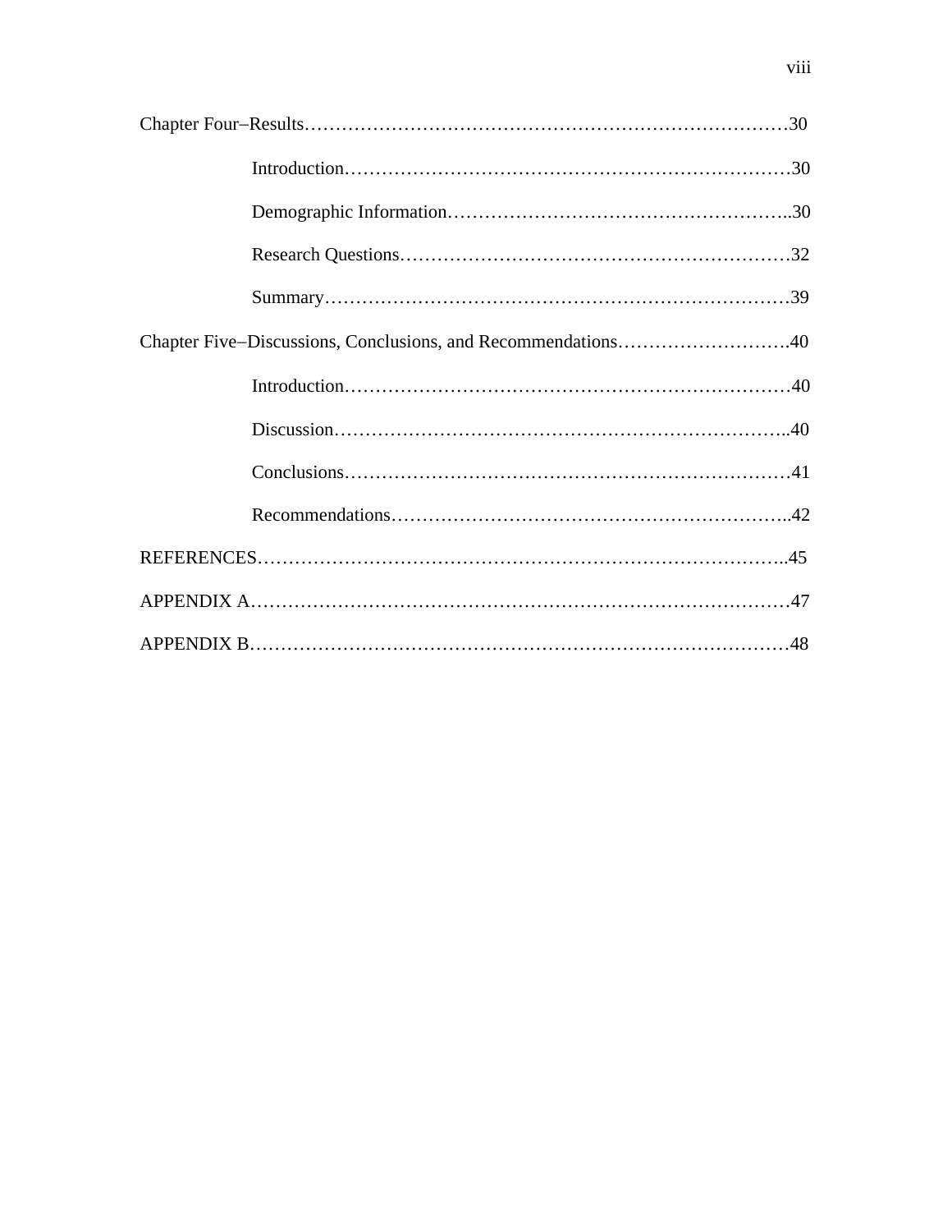Chapter Four−Results……………………………………………………………………30

Introduction………………………………………………………………30

Demographic Information………………………………………………..30

Research Questions………………………………………………………32

Summary…………………………………………………………………39

Chapter Five−Discussions, Conclusions, and Recommendations……………………….40

Introduction………………………………………………………………40

Discussion………………………………………………………………..40

Conclusions………………………………………………………………41

Recommendations………………………………………………………..42

REFERENCES…………………………………………………………………………..45

APPENDIX A……………………………………………………………………………47

APPENDIX B……………………………………………………………………………48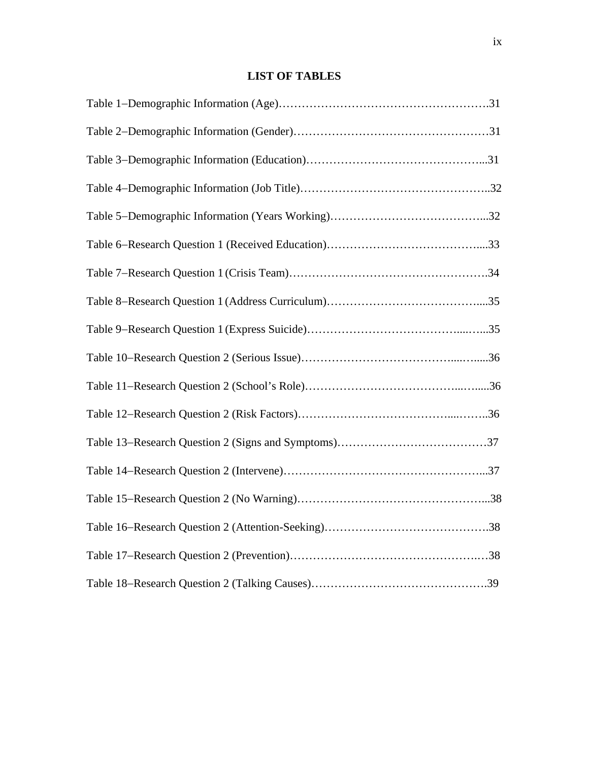# LIST OF TABLES

Table 1–Demographic Information (Age)……………………………………………….31

Table 2–Demographic Information (Gender)……………………………………………31

Table 3–Demographic Information (Education)………………………………………...31

Table 4–Demographic Information (Job Title)…………………………………………..32

Table 5–Demographic Information (Years Working)…………………………………...32

Table 6–Research Question 1 (Received Education)…………………………………....33

Table 7–Research Question 1 (Crisis Team)…………………………………………….34

Table 8–Research Question 1 (Address Curriculum)…………………………………....35

Table 9–Research Question 1 (Express Suicide)……………………………….....…...35

Table 10–Research Question 2 (Serious Issue)……………………………….....….....36

Table 11–Research Question 2 (School's Role)…………………………………...….....36

Table 12–Research Question 2 (Risk Factors)……………………………….....……..36

Table 13–Research Question 2 (Signs and Symptoms)…………………………………37

Table 14–Research Question 2 (Intervene)……………………………………………...37

Table 15–Research Question 2 (No Warning)…………………………………………...38

Table 16–Research Question 2 (Attention-Seeking)…………………………………….38

Table 17–Research Question 2 (Prevention)……………………………………….…38

Table 18–Research Question 2 (Talking Causes)……………………………………….39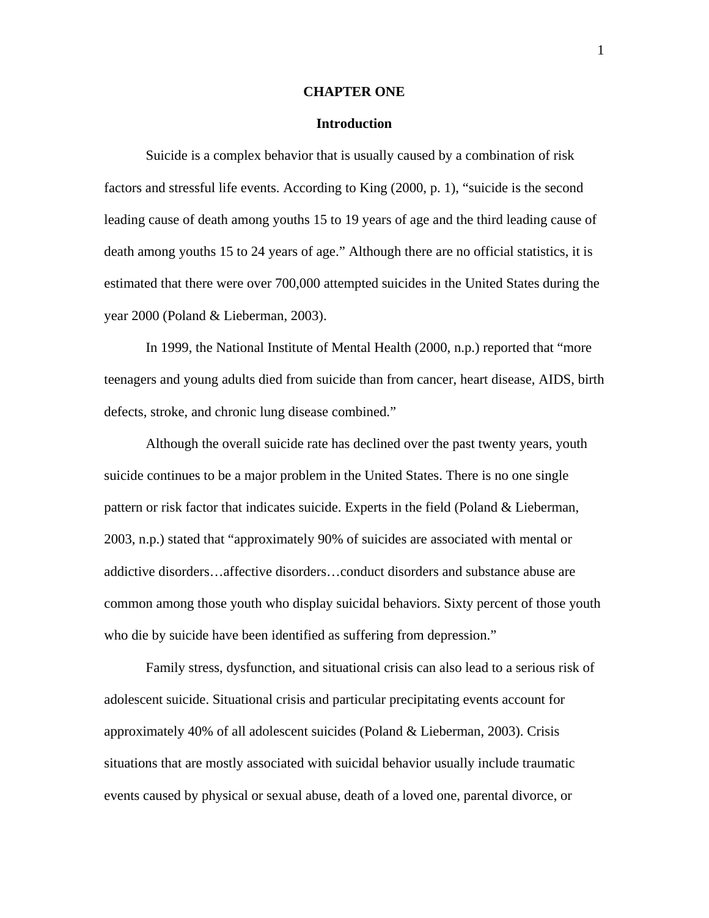# CHAPTER ONE

## Introduction

Suicide is a complex behavior that is usually caused by a combination of risk factors and stressful life events. According to King (2000, p. 1), "suicide is the second leading cause of death among youths 15 to 19 years of age and the third leading cause of death among youths 15 to 24 years of age." Although there are no official statistics, it is estimated that there were over 700,000 attempted suicides in the United States during the year 2000 (Poland & Lieberman, 2003).

In 1999, the National Institute of Mental Health (2000, n.p.) reported that "more teenagers and young adults died from suicide than from cancer, heart disease, AIDS, birth defects, stroke, and chronic lung disease combined."

Although the overall suicide rate has declined over the past twenty years, youth suicide continues to be a major problem in the United States. There is no one single pattern or risk factor that indicates suicide. Experts in the field (Poland & Lieberman, 2003, n.p.) stated that "approximately 90% of suicides are associated with mental or addictive disorders…affective disorders…conduct disorders and substance abuse are common among those youth who display suicidal behaviors. Sixty percent of those youth who die by suicide have been identified as suffering from depression."

Family stress, dysfunction, and situational crisis can also lead to a serious risk of adolescent suicide. Situational crisis and particular precipitating events account for approximately 40% of all adolescent suicides (Poland & Lieberman, 2003). Crisis situations that are mostly associated with suicidal behavior usually include traumatic events caused by physical or sexual abuse, death of a loved one, parental divorce, or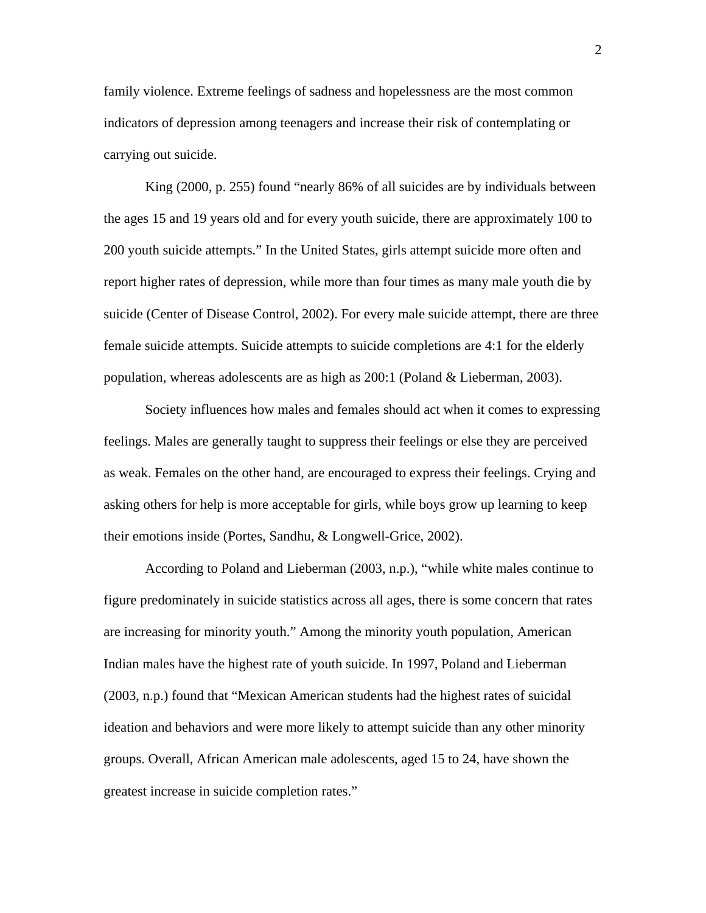family violence. Extreme feelings of sadness and hopelessness are the most common indicators of depression among teenagers and increase their risk of contemplating or carrying out suicide.

King (2000, p. 255) found “nearly 86% of all suicides are by individuals between the ages 15 and 19 years old and for every youth suicide, there are approximately 100 to 200 youth suicide attempts.” In the United States, girls attempt suicide more often and report higher rates of depression, while more than four times as many male youth die by suicide (Center of Disease Control, 2002). For every male suicide attempt, there are three female suicide attempts. Suicide attempts to suicide completions are 4:1 for the elderly population, whereas adolescents are as high as 200:1 (Poland & Lieberman, 2003).

Society influences how males and females should act when it comes to expressing feelings. Males are generally taught to suppress their feelings or else they are perceived as weak. Females on the other hand, are encouraged to express their feelings. Crying and asking others for help is more acceptable for girls, while boys grow up learning to keep their emotions inside (Portes, Sandhu, & Longwell-Grice, 2002).

According to Poland and Lieberman (2003, n.p.), “while white males continue to figure predominately in suicide statistics across all ages, there is some concern that rates are increasing for minority youth.” Among the minority youth population, American Indian males have the highest rate of youth suicide. In 1997, Poland and Lieberman (2003, n.p.) found that “Mexican American students had the highest rates of suicidal ideation and behaviors and were more likely to attempt suicide than any other minority groups. Overall, African American male adolescents, aged 15 to 24, have shown the greatest increase in suicide completion rates.”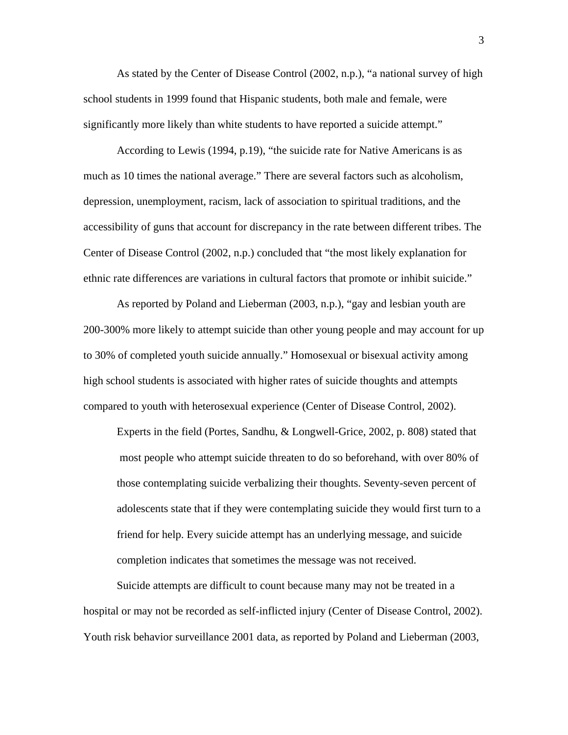As stated by the Center of Disease Control (2002, n.p.), “a national survey of high school students in 1999 found that Hispanic students, both male and female, were significantly more likely than white students to have reported a suicide attempt.”

According to Lewis (1994, p.19), “the suicide rate for Native Americans is as much as 10 times the national average.” There are several factors such as alcoholism, depression, unemployment, racism, lack of association to spiritual traditions, and the accessibility of guns that account for discrepancy in the rate between different tribes. The Center of Disease Control (2002, n.p.) concluded that “the most likely explanation for ethnic rate differences are variations in cultural factors that promote or inhibit suicide.”

As reported by Poland and Lieberman (2003, n.p.), “gay and lesbian youth are 200-300% more likely to attempt suicide than other young people and may account for up to 30% of completed youth suicide annually.” Homosexual or bisexual activity among high school students is associated with higher rates of suicide thoughts and attempts compared to youth with heterosexual experience (Center of Disease Control, 2002).

> Experts in the field (Portes, Sandhu, & Longwell-Grice, 2002, p. 808) stated that most people who attempt suicide threaten to do so beforehand, with over 80% of those contemplating suicide verbalizing their thoughts. Seventy-seven percent of adolescents state that if they were contemplating suicide they would first turn to a friend for help. Every suicide attempt has an underlying message, and suicide completion indicates that sometimes the message was not received.

Suicide attempts are difficult to count because many may not be treated in a hospital or may not be recorded as self-inflicted injury (Center of Disease Control, 2002). Youth risk behavior surveillance 2001 data, as reported by Poland and Lieberman (2003,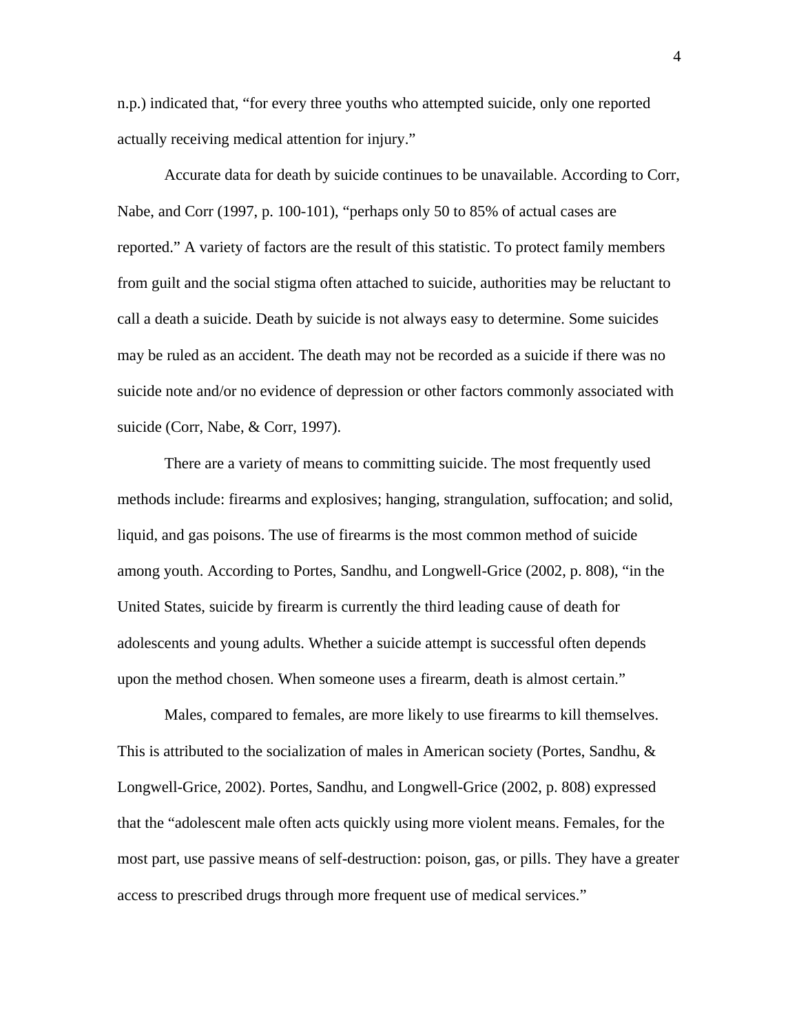n.p.) indicated that, "for every three youths who attempted suicide, only one reported actually receiving medical attention for injury."

Accurate data for death by suicide continues to be unavailable. According to Corr, Nabe, and Corr (1997, p. 100-101), "perhaps only 50 to 85% of actual cases are reported." A variety of factors are the result of this statistic. To protect family members from guilt and the social stigma often attached to suicide, authorities may be reluctant to call a death a suicide. Death by suicide is not always easy to determine. Some suicides may be ruled as an accident. The death may not be recorded as a suicide if there was no suicide note and/or no evidence of depression or other factors commonly associated with suicide (Corr, Nabe, & Corr, 1997).

There are a variety of means to committing suicide. The most frequently used methods include: firearms and explosives; hanging, strangulation, suffocation; and solid, liquid, and gas poisons. The use of firearms is the most common method of suicide among youth. According to Portes, Sandhu, and Longwell-Grice (2002, p. 808), "in the United States, suicide by firearm is currently the third leading cause of death for adolescents and young adults. Whether a suicide attempt is successful often depends upon the method chosen. When someone uses a firearm, death is almost certain."

Males, compared to females, are more likely to use firearms to kill themselves. This is attributed to the socialization of males in American society (Portes, Sandhu, & Longwell-Grice, 2002). Portes, Sandhu, and Longwell-Grice (2002, p. 808) expressed that the "adolescent male often acts quickly using more violent means. Females, for the most part, use passive means of self-destruction: poison, gas, or pills. They have a greater access to prescribed drugs through more frequent use of medical services."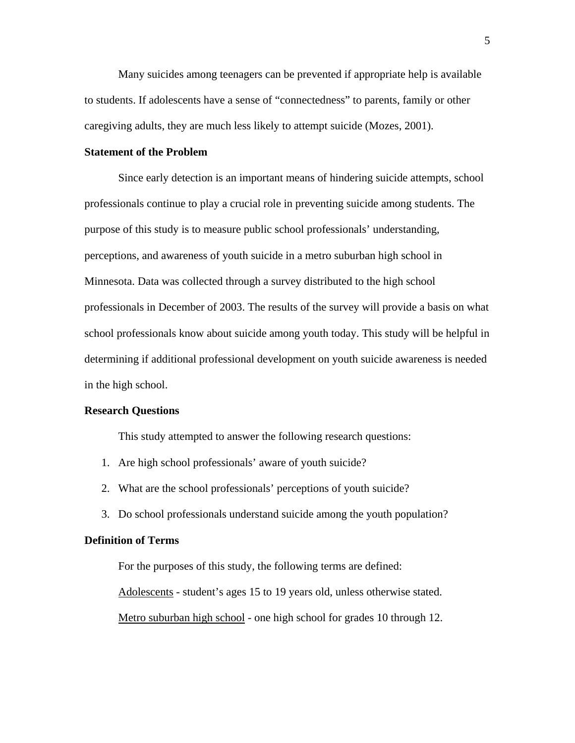Many suicides among teenagers can be prevented if appropriate help is available to students. If adolescents have a sense of “connectedness” to parents, family or other caregiving adults, they are much less likely to attempt suicide (Mozes, 2001).

**Statement of the Problem**

Since early detection is an important means of hindering suicide attempts, school professionals continue to play a crucial role in preventing suicide among students. The purpose of this study is to measure public school professionals’ understanding, perceptions, and awareness of youth suicide in a metro suburban high school in Minnesota. Data was collected through a survey distributed to the high school professionals in December of 2003. The results of the survey will provide a basis on what school professionals know about suicide among youth today. This study will be helpful in determining if additional professional development on youth suicide awareness is needed in the high school.

**Research Questions**

This study attempted to answer the following research questions:

1. Are high school professionals’ aware of youth suicide?
2. What are the school professionals’ perceptions of youth suicide?
3. Do school professionals understand suicide among the youth population?

**Definition of Terms**

For the purposes of this study, the following terms are defined:

<u>Adolescents</u> - student’s ages 15 to 19 years old, unless otherwise stated.

<u>Metro suburban high school</u> - one high school for grades 10 through 12.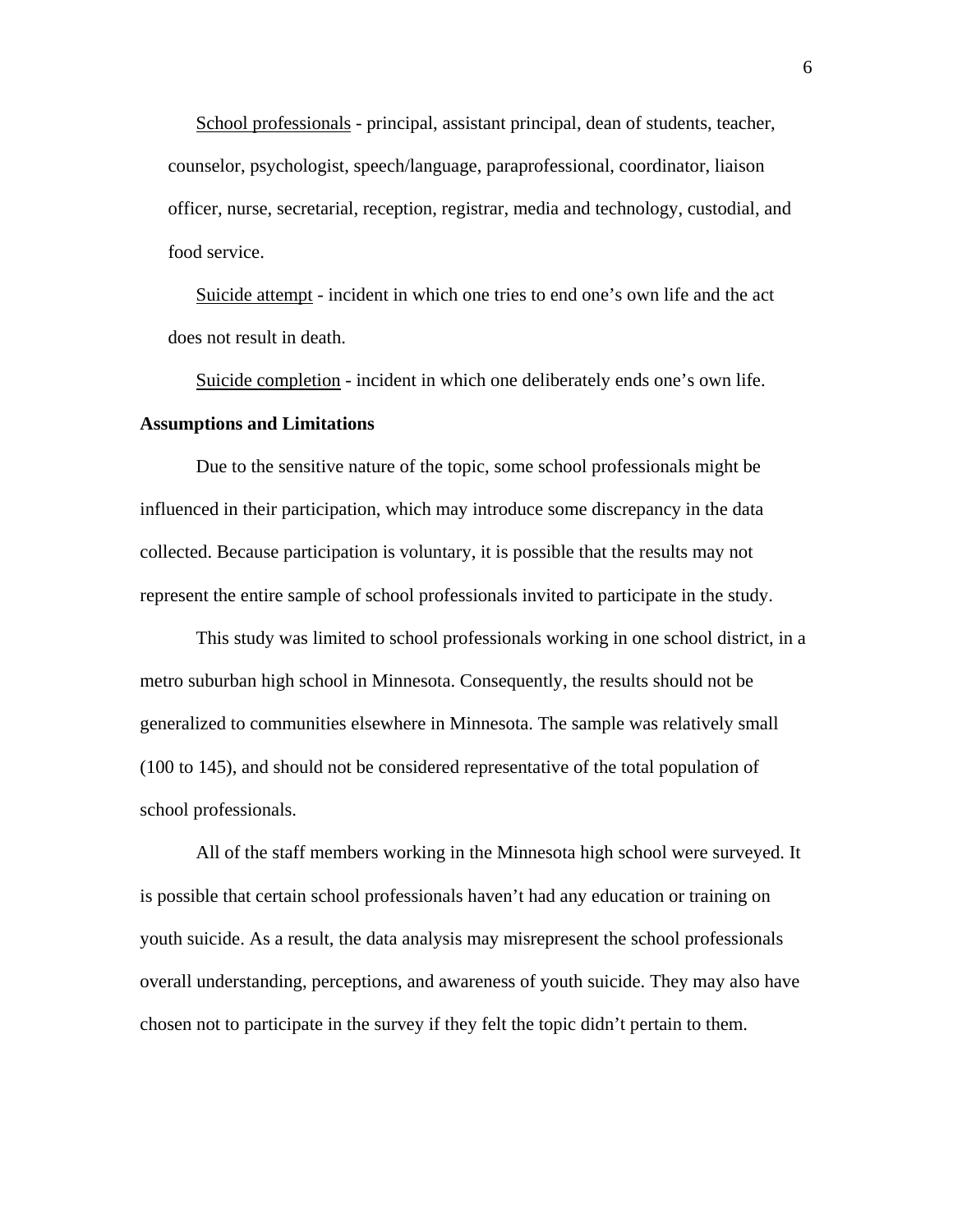<u>School professionals</u> - principal, assistant principal, dean of students, teacher, counselor, psychologist, speech/language, paraprofessional, coordinator, liaison officer, nurse, secretarial, reception, registrar, media and technology, custodial, and food service.

<u>Suicide attempt</u> - incident in which one tries to end one's own life and the act does not result in death.

<u>Suicide completion</u> - incident in which one deliberately ends one's own life.

**Assumptions and Limitations**

Due to the sensitive nature of the topic, some school professionals might be influenced in their participation, which may introduce some discrepancy in the data collected. Because participation is voluntary, it is possible that the results may not represent the entire sample of school professionals invited to participate in the study.

This study was limited to school professionals working in one school district, in a metro suburban high school in Minnesota. Consequently, the results should not be generalized to communities elsewhere in Minnesota. The sample was relatively small (100 to 145), and should not be considered representative of the total population of school professionals.

All of the staff members working in the Minnesota high school were surveyed. It is possible that certain school professionals haven't had any education or training on youth suicide. As a result, the data analysis may misrepresent the school professionals overall understanding, perceptions, and awareness of youth suicide. They may also have chosen not to participate in the survey if they felt the topic didn't pertain to them.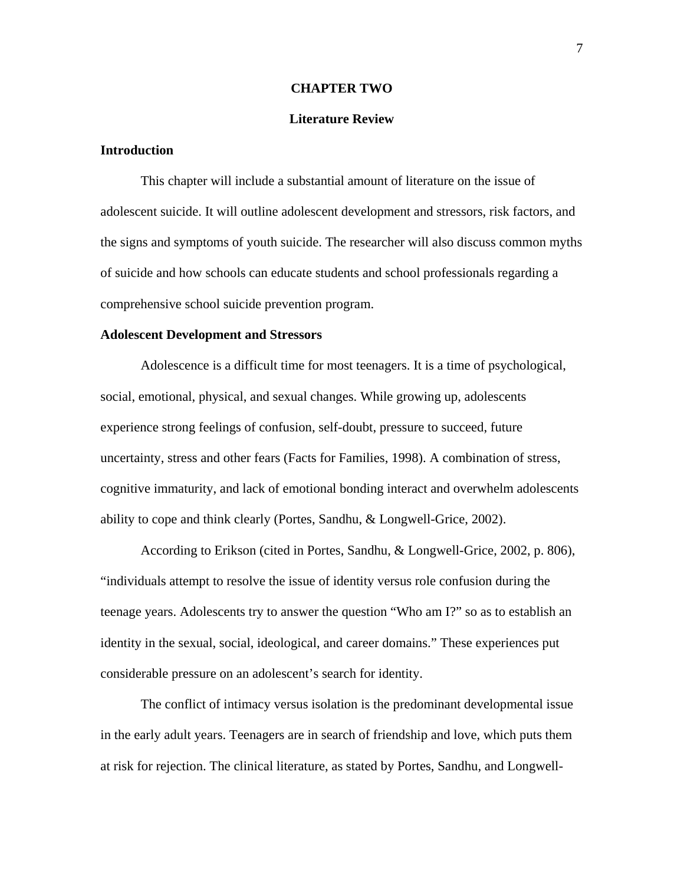# CHAPTER TWO

## Literature Review

### Introduction

This chapter will include a substantial amount of literature on the issue of adolescent suicide. It will outline adolescent development and stressors, risk factors, and the signs and symptoms of youth suicide. The researcher will also discuss common myths of suicide and how schools can educate students and school professionals regarding a comprehensive school suicide prevention program.

### Adolescent Development and Stressors

Adolescence is a difficult time for most teenagers. It is a time of psychological, social, emotional, physical, and sexual changes. While growing up, adolescents experience strong feelings of confusion, self-doubt, pressure to succeed, future uncertainty, stress and other fears (Facts for Families, 1998). A combination of stress, cognitive immaturity, and lack of emotional bonding interact and overwhelm adolescents ability to cope and think clearly (Portes, Sandhu, & Longwell-Grice, 2002).

According to Erikson (cited in Portes, Sandhu, & Longwell-Grice, 2002, p. 806), "individuals attempt to resolve the issue of identity versus role confusion during the teenage years. Adolescents try to answer the question "Who am I?" so as to establish an identity in the sexual, social, ideological, and career domains." These experiences put considerable pressure on an adolescent's search for identity.

The conflict of intimacy versus isolation is the predominant developmental issue in the early adult years. Teenagers are in search of friendship and love, which puts them at risk for rejection. The clinical literature, as stated by Portes, Sandhu, and Longwell-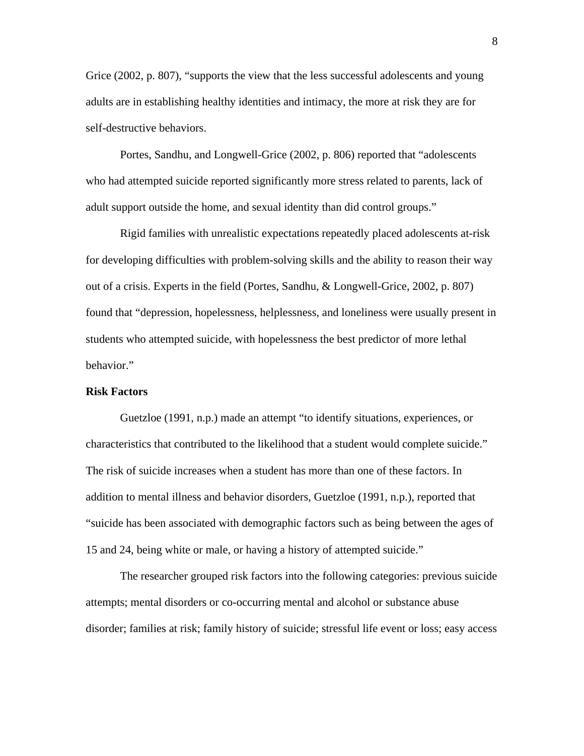Grice (2002, p. 807), “supports the view that the less successful adolescents and young adults are in establishing healthy identities and intimacy, the more at risk they are for self-destructive behaviors.

Portes, Sandhu, and Longwell-Grice (2002, p. 806) reported that “adolescents who had attempted suicide reported significantly more stress related to parents, lack of adult support outside the home, and sexual identity than did control groups.”

Rigid families with unrealistic expectations repeatedly placed adolescents at-risk for developing difficulties with problem-solving skills and the ability to reason their way out of a crisis. Experts in the field (Portes, Sandhu, & Longwell-Grice, 2002, p. 807) found that “depression, hopelessness, helplessness, and loneliness were usually present in students who attempted suicide, with hopelessness the best predictor of more lethal behavior.”

**Risk Factors**

Guetzloe (1991, n.p.) made an attempt “to identify situations, experiences, or characteristics that contributed to the likelihood that a student would complete suicide.” The risk of suicide increases when a student has more than one of these factors. In addition to mental illness and behavior disorders, Guetzloe (1991, n.p.), reported that “suicide has been associated with demographic factors such as being between the ages of 15 and 24, being white or male, or having a history of attempted suicide.”

The researcher grouped risk factors into the following categories: previous suicide attempts; mental disorders or co-occurring mental and alcohol or substance abuse disorder; families at risk; family history of suicide; stressful life event or loss; easy access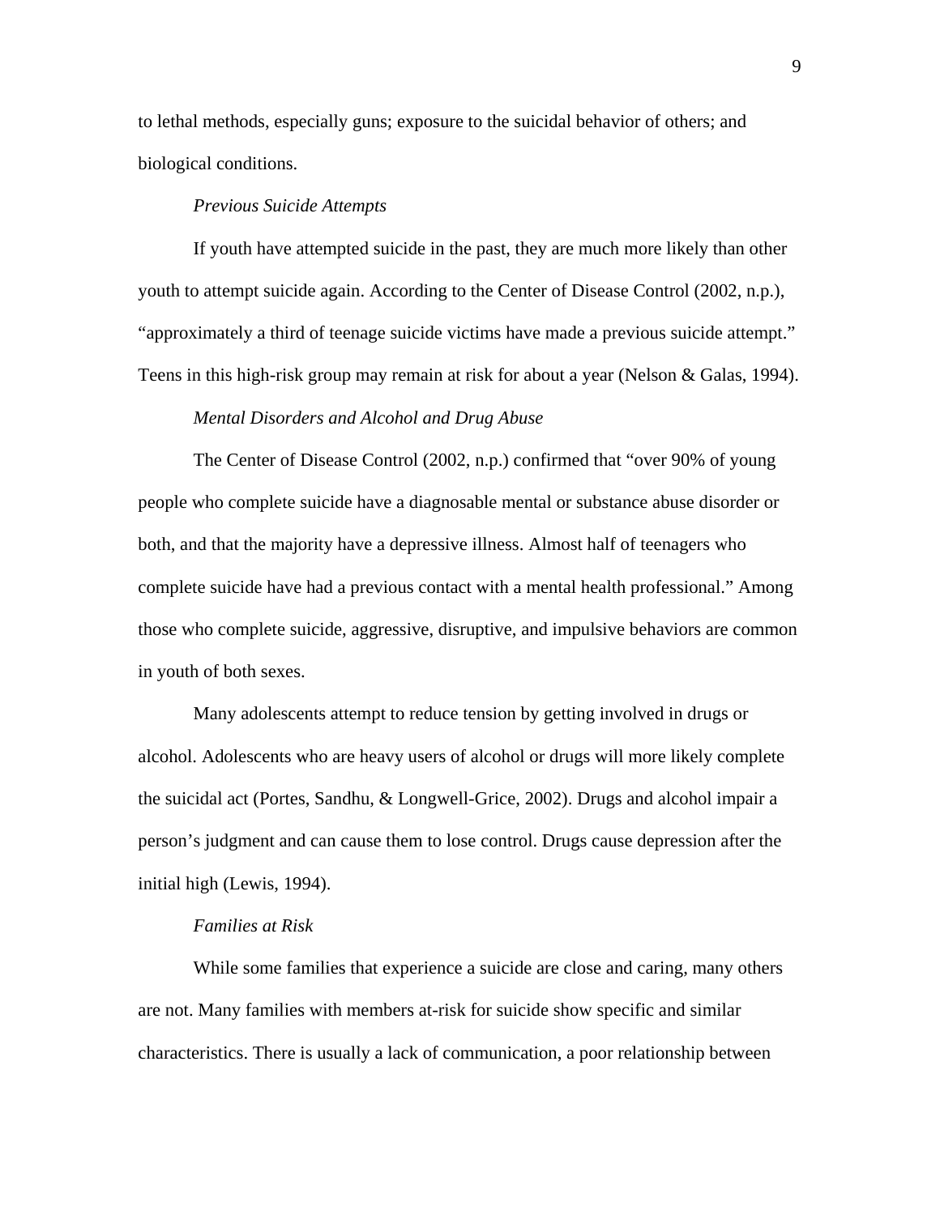to lethal methods, especially guns; exposure to the suicidal behavior of others; and biological conditions.

### *Previous Suicide Attempts*

If youth have attempted suicide in the past, they are much more likely than other youth to attempt suicide again. According to the Center of Disease Control (2002, n.p.), "approximately a third of teenage suicide victims have made a previous suicide attempt." Teens in this high-risk group may remain at risk for about a year (Nelson & Galas, 1994).

### *Mental Disorders and Alcohol and Drug Abuse*

The Center of Disease Control (2002, n.p.) confirmed that "over 90% of young people who complete suicide have a diagnosable mental or substance abuse disorder or both, and that the majority have a depressive illness. Almost half of teenagers who complete suicide have had a previous contact with a mental health professional." Among those who complete suicide, aggressive, disruptive, and impulsive behaviors are common in youth of both sexes.

Many adolescents attempt to reduce tension by getting involved in drugs or alcohol. Adolescents who are heavy users of alcohol or drugs will more likely complete the suicidal act (Portes, Sandhu, & Longwell-Grice, 2002). Drugs and alcohol impair a person's judgment and can cause them to lose control. Drugs cause depression after the initial high (Lewis, 1994).

### *Families at Risk*

While some families that experience a suicide are close and caring, many others are not. Many families with members at-risk for suicide show specific and similar characteristics. There is usually a lack of communication, a poor relationship between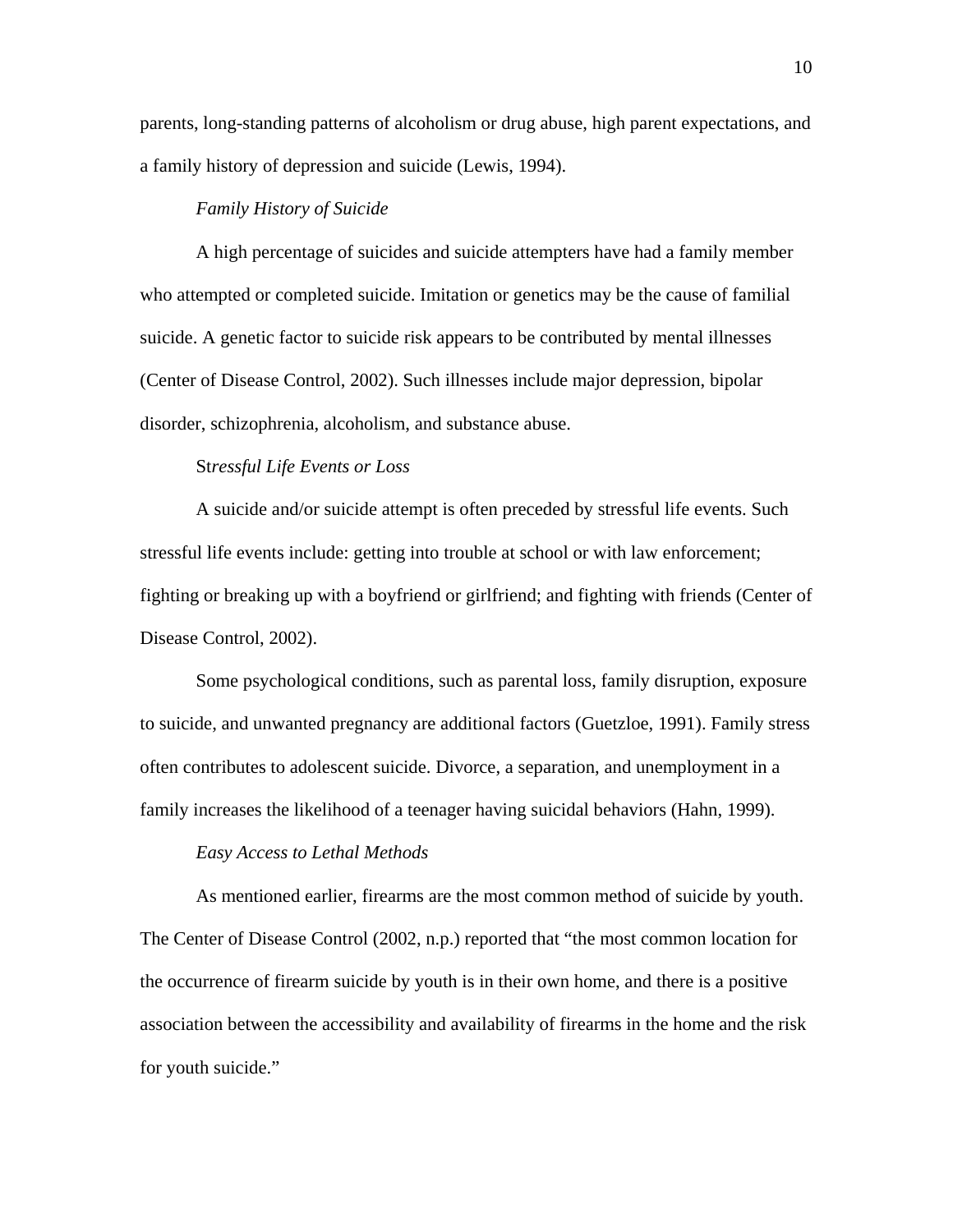parents, long-standing patterns of alcoholism or drug abuse, high parent expectations, and a family history of depression and suicide (Lewis, 1994).

### *Family History of Suicide*

A high percentage of suicides and suicide attempters have had a family member who attempted or completed suicide. Imitation or genetics may be the cause of familial suicide. A genetic factor to suicide risk appears to be contributed by mental illnesses (Center of Disease Control, 2002). Such illnesses include major depression, bipolar disorder, schizophrenia, alcoholism, and substance abuse.

### S*tressful Life Events or Loss*

A suicide and/or suicide attempt is often preceded by stressful life events. Such stressful life events include: getting into trouble at school or with law enforcement; fighting or breaking up with a boyfriend or girlfriend; and fighting with friends (Center of Disease Control, 2002).

Some psychological conditions, such as parental loss, family disruption, exposure to suicide, and unwanted pregnancy are additional factors (Guetzloe, 1991). Family stress often contributes to adolescent suicide. Divorce, a separation, and unemployment in a family increases the likelihood of a teenager having suicidal behaviors (Hahn, 1999).

### *Easy Access to Lethal Methods*

As mentioned earlier, firearms are the most common method of suicide by youth. The Center of Disease Control (2002, n.p.) reported that "the most common location for the occurrence of firearm suicide by youth is in their own home, and there is a positive association between the accessibility and availability of firearms in the home and the risk for youth suicide."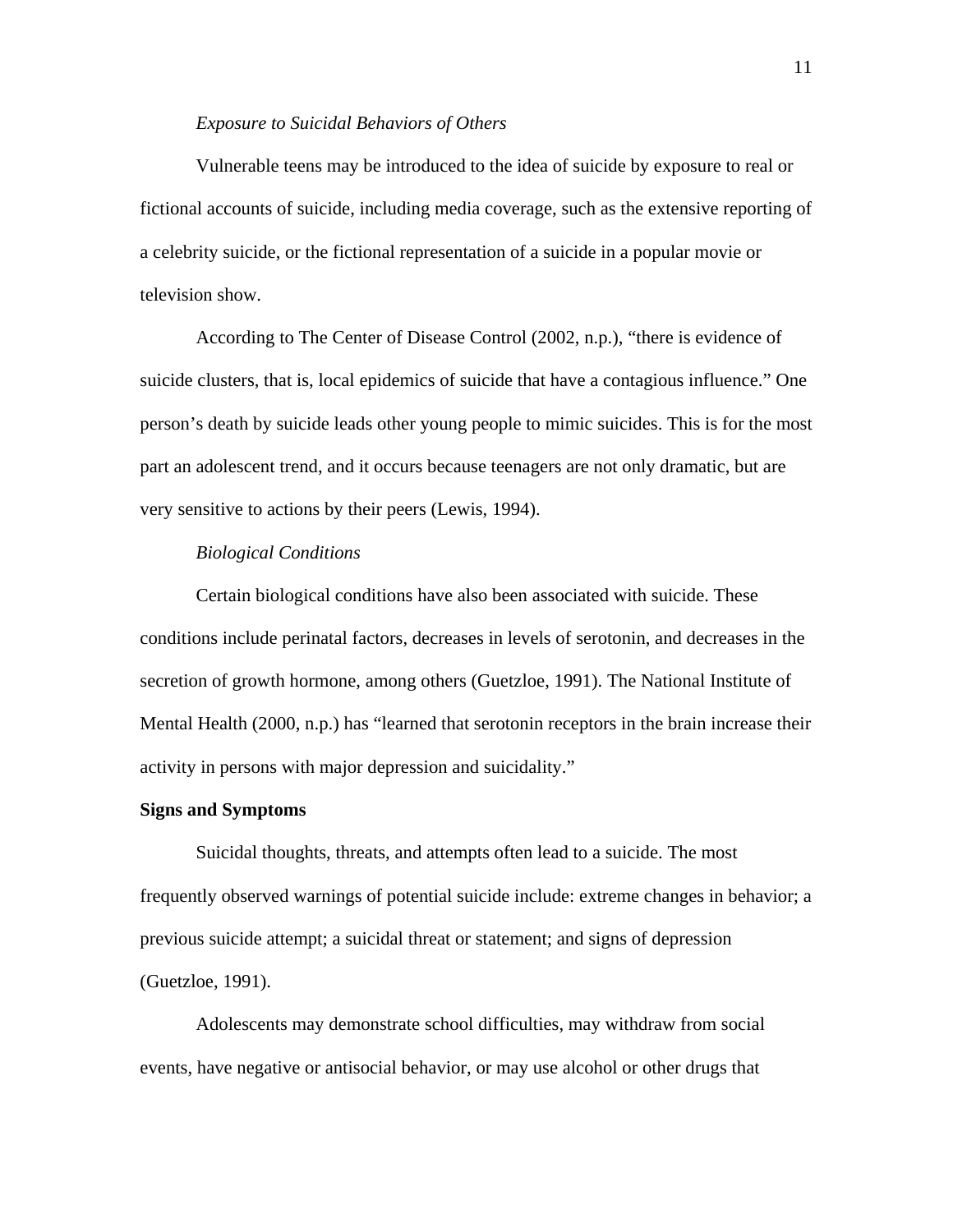*Exposure to Suicidal Behaviors of Others*

Vulnerable teens may be introduced to the idea of suicide by exposure to real or fictional accounts of suicide, including media coverage, such as the extensive reporting of a celebrity suicide, or the fictional representation of a suicide in a popular movie or television show.

According to The Center of Disease Control (2002, n.p.), "there is evidence of suicide clusters, that is, local epidemics of suicide that have a contagious influence." One person's death by suicide leads other young people to mimic suicides. This is for the most part an adolescent trend, and it occurs because teenagers are not only dramatic, but are very sensitive to actions by their peers (Lewis, 1994).

*Biological Conditions*

Certain biological conditions have also been associated with suicide. These conditions include perinatal factors, decreases in levels of serotonin, and decreases in the secretion of growth hormone, among others (Guetzloe, 1991). The National Institute of Mental Health (2000, n.p.) has "learned that serotonin receptors in the brain increase their activity in persons with major depression and suicidality."

**Signs and Symptoms**

Suicidal thoughts, threats, and attempts often lead to a suicide. The most frequently observed warnings of potential suicide include: extreme changes in behavior; a previous suicide attempt; a suicidal threat or statement; and signs of depression (Guetzloe, 1991).

Adolescents may demonstrate school difficulties, may withdraw from social events, have negative or antisocial behavior, or may use alcohol or other drugs that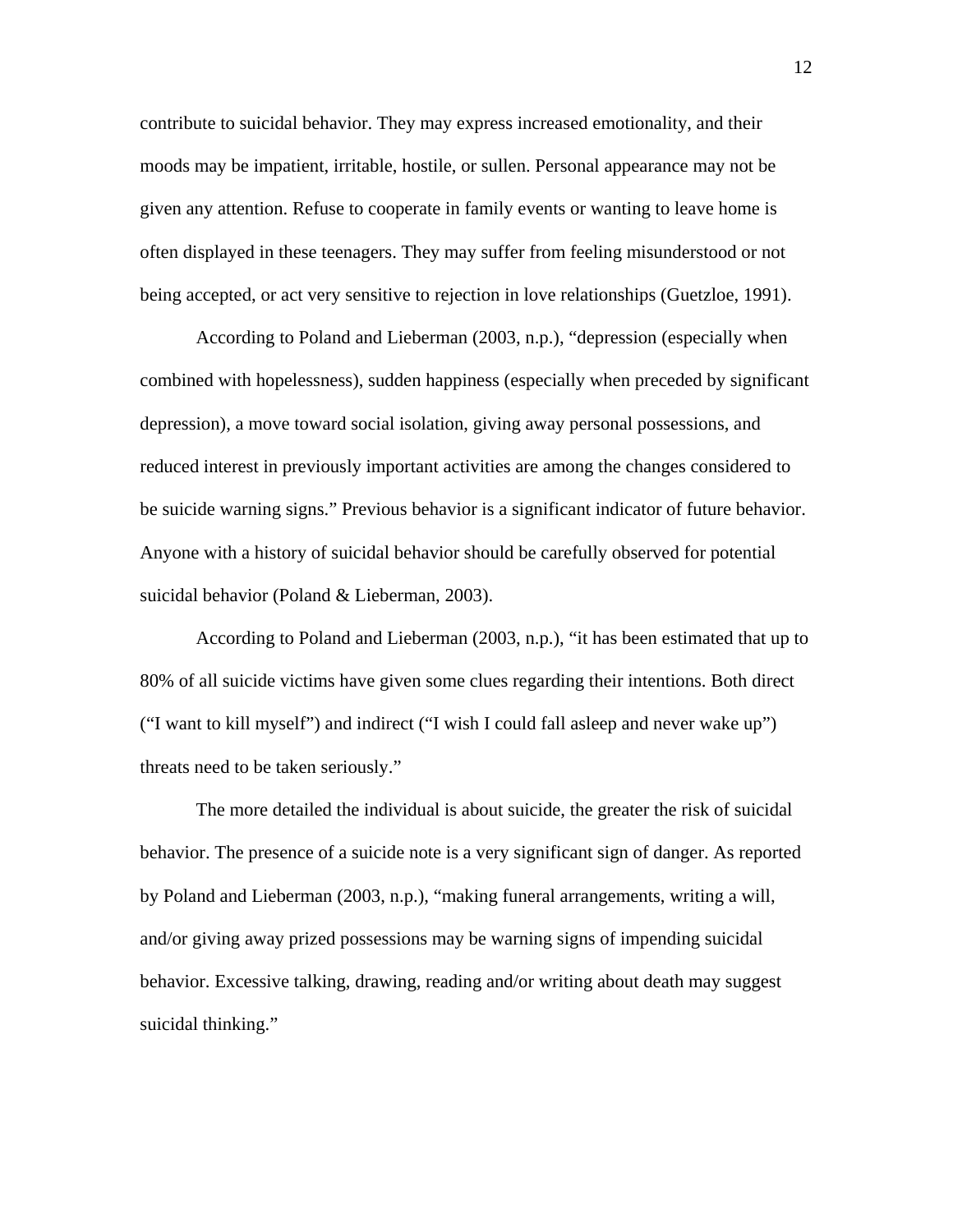contribute to suicidal behavior. They may express increased emotionality, and their moods may be impatient, irritable, hostile, or sullen. Personal appearance may not be given any attention. Refuse to cooperate in family events or wanting to leave home is often displayed in these teenagers. They may suffer from feeling misunderstood or not being accepted, or act very sensitive to rejection in love relationships (Guetzloe, 1991).

According to Poland and Lieberman (2003, n.p.), "depression (especially when combined with hopelessness), sudden happiness (especially when preceded by significant depression), a move toward social isolation, giving away personal possessions, and reduced interest in previously important activities are among the changes considered to be suicide warning signs." Previous behavior is a significant indicator of future behavior. Anyone with a history of suicidal behavior should be carefully observed for potential suicidal behavior (Poland & Lieberman, 2003).

According to Poland and Lieberman (2003, n.p.), "it has been estimated that up to 80% of all suicide victims have given some clues regarding their intentions. Both direct ("I want to kill myself") and indirect ("I wish I could fall asleep and never wake up") threats need to be taken seriously."

The more detailed the individual is about suicide, the greater the risk of suicidal behavior. The presence of a suicide note is a very significant sign of danger. As reported by Poland and Lieberman (2003, n.p.), "making funeral arrangements, writing a will, and/or giving away prized possessions may be warning signs of impending suicidal behavior. Excessive talking, drawing, reading and/or writing about death may suggest suicidal thinking."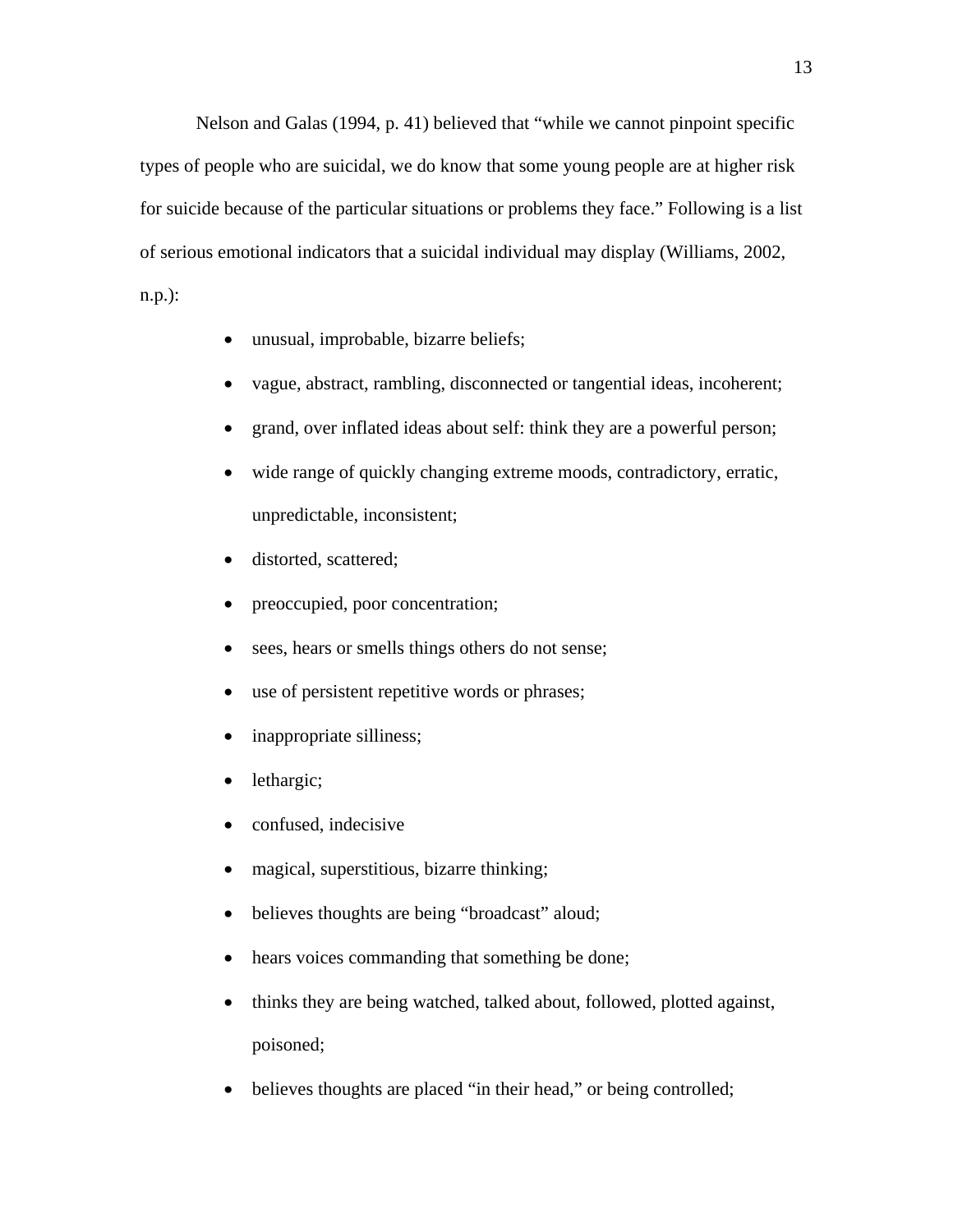Nelson and Galas (1994, p. 41) believed that “while we cannot pinpoint specific types of people who are suicidal, we do know that some young people are at higher risk for suicide because of the particular situations or problems they face.” Following is a list of serious emotional indicators that a suicidal individual may display (Williams, 2002, n.p.):

- unusual, improbable, bizarre beliefs;
- vague, abstract, rambling, disconnected or tangential ideas, incoherent;
- grand, over inflated ideas about self: think they are a powerful person;
- wide range of quickly changing extreme moods, contradictory, erratic, unpredictable, inconsistent;
- distorted, scattered;
- preoccupied, poor concentration;
- sees, hears or smells things others do not sense;
- use of persistent repetitive words or phrases;
- inappropriate silliness;
- lethargic;
- confused, indecisive
- magical, superstitious, bizarre thinking;
- believes thoughts are being “broadcast” aloud;
- hears voices commanding that something be done;
- thinks they are being watched, talked about, followed, plotted against, poisoned;
- believes thoughts are placed “in their head,” or being controlled;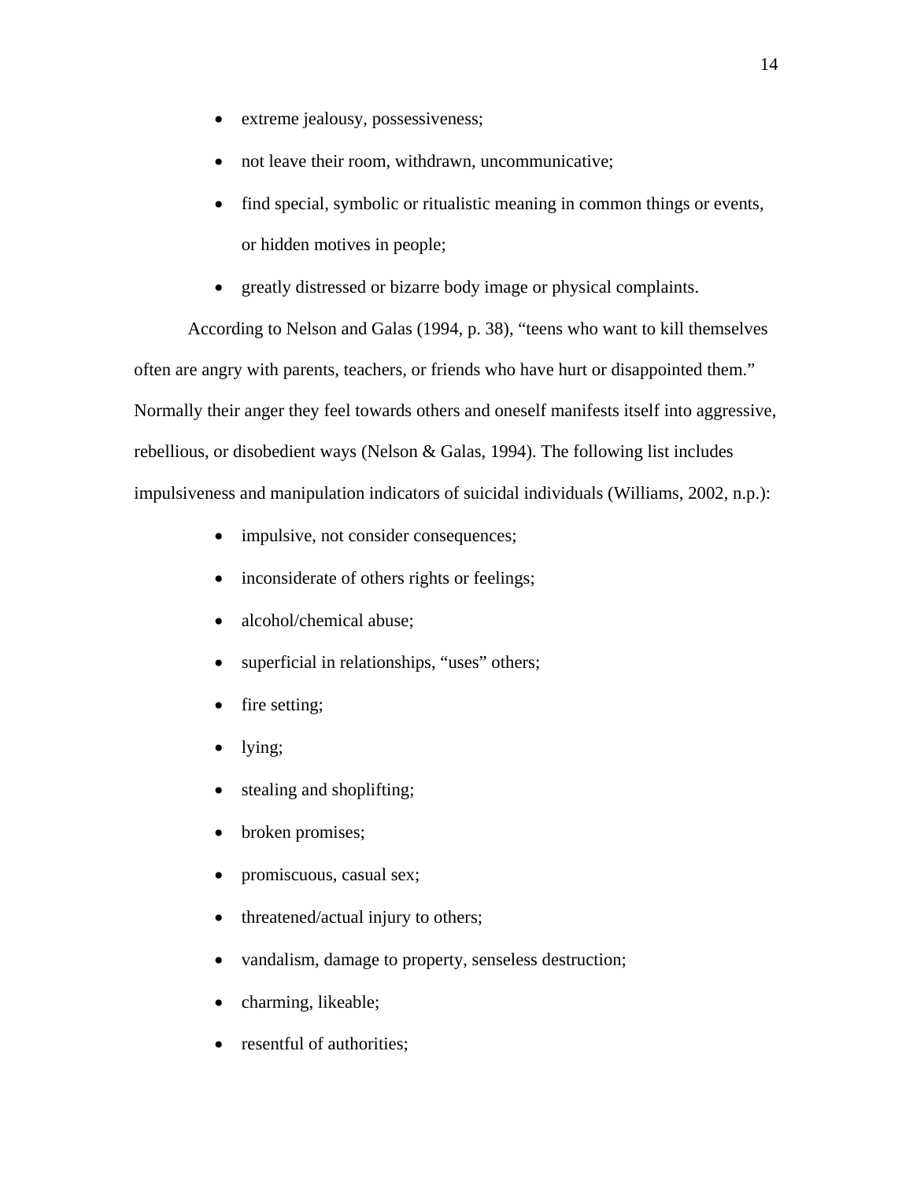- extreme jealousy, possessiveness;
- not leave their room, withdrawn, uncommunicative;
- find special, symbolic or ritualistic meaning in common things or events, or hidden motives in people;
- greatly distressed or bizarre body image or physical complaints.

According to Nelson and Galas (1994, p. 38), “teens who want to kill themselves often are angry with parents, teachers, or friends who have hurt or disappointed them.” Normally their anger they feel towards others and oneself manifests itself into aggressive, rebellious, or disobedient ways (Nelson & Galas, 1994). The following list includes impulsiveness and manipulation indicators of suicidal individuals (Williams, 2002, n.p.):

- impulsive, not consider consequences;
- inconsiderate of others rights or feelings;
- alcohol/chemical abuse;
- superficial in relationships, “uses” others;
- fire setting;
- lying;
- stealing and shoplifting;
- broken promises;
- promiscuous, casual sex;
- threatened/actual injury to others;
- vandalism, damage to property, senseless destruction;
- charming, likeable;
- resentful of authorities;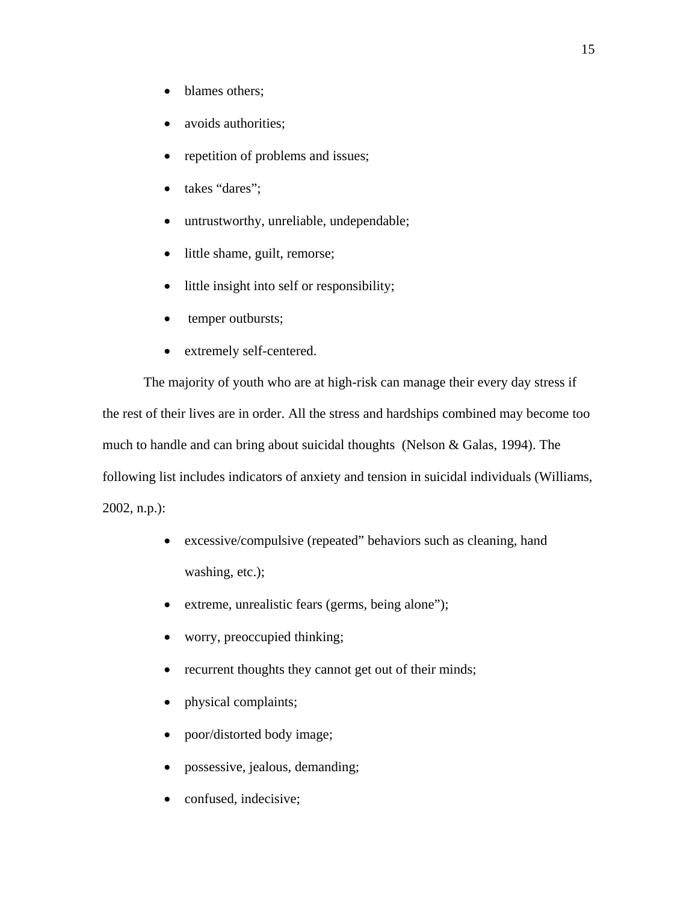- blames others;
- avoids authorities;
- repetition of problems and issues;
- takes “dares”;
- untrustworthy, unreliable, undependable;
- little shame, guilt, remorse;
- little insight into self or responsibility;
- temper outbursts;
- extremely self-centered.

The majority of youth who are at high-risk can manage their every day stress if the rest of their lives are in order. All the stress and hardships combined may become too much to handle and can bring about suicidal thoughts (Nelson & Galas, 1994). The following list includes indicators of anxiety and tension in suicidal individuals (Williams, 2002, n.p.):

- excessive/compulsive (repeated” behaviors such as cleaning, hand washing, etc.);
- extreme, unrealistic fears (germs, being alone”);
- worry, preoccupied thinking;
- recurrent thoughts they cannot get out of their minds;
- physical complaints;
- poor/distorted body image;
- possessive, jealous, demanding;
- confused, indecisive;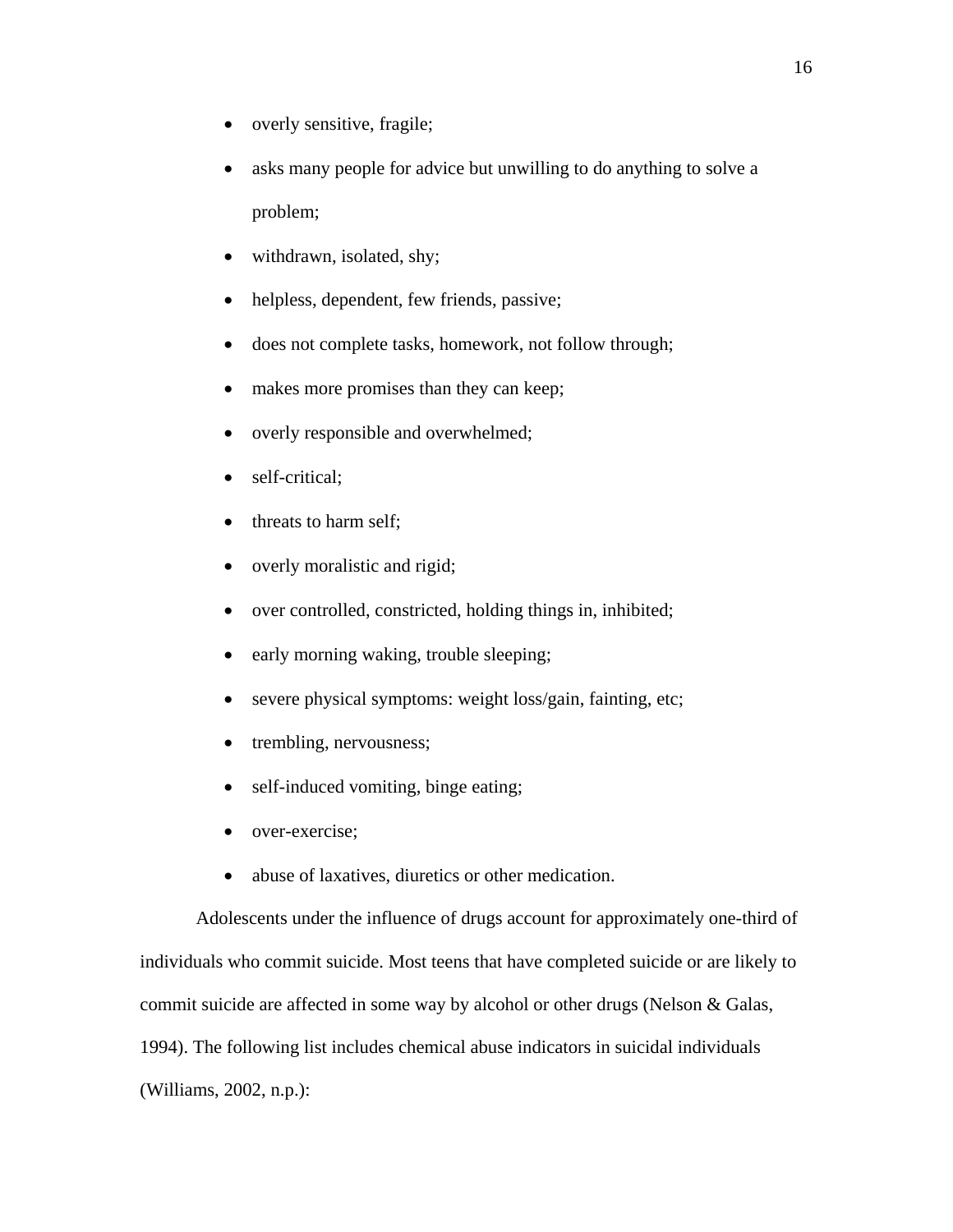- overly sensitive, fragile;
- asks many people for advice but unwilling to do anything to solve a problem;
- withdrawn, isolated, shy;
- helpless, dependent, few friends, passive;
- does not complete tasks, homework, not follow through;
- makes more promises than they can keep;
- overly responsible and overwhelmed;
- self-critical;
- threats to harm self;
- overly moralistic and rigid;
- over controlled, constricted, holding things in, inhibited;
- early morning waking, trouble sleeping;
- severe physical symptoms: weight loss/gain, fainting, etc;
- trembling, nervousness;
- self-induced vomiting, binge eating;
- over-exercise;
- abuse of laxatives, diuretics or other medication.

Adolescents under the influence of drugs account for approximately one-third of individuals who commit suicide. Most teens that have completed suicide or are likely to commit suicide are affected in some way by alcohol or other drugs (Nelson & Galas, 1994). The following list includes chemical abuse indicators in suicidal individuals (Williams, 2002, n.p.):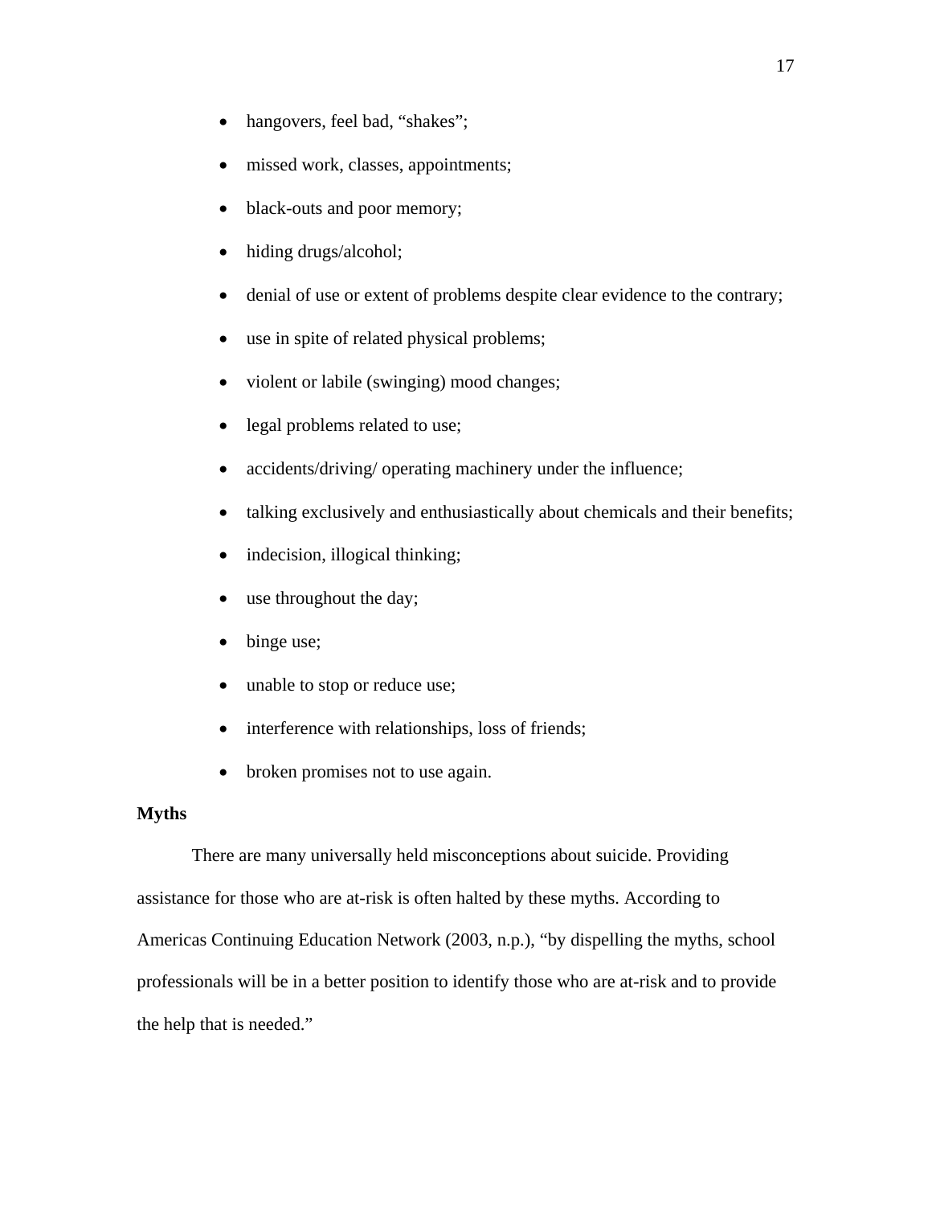- hangovers, feel bad, “shakes”;
- missed work, classes, appointments;
- black-outs and poor memory;
- hiding drugs/alcohol;
- denial of use or extent of problems despite clear evidence to the contrary;
- use in spite of related physical problems;
- violent or labile (swinging) mood changes;
- legal problems related to use;
- accidents/driving/ operating machinery under the influence;
- talking exclusively and enthusiastically about chemicals and their benefits;
- indecision, illogical thinking;
- use throughout the day;
- binge use;
- unable to stop or reduce use;
- interference with relationships, loss of friends;
- broken promises not to use again.

**Myths**

There are many universally held misconceptions about suicide. Providing assistance for those who are at-risk is often halted by these myths. According to Americas Continuing Education Network (2003, n.p.), “by dispelling the myths, school professionals will be in a better position to identify those who are at-risk and to provide the help that is needed.”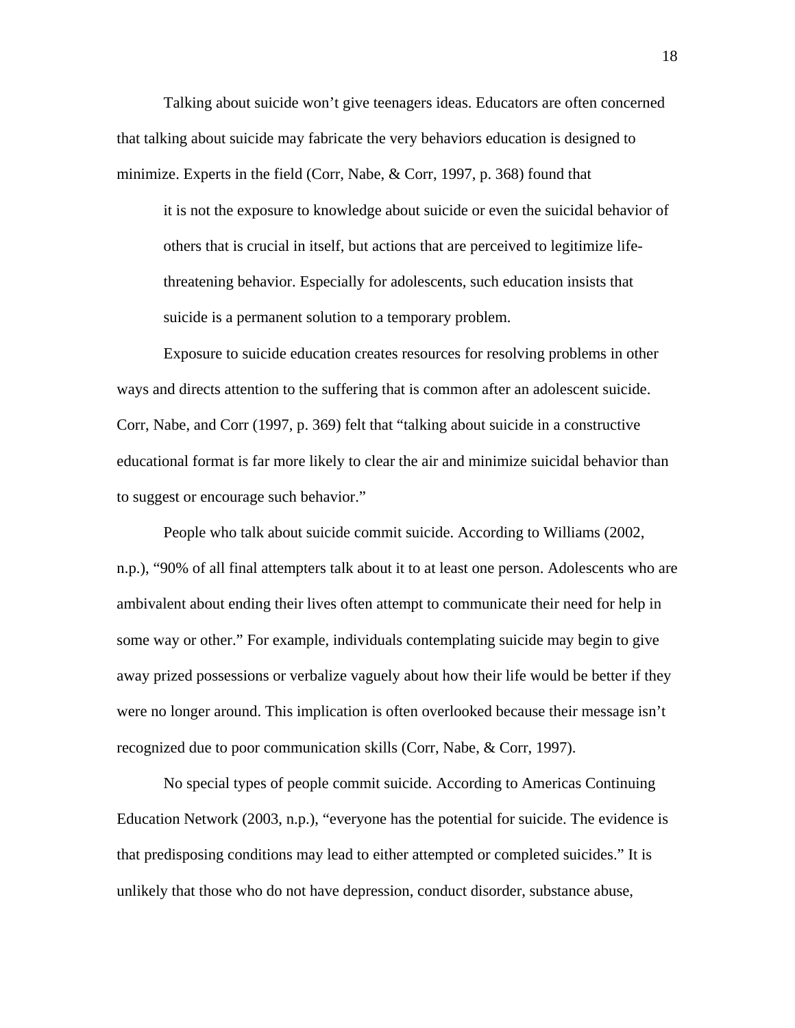Talking about suicide won't give teenagers ideas. Educators are often concerned that talking about suicide may fabricate the very behaviors education is designed to minimize. Experts in the field (Corr, Nabe, & Corr, 1997, p. 368) found that

> it is not the exposure to knowledge about suicide or even the suicidal behavior of others that is crucial in itself, but actions that are perceived to legitimize life-threatening behavior. Especially for adolescents, such education insists that suicide is a permanent solution to a temporary problem.

Exposure to suicide education creates resources for resolving problems in other ways and directs attention to the suffering that is common after an adolescent suicide. Corr, Nabe, and Corr (1997, p. 369) felt that "talking about suicide in a constructive educational format is far more likely to clear the air and minimize suicidal behavior than to suggest or encourage such behavior."

People who talk about suicide commit suicide. According to Williams (2002, n.p.), "90% of all final attempters talk about it to at least one person. Adolescents who are ambivalent about ending their lives often attempt to communicate their need for help in some way or other." For example, individuals contemplating suicide may begin to give away prized possessions or verbalize vaguely about how their life would be better if they were no longer around. This implication is often overlooked because their message isn't recognized due to poor communication skills (Corr, Nabe, & Corr, 1997).

No special types of people commit suicide. According to Americas Continuing Education Network (2003, n.p.), "everyone has the potential for suicide. The evidence is that predisposing conditions may lead to either attempted or completed suicides." It is unlikely that those who do not have depression, conduct disorder, substance abuse,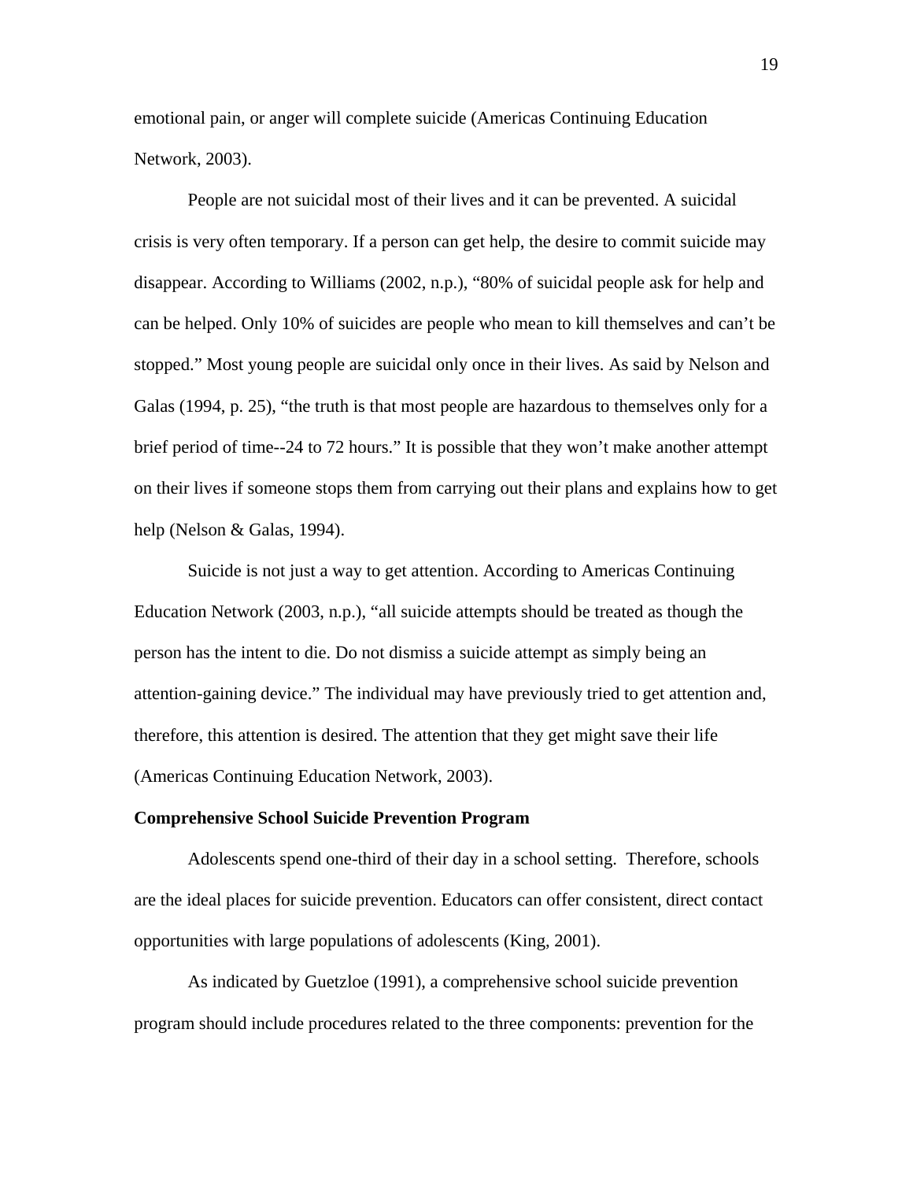emotional pain, or anger will complete suicide (Americas Continuing Education Network, 2003).

People are not suicidal most of their lives and it can be prevented. A suicidal crisis is very often temporary. If a person can get help, the desire to commit suicide may disappear. According to Williams (2002, n.p.), "80% of suicidal people ask for help and can be helped. Only 10% of suicides are people who mean to kill themselves and can't be stopped." Most young people are suicidal only once in their lives. As said by Nelson and Galas (1994, p. 25), "the truth is that most people are hazardous to themselves only for a brief period of time--24 to 72 hours." It is possible that they won't make another attempt on their lives if someone stops them from carrying out their plans and explains how to get help (Nelson & Galas, 1994).

Suicide is not just a way to get attention. According to Americas Continuing Education Network (2003, n.p.), "all suicide attempts should be treated as though the person has the intent to die. Do not dismiss a suicide attempt as simply being an attention-gaining device." The individual may have previously tried to get attention and, therefore, this attention is desired. The attention that they get might save their life (Americas Continuing Education Network, 2003).

**Comprehensive School Suicide Prevention Program**

Adolescents spend one-third of their day in a school setting. Therefore, schools are the ideal places for suicide prevention. Educators can offer consistent, direct contact opportunities with large populations of adolescents (King, 2001).

As indicated by Guetzloe (1991), a comprehensive school suicide prevention program should include procedures related to the three components: prevention for the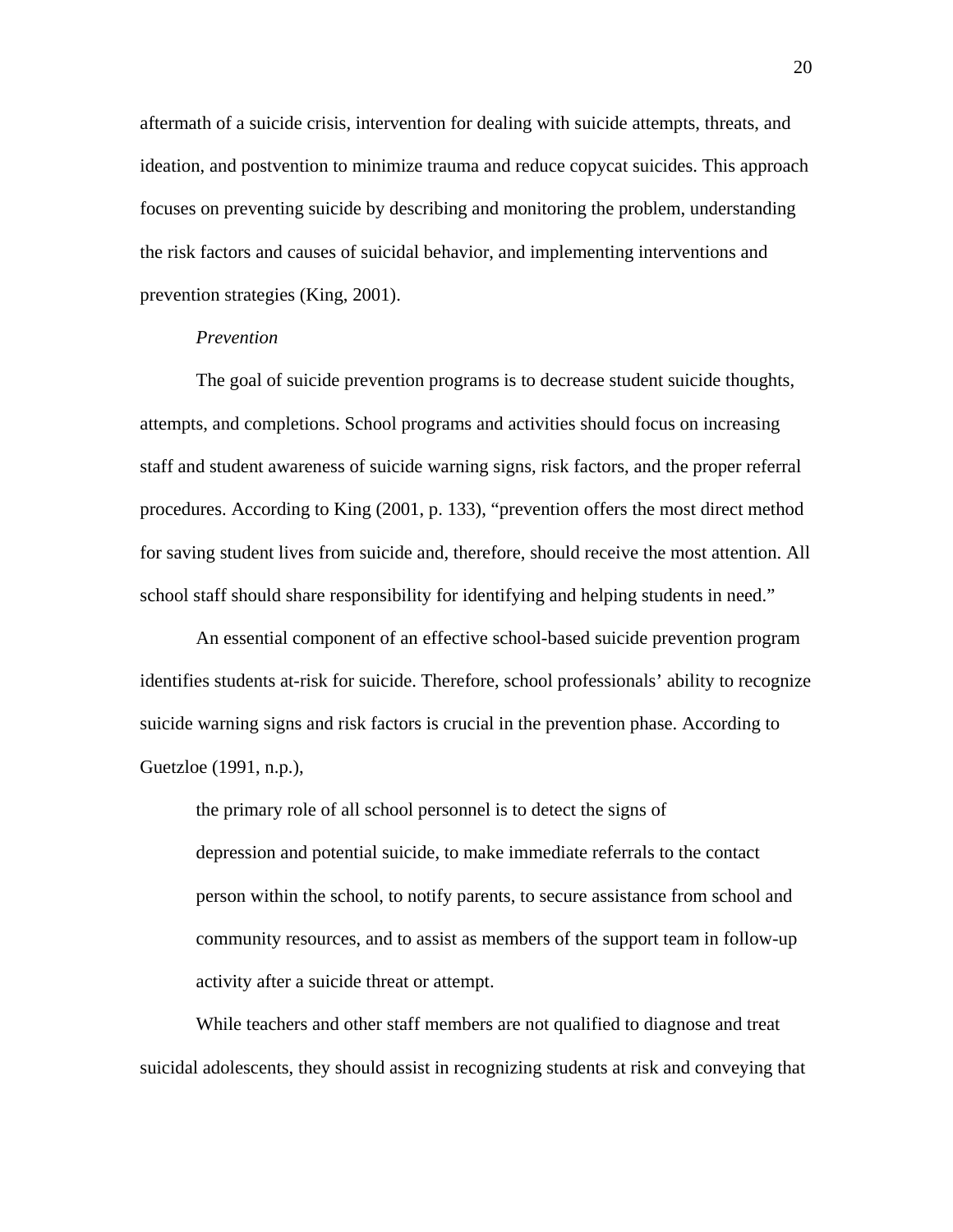aftermath of a suicide crisis, intervention for dealing with suicide attempts, threats, and ideation, and postvention to minimize trauma and reduce copycat suicides. This approach focuses on preventing suicide by describing and monitoring the problem, understanding the risk factors and causes of suicidal behavior, and implementing interventions and prevention strategies (King, 2001).

*Prevention*

The goal of suicide prevention programs is to decrease student suicide thoughts, attempts, and completions. School programs and activities should focus on increasing staff and student awareness of suicide warning signs, risk factors, and the proper referral procedures. According to King (2001, p. 133), "prevention offers the most direct method for saving student lives from suicide and, therefore, should receive the most attention. All school staff should share responsibility for identifying and helping students in need."

An essential component of an effective school-based suicide prevention program identifies students at-risk for suicide. Therefore, school professionals' ability to recognize suicide warning signs and risk factors is crucial in the prevention phase. According to Guetzloe (1991, n.p.),

> the primary role of all school personnel is to detect the signs of depression and potential suicide, to make immediate referrals to the contact person within the school, to notify parents, to secure assistance from school and community resources, and to assist as members of the support team in follow-up activity after a suicide threat or attempt.

While teachers and other staff members are not qualified to diagnose and treat suicidal adolescents, they should assist in recognizing students at risk and conveying that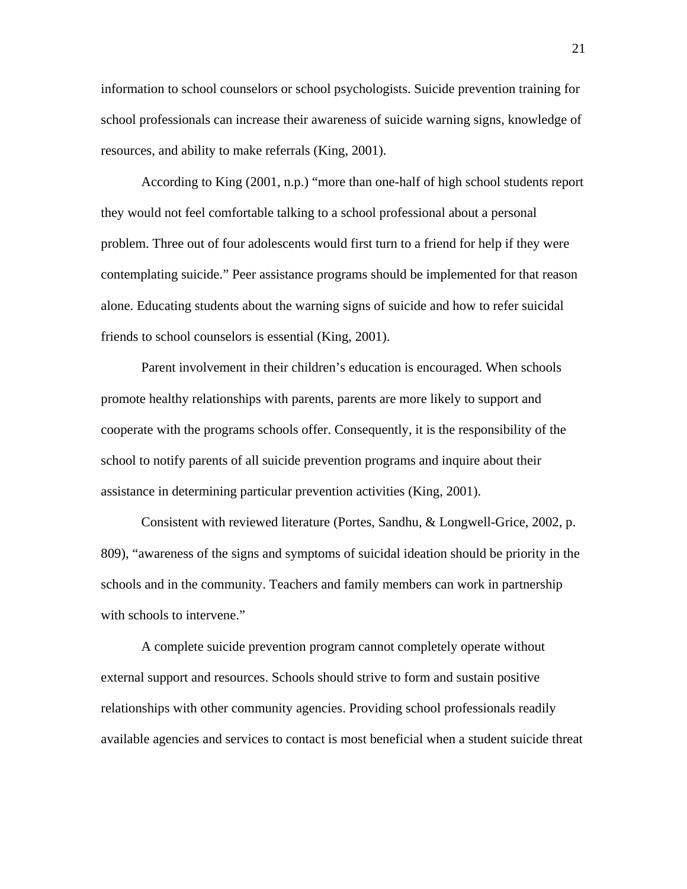information to school counselors or school psychologists. Suicide prevention training for school professionals can increase their awareness of suicide warning signs, knowledge of resources, and ability to make referrals (King, 2001).

According to King (2001, n.p.) “more than one-half of high school students report they would not feel comfortable talking to a school professional about a personal problem. Three out of four adolescents would first turn to a friend for help if they were contemplating suicide.” Peer assistance programs should be implemented for that reason alone. Educating students about the warning signs of suicide and how to refer suicidal friends to school counselors is essential (King, 2001).

Parent involvement in their children’s education is encouraged. When schools promote healthy relationships with parents, parents are more likely to support and cooperate with the programs schools offer. Consequently, it is the responsibility of the school to notify parents of all suicide prevention programs and inquire about their assistance in determining particular prevention activities (King, 2001).

Consistent with reviewed literature (Portes, Sandhu, & Longwell-Grice, 2002, p. 809), “awareness of the signs and symptoms of suicidal ideation should be priority in the schools and in the community. Teachers and family members can work in partnership with schools to intervene.”

A complete suicide prevention program cannot completely operate without external support and resources. Schools should strive to form and sustain positive relationships with other community agencies. Providing school professionals readily available agencies and services to contact is most beneficial when a student suicide threat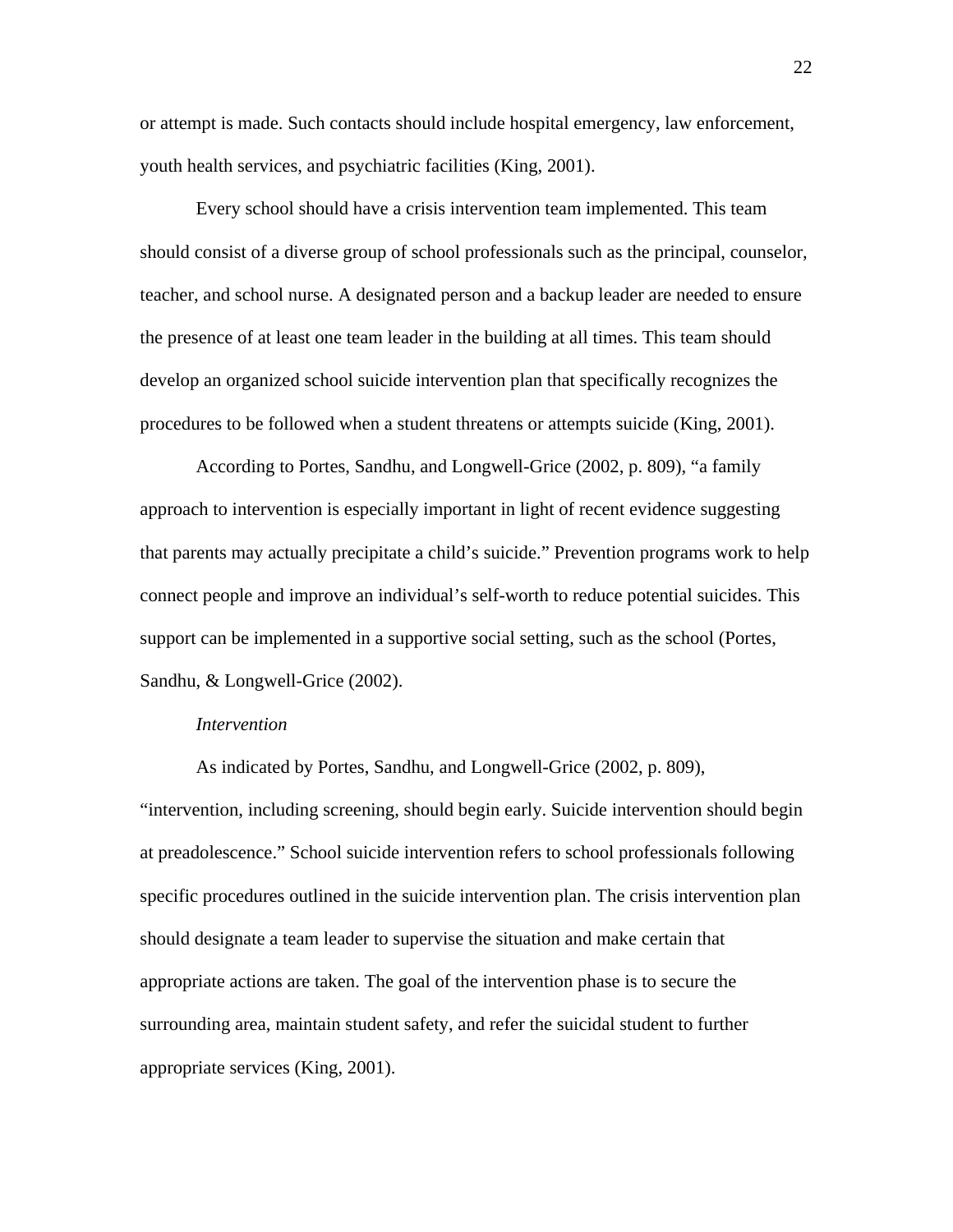or attempt is made. Such contacts should include hospital emergency, law enforcement, youth health services, and psychiatric facilities (King, 2001).

Every school should have a crisis intervention team implemented. This team should consist of a diverse group of school professionals such as the principal, counselor, teacher, and school nurse. A designated person and a backup leader are needed to ensure the presence of at least one team leader in the building at all times. This team should develop an organized school suicide intervention plan that specifically recognizes the procedures to be followed when a student threatens or attempts suicide (King, 2001).

According to Portes, Sandhu, and Longwell-Grice (2002, p. 809), "a family approach to intervention is especially important in light of recent evidence suggesting that parents may actually precipitate a child's suicide." Prevention programs work to help connect people and improve an individual's self-worth to reduce potential suicides. This support can be implemented in a supportive social setting, such as the school (Portes, Sandhu, & Longwell-Grice (2002).

*Intervention*

As indicated by Portes, Sandhu, and Longwell-Grice (2002, p. 809), "intervention, including screening, should begin early. Suicide intervention should begin at preadolescence." School suicide intervention refers to school professionals following specific procedures outlined in the suicide intervention plan. The crisis intervention plan should designate a team leader to supervise the situation and make certain that appropriate actions are taken. The goal of the intervention phase is to secure the surrounding area, maintain student safety, and refer the suicidal student to further appropriate services (King, 2001).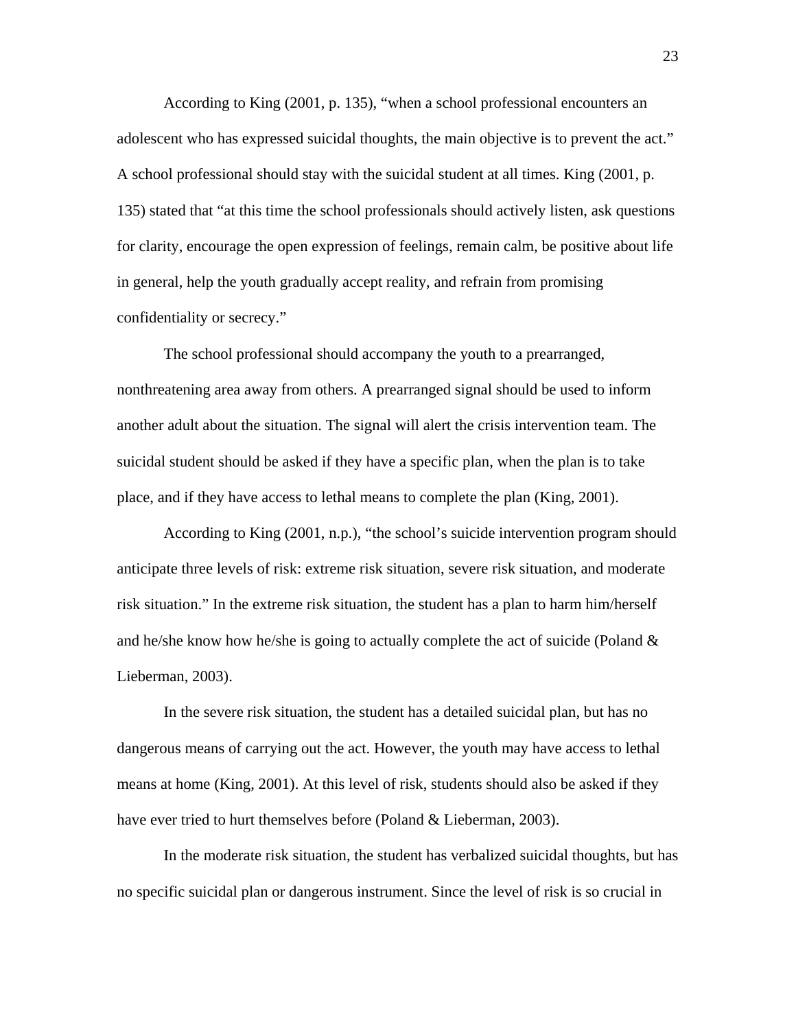According to King (2001, p. 135), “when a school professional encounters an adolescent who has expressed suicidal thoughts, the main objective is to prevent the act.” A school professional should stay with the suicidal student at all times. King (2001, p. 135) stated that “at this time the school professionals should actively listen, ask questions for clarity, encourage the open expression of feelings, remain calm, be positive about life in general, help the youth gradually accept reality, and refrain from promising confidentiality or secrecy.”

The school professional should accompany the youth to a prearranged, nonthreatening area away from others. A prearranged signal should be used to inform another adult about the situation. The signal will alert the crisis intervention team. The suicidal student should be asked if they have a specific plan, when the plan is to take place, and if they have access to lethal means to complete the plan (King, 2001).

According to King (2001, n.p.), “the school’s suicide intervention program should anticipate three levels of risk: extreme risk situation, severe risk situation, and moderate risk situation.” In the extreme risk situation, the student has a plan to harm him/herself and he/she know how he/she is going to actually complete the act of suicide (Poland & Lieberman, 2003).

In the severe risk situation, the student has a detailed suicidal plan, but has no dangerous means of carrying out the act. However, the youth may have access to lethal means at home (King, 2001). At this level of risk, students should also be asked if they have ever tried to hurt themselves before (Poland & Lieberman, 2003).

In the moderate risk situation, the student has verbalized suicidal thoughts, but has no specific suicidal plan or dangerous instrument. Since the level of risk is so crucial in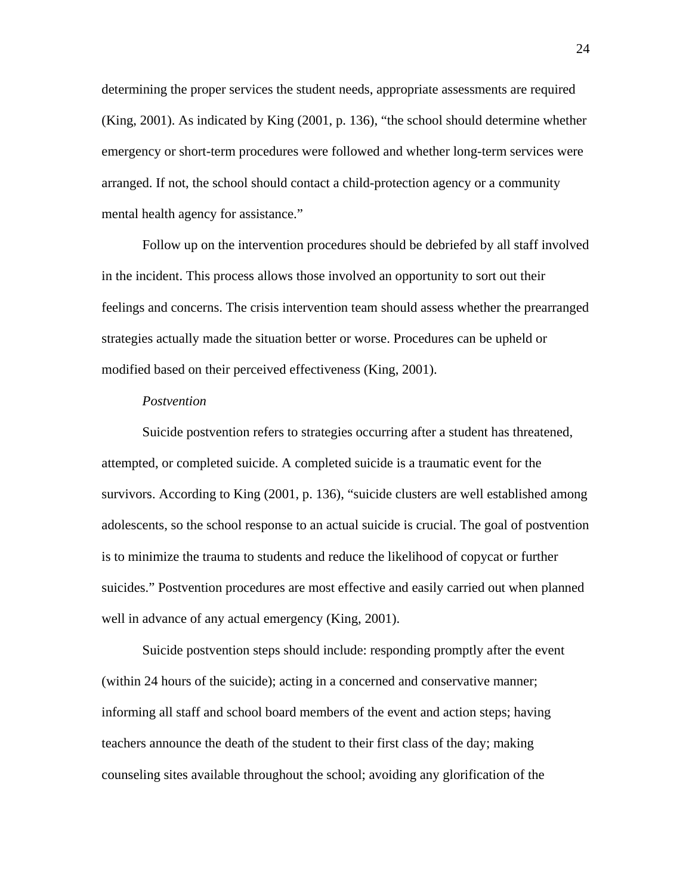determining the proper services the student needs, appropriate assessments are required (King, 2001). As indicated by King (2001, p. 136), "the school should determine whether emergency or short-term procedures were followed and whether long-term services were arranged. If not, the school should contact a child-protection agency or a community mental health agency for assistance."

Follow up on the intervention procedures should be debriefed by all staff involved in the incident. This process allows those involved an opportunity to sort out their feelings and concerns. The crisis intervention team should assess whether the prearranged strategies actually made the situation better or worse. Procedures can be upheld or modified based on their perceived effectiveness (King, 2001).

*Postvention*

Suicide postvention refers to strategies occurring after a student has threatened, attempted, or completed suicide. A completed suicide is a traumatic event for the survivors. According to King (2001, p. 136), "suicide clusters are well established among adolescents, so the school response to an actual suicide is crucial. The goal of postvention is to minimize the trauma to students and reduce the likelihood of copycat or further suicides." Postvention procedures are most effective and easily carried out when planned well in advance of any actual emergency (King, 2001).

Suicide postvention steps should include: responding promptly after the event (within 24 hours of the suicide); acting in a concerned and conservative manner; informing all staff and school board members of the event and action steps; having teachers announce the death of the student to their first class of the day; making counseling sites available throughout the school; avoiding any glorification of the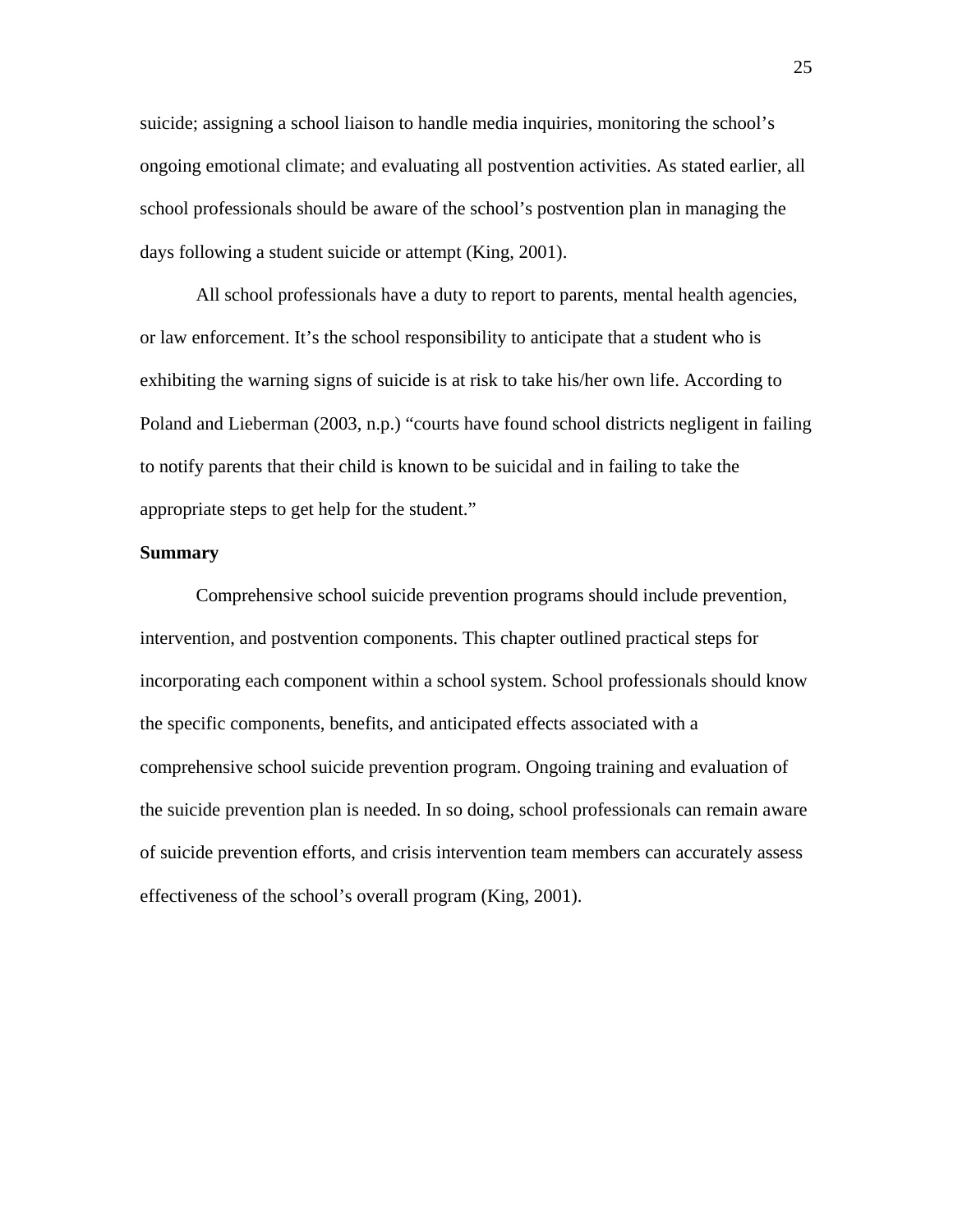suicide; assigning a school liaison to handle media inquiries, monitoring the school's ongoing emotional climate; and evaluating all postvention activities. As stated earlier, all school professionals should be aware of the school's postvention plan in managing the days following a student suicide or attempt (King, 2001).

All school professionals have a duty to report to parents, mental health agencies, or law enforcement. It's the school responsibility to anticipate that a student who is exhibiting the warning signs of suicide is at risk to take his/her own life. According to Poland and Lieberman (2003, n.p.) "courts have found school districts negligent in failing to notify parents that their child is known to be suicidal and in failing to take the appropriate steps to get help for the student."

**Summary**

Comprehensive school suicide prevention programs should include prevention, intervention, and postvention components. This chapter outlined practical steps for incorporating each component within a school system. School professionals should know the specific components, benefits, and anticipated effects associated with a comprehensive school suicide prevention program. Ongoing training and evaluation of the suicide prevention plan is needed. In so doing, school professionals can remain aware of suicide prevention efforts, and crisis intervention team members can accurately assess effectiveness of the school's overall program (King, 2001).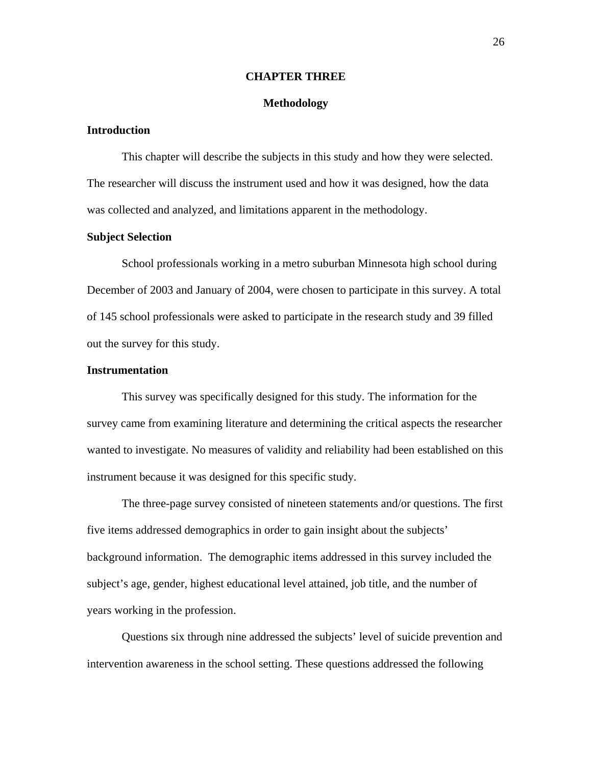# CHAPTER THREE

## Methodology

### Introduction

This chapter will describe the subjects in this study and how they were selected. The researcher will discuss the instrument used and how it was designed, how the data was collected and analyzed, and limitations apparent in the methodology.

### Subject Selection

School professionals working in a metro suburban Minnesota high school during December of 2003 and January of 2004, were chosen to participate in this survey. A total of 145 school professionals were asked to participate in the research study and 39 filled out the survey for this study.

### Instrumentation

This survey was specifically designed for this study. The information for the survey came from examining literature and determining the critical aspects the researcher wanted to investigate. No measures of validity and reliability had been established on this instrument because it was designed for this specific study.

The three-page survey consisted of nineteen statements and/or questions. The first five items addressed demographics in order to gain insight about the subjects' background information. The demographic items addressed in this survey included the subject's age, gender, highest educational level attained, job title, and the number of years working in the profession.

Questions six through nine addressed the subjects' level of suicide prevention and intervention awareness in the school setting. These questions addressed the following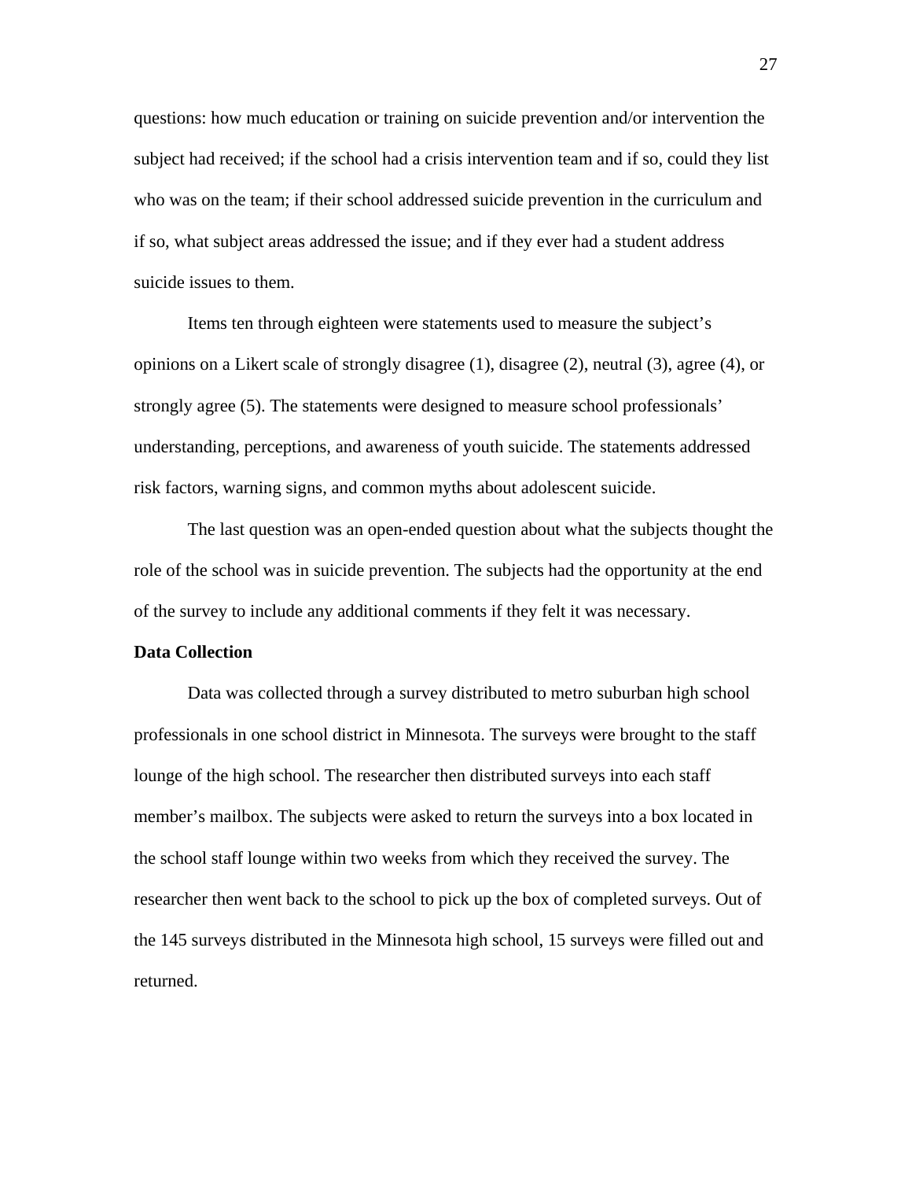questions: how much education or training on suicide prevention and/or intervention the subject had received; if the school had a crisis intervention team and if so, could they list who was on the team; if their school addressed suicide prevention in the curriculum and if so, what subject areas addressed the issue; and if they ever had a student address suicide issues to them.

Items ten through eighteen were statements used to measure the subject's opinions on a Likert scale of strongly disagree (1), disagree (2), neutral (3), agree (4), or strongly agree (5). The statements were designed to measure school professionals' understanding, perceptions, and awareness of youth suicide. The statements addressed risk factors, warning signs, and common myths about adolescent suicide.

The last question was an open-ended question about what the subjects thought the role of the school was in suicide prevention. The subjects had the opportunity at the end of the survey to include any additional comments if they felt it was necessary.

**Data Collection**

Data was collected through a survey distributed to metro suburban high school professionals in one school district in Minnesota. The surveys were brought to the staff lounge of the high school. The researcher then distributed surveys into each staff member's mailbox. The subjects were asked to return the surveys into a box located in the school staff lounge within two weeks from which they received the survey. The researcher then went back to the school to pick up the box of completed surveys. Out of the 145 surveys distributed in the Minnesota high school, 15 surveys were filled out and returned.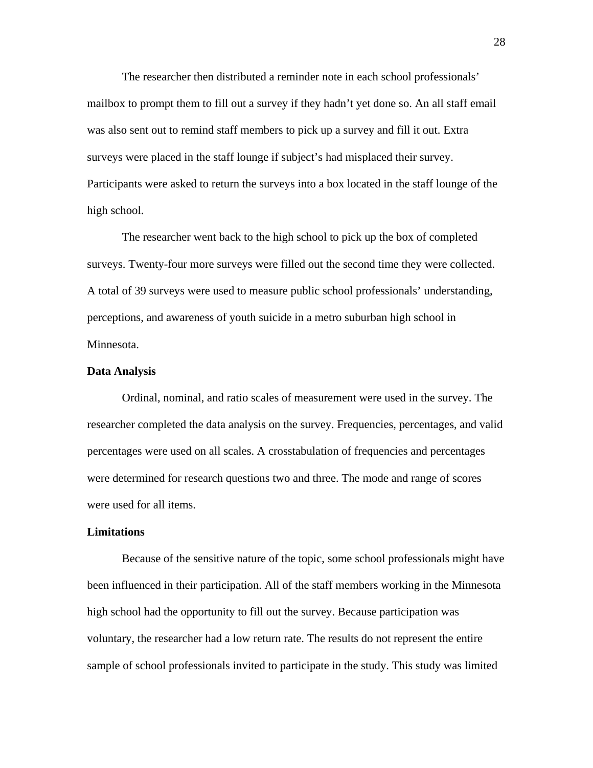The researcher then distributed a reminder note in each school professionals' mailbox to prompt them to fill out a survey if they hadn't yet done so. An all staff email was also sent out to remind staff members to pick up a survey and fill it out. Extra surveys were placed in the staff lounge if subject's had misplaced their survey. Participants were asked to return the surveys into a box located in the staff lounge of the high school.

The researcher went back to the high school to pick up the box of completed surveys. Twenty-four more surveys were filled out the second time they were collected. A total of 39 surveys were used to measure public school professionals' understanding, perceptions, and awareness of youth suicide in a metro suburban high school in Minnesota.

**Data Analysis**

Ordinal, nominal, and ratio scales of measurement were used in the survey. The researcher completed the data analysis on the survey. Frequencies, percentages, and valid percentages were used on all scales. A crosstabulation of frequencies and percentages were determined for research questions two and three. The mode and range of scores were used for all items.

**Limitations**

Because of the sensitive nature of the topic, some school professionals might have been influenced in their participation. All of the staff members working in the Minnesota high school had the opportunity to fill out the survey. Because participation was voluntary, the researcher had a low return rate. The results do not represent the entire sample of school professionals invited to participate in the study. This study was limited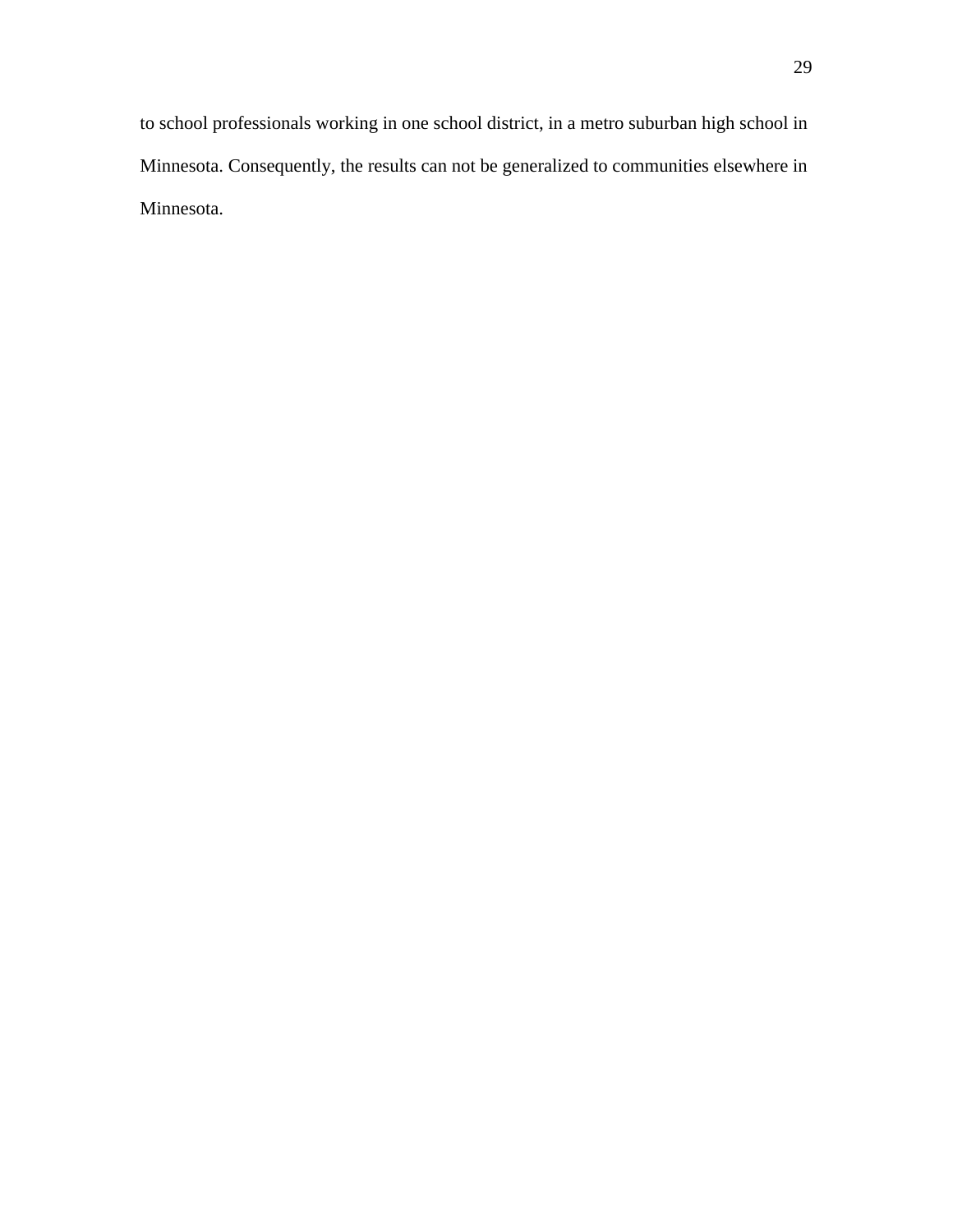to school professionals working in one school district, in a metro suburban high school in Minnesota. Consequently, the results can not be generalized to communities elsewhere in Minnesota.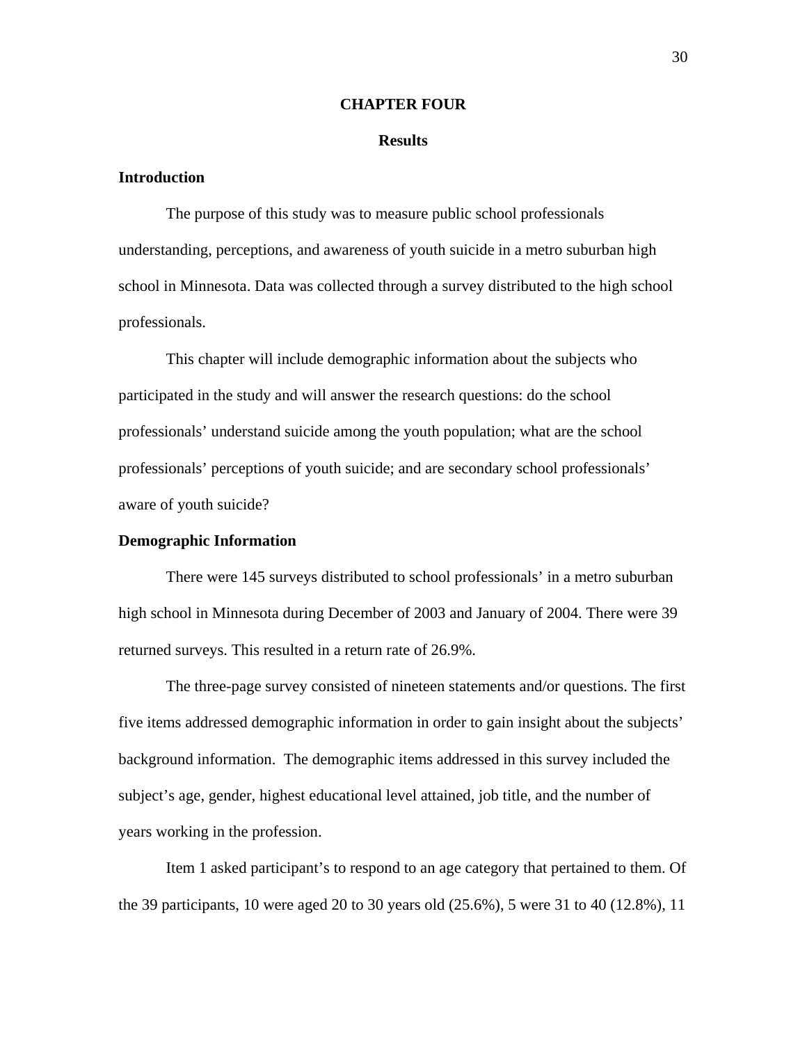# CHAPTER FOUR

## Results

### Introduction

The purpose of this study was to measure public school professionals understanding, perceptions, and awareness of youth suicide in a metro suburban high school in Minnesota. Data was collected through a survey distributed to the high school professionals.

This chapter will include demographic information about the subjects who participated in the study and will answer the research questions: do the school professionals' understand suicide among the youth population; what are the school professionals' perceptions of youth suicide; and are secondary school professionals' aware of youth suicide?

### Demographic Information

There were 145 surveys distributed to school professionals' in a metro suburban high school in Minnesota during December of 2003 and January of 2004. There were 39 returned surveys. This resulted in a return rate of 26.9%.

The three-page survey consisted of nineteen statements and/or questions. The first five items addressed demographic information in order to gain insight about the subjects' background information. The demographic items addressed in this survey included the subject's age, gender, highest educational level attained, job title, and the number of years working in the profession.

Item 1 asked participant's to respond to an age category that pertained to them. Of the 39 participants, 10 were aged 20 to 30 years old (25.6%), 5 were 31 to 40 (12.8%), 11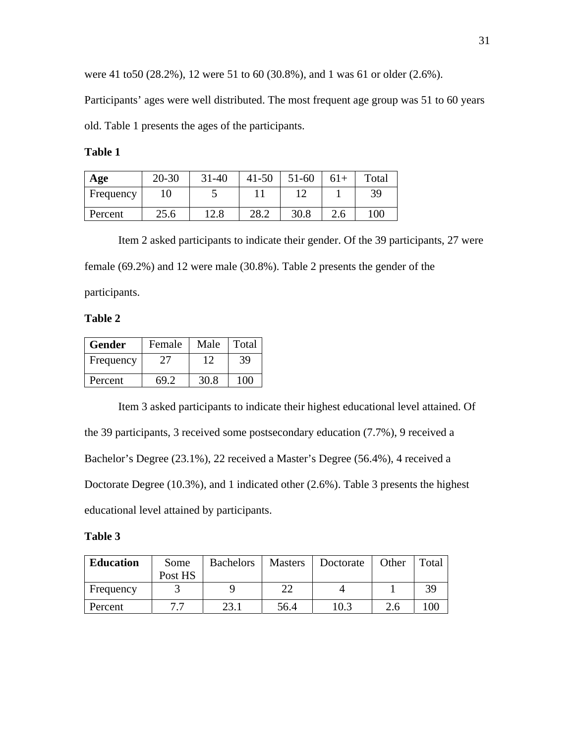were 41 to50 (28.2%), 12 were 51 to 60 (30.8%), and 1 was 61 or older (2.6%). Participants' ages were well distributed. The most frequent age group was 51 to 60 years old. Table 1 presents the ages of the participants.

**Table 1**

| **Age** | 20-30 | 31-40 | 41-50 | 51-60 | 61+ | Total |
|---|---|---|---|---|---|---|
| Frequency | 10 | 5 | 11 | 12 | 1 | 39 |
| Percent | 25.6 | 12.8 | 28.2 | 30.8 | 2.6 | 100 |

Item 2 asked participants to indicate their gender. Of the 39 participants, 27 were female (69.2%) and 12 were male (30.8%). Table 2 presents the gender of the participants.

**Table 2**

| **Gender** | Female | Male | Total |
|---|---|---|---|
| Frequency | 27 | 12 | 39 |
| Percent | 69.2 | 30.8 | 100 |

Item 3 asked participants to indicate their highest educational level attained. Of the 39 participants, 3 received some postsecondary education (7.7%), 9 received a Bachelor's Degree (23.1%), 22 received a Master's Degree (56.4%), 4 received a Doctorate Degree (10.3%), and 1 indicated other (2.6%). Table 3 presents the highest educational level attained by participants.

**Table 3**

| **Education** | Some Post HS | Bachelors | Masters | Doctorate | Other | Total |
|---|---|---|---|---|---|---|
| Frequency | 3 | 9 | 22 | 4 | 1 | 39 |
| Percent | 7.7 | 23.1 | 56.4 | 10.3 | 2.6 | 100 |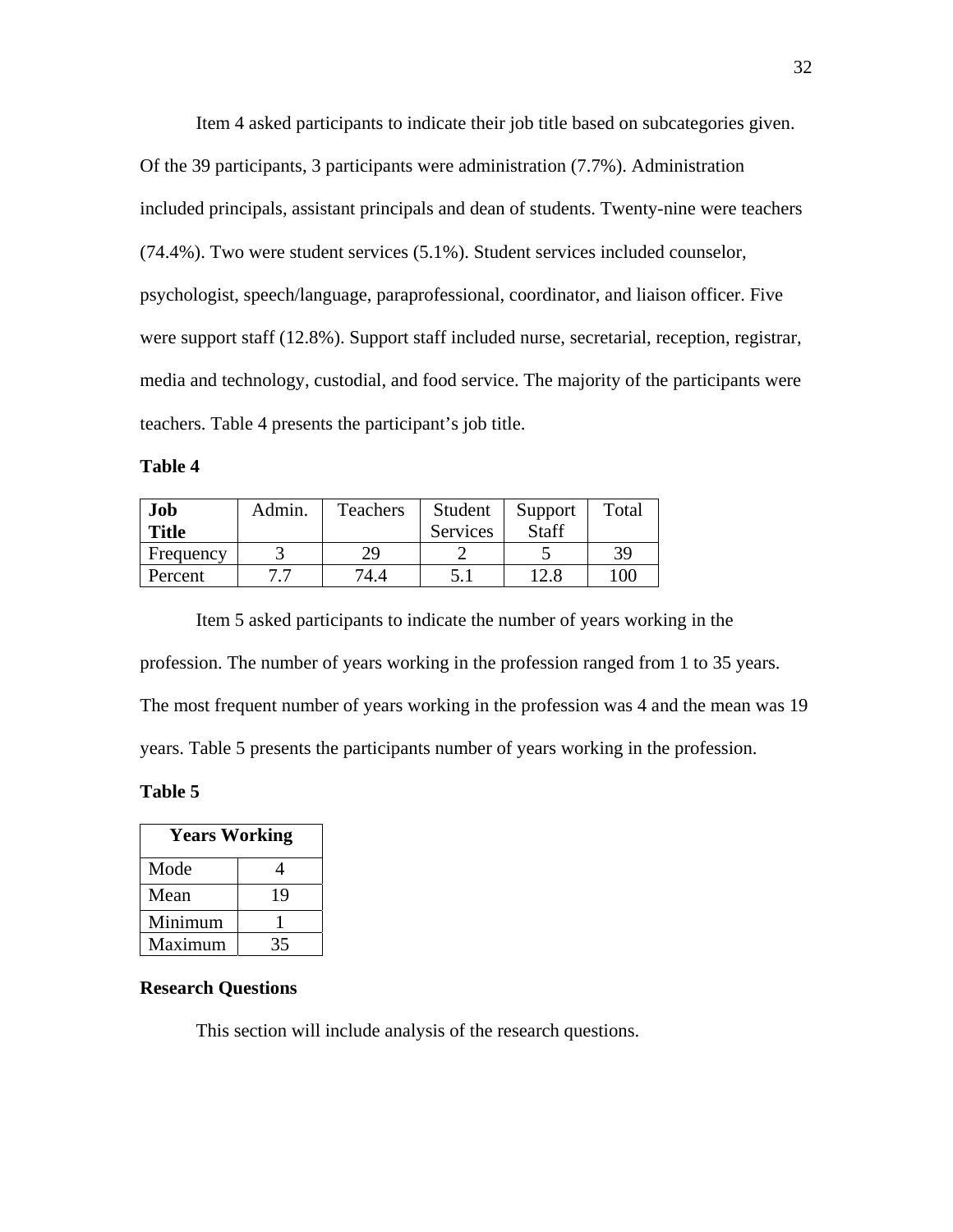Item 4 asked participants to indicate their job title based on subcategories given. Of the 39 participants, 3 participants were administration (7.7%). Administration included principals, assistant principals and dean of students. Twenty-nine were teachers (74.4%). Two were student services (5.1%). Student services included counselor, psychologist, speech/language, paraprofessional, coordinator, and liaison officer. Five were support staff (12.8%). Support staff included nurse, secretarial, reception, registrar, media and technology, custodial, and food service. The majority of the participants were teachers. Table 4 presents the participant's job title.

**Table 4**

| **Job Title** | Admin. | Teachers | Student Services | Support Staff | Total |
|---|---|---|---|---|---|
| Frequency | 3 | 29 | 2 | 5 | 39 |
| Percent | 7.7 | 74.4 | 5.1 | 12.8 | 100 |

Item 5 asked participants to indicate the number of years working in the profession. The number of years working in the profession ranged from 1 to 35 years. The most frequent number of years working in the profession was 4 and the mean was 19 years. Table 5 presents the participants number of years working in the profession.

**Table 5**

| **Years Working** | |
|---|---|
| Mode | 4 |
| Mean | 19 |
| Minimum | 1 |
| Maximum | 35 |

**Research Questions**

This section will include analysis of the research questions.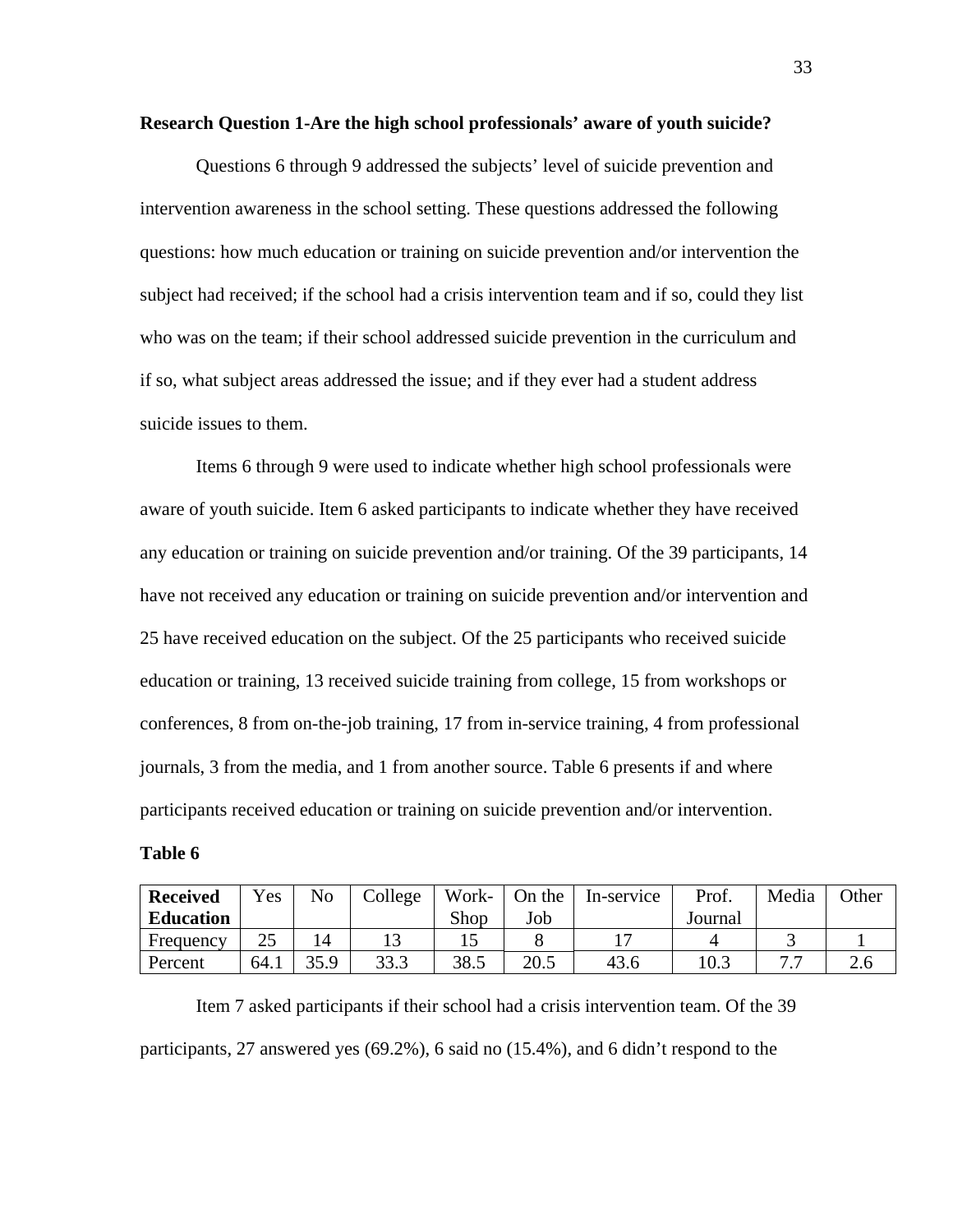**Research Question 1-Are the high school professionals' aware of youth suicide?**

Questions 6 through 9 addressed the subjects' level of suicide prevention and intervention awareness in the school setting. These questions addressed the following questions: how much education or training on suicide prevention and/or intervention the subject had received; if the school had a crisis intervention team and if so, could they list who was on the team; if their school addressed suicide prevention in the curriculum and if so, what subject areas addressed the issue; and if they ever had a student address suicide issues to them.

Items 6 through 9 were used to indicate whether high school professionals were aware of youth suicide. Item 6 asked participants to indicate whether they have received any education or training on suicide prevention and/or training. Of the 39 participants, 14 have not received any education or training on suicide prevention and/or intervention and 25 have received education on the subject. Of the 25 participants who received suicide education or training, 13 received suicide training from college, 15 from workshops or conferences, 8 from on-the-job training, 17 from in-service training, 4 from professional journals, 3 from the media, and 1 from another source. Table 6 presents if and where participants received education or training on suicide prevention and/or intervention.

**Table 6**

| **Received Education** | Yes | No | College | Work-Shop | On the Job | In-service | Prof. Journal | Media | Other |
|---|---|---|---|---|---|---|---|---|---|
| Frequency | 25 | 14 | 13 | 15 | 8 | 17 | 4 | 3 | 1 |
| Percent | 64.1 | 35.9 | 33.3 | 38.5 | 20.5 | 43.6 | 10.3 | 7.7 | 2.6 |

Item 7 asked participants if their school had a crisis intervention team. Of the 39 participants, 27 answered yes (69.2%), 6 said no (15.4%), and 6 didn't respond to the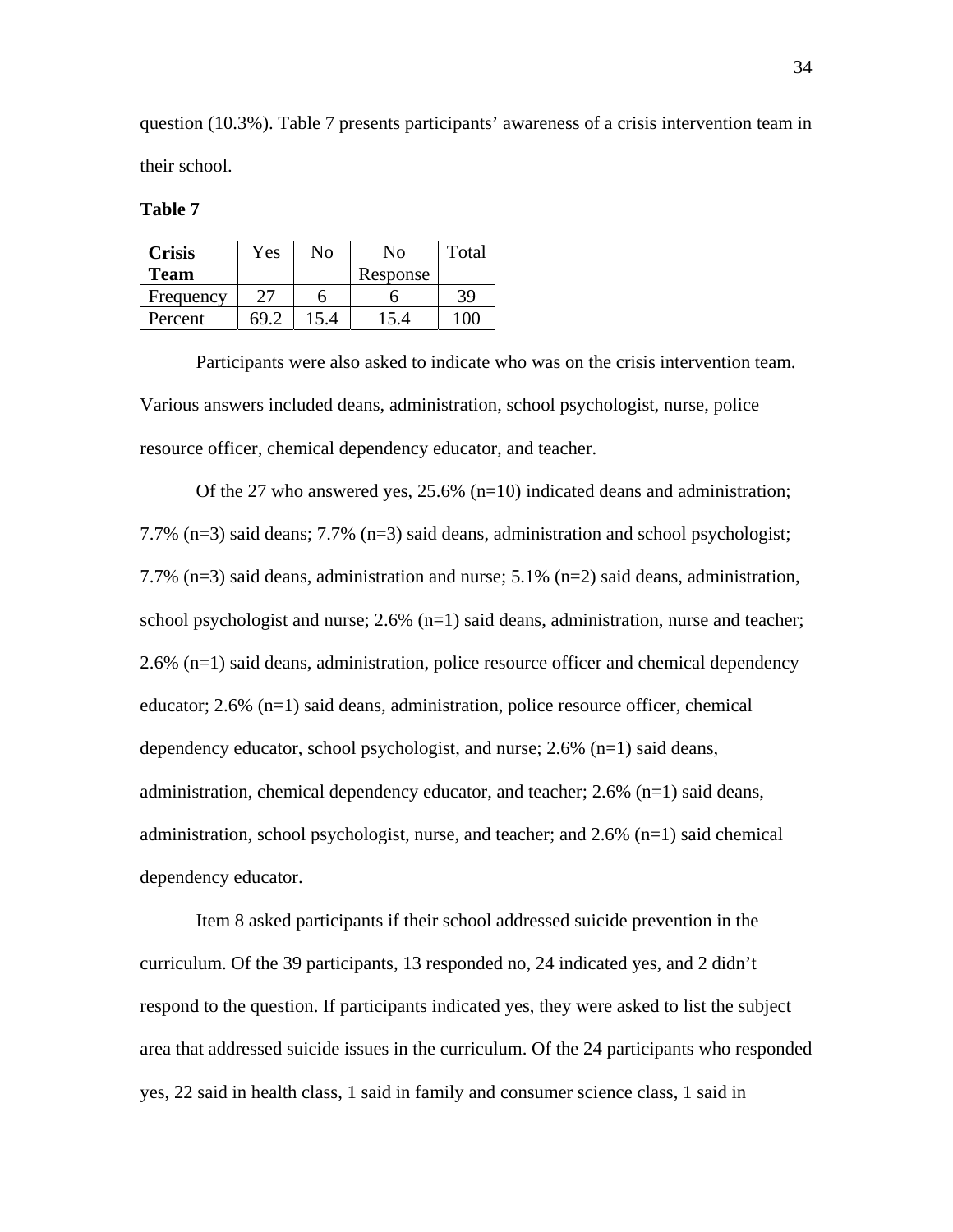question (10.3%). Table 7 presents participants' awareness of a crisis intervention team in their school.

**Table 7**

| **Crisis Team** | Yes | No | No Response | Total |
| --- | --- | --- | --- | --- |
| Frequency | 27 | 6 | 6 | 39 |
| Percent | 69.2 | 15.4 | 15.4 | 100 |

Participants were also asked to indicate who was on the crisis intervention team. Various answers included deans, administration, school psychologist, nurse, police resource officer, chemical dependency educator, and teacher.

Of the 27 who answered yes, 25.6% (n=10) indicated deans and administration; 7.7% (n=3) said deans; 7.7% (n=3) said deans, administration and school psychologist; 7.7% (n=3) said deans, administration and nurse; 5.1% (n=2) said deans, administration, school psychologist and nurse; 2.6% (n=1) said deans, administration, nurse and teacher; 2.6% (n=1) said deans, administration, police resource officer and chemical dependency educator; 2.6% (n=1) said deans, administration, police resource officer, chemical dependency educator, school psychologist, and nurse; 2.6% (n=1) said deans, administration, chemical dependency educator, and teacher; 2.6% (n=1) said deans, administration, school psychologist, nurse, and teacher; and 2.6% (n=1) said chemical dependency educator.

Item 8 asked participants if their school addressed suicide prevention in the curriculum. Of the 39 participants, 13 responded no, 24 indicated yes, and 2 didn't respond to the question. If participants indicated yes, they were asked to list the subject area that addressed suicide issues in the curriculum. Of the 24 participants who responded yes, 22 said in health class, 1 said in family and consumer science class, 1 said in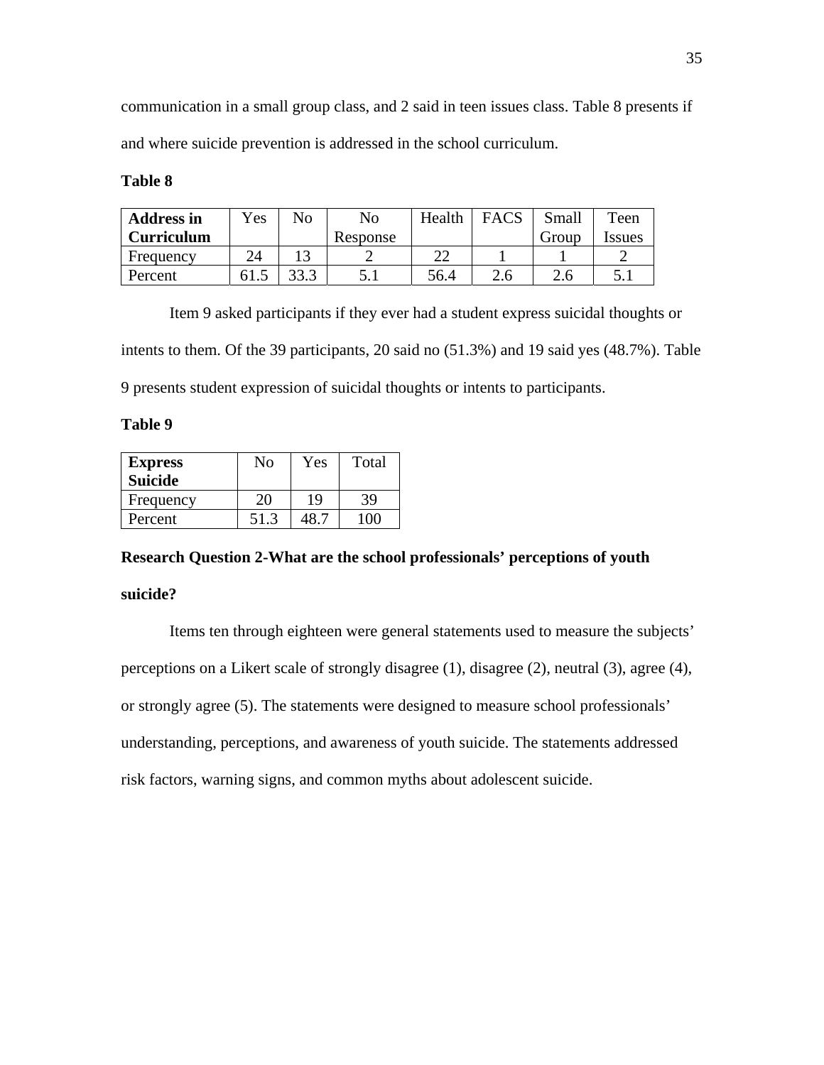communication in a small group class, and 2 said in teen issues class. Table 8 presents if and where suicide prevention is addressed in the school curriculum.

**Table 8**

| **Address in Curriculum** | Yes | No | No Response | Health | FACS | Small Group | Teen Issues |
|---|---|---|---|---|---|---|---|
| Frequency | 24 | 13 | 2 | 22 | 1 | 1 | 2 |
| Percent | 61.5 | 33.3 | 5.1 | 56.4 | 2.6 | 2.6 | 5.1 |

Item 9 asked participants if they ever had a student express suicidal thoughts or intents to them. Of the 39 participants, 20 said no (51.3%) and 19 said yes (48.7%). Table 9 presents student expression of suicidal thoughts or intents to participants.

**Table 9**

| **Express Suicide** | No | Yes | Total |
|---|---|---|---|
| Frequency | 20 | 19 | 39 |
| Percent | 51.3 | 48.7 | 100 |

**Research Question 2-What are the school professionals' perceptions of youth suicide?**

Items ten through eighteen were general statements used to measure the subjects' perceptions on a Likert scale of strongly disagree (1), disagree (2), neutral (3), agree (4), or strongly agree (5). The statements were designed to measure school professionals' understanding, perceptions, and awareness of youth suicide. The statements addressed risk factors, warning signs, and common myths about adolescent suicide.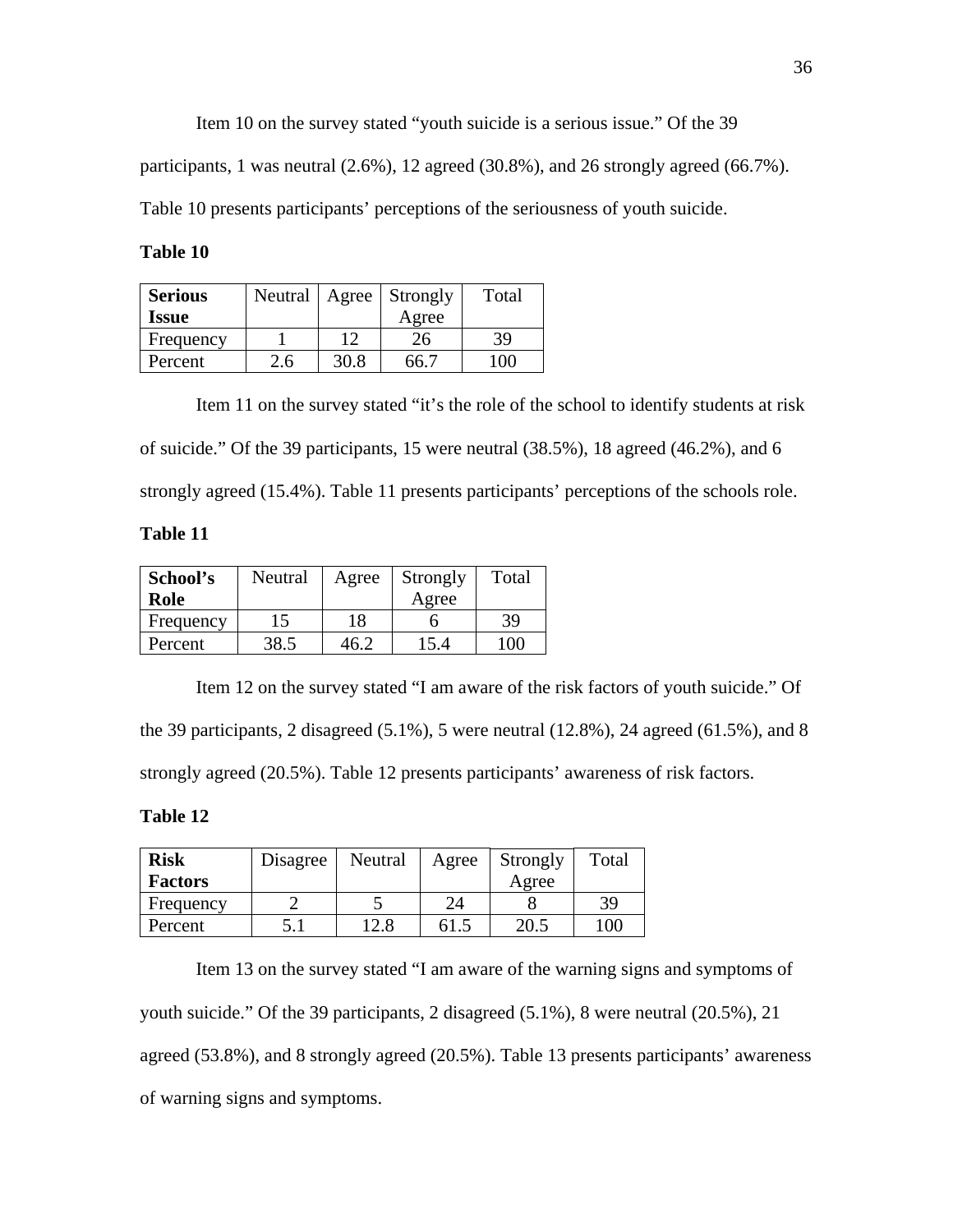Item 10 on the survey stated "youth suicide is a serious issue." Of the 39 participants, 1 was neutral (2.6%), 12 agreed (30.8%), and 26 strongly agreed (66.7%). Table 10 presents participants' perceptions of the seriousness of youth suicide.

**Table 10**

| **Serious Issue** | Neutral | Agree | Strongly Agree | Total |
|---|---|---|---|---|
| Frequency | 1 | 12 | 26 | 39 |
| Percent | 2.6 | 30.8 | 66.7 | 100 |

Item 11 on the survey stated "it's the role of the school to identify students at risk of suicide." Of the 39 participants, 15 were neutral (38.5%), 18 agreed (46.2%), and 6 strongly agreed (15.4%). Table 11 presents participants' perceptions of the schools role.

**Table 11**

| **School's Role** | Neutral | Agree | Strongly Agree | Total |
|---|---|---|---|---|
| Frequency | 15 | 18 | 6 | 39 |
| Percent | 38.5 | 46.2 | 15.4 | 100 |

Item 12 on the survey stated "I am aware of the risk factors of youth suicide." Of the 39 participants, 2 disagreed (5.1%), 5 were neutral (12.8%), 24 agreed (61.5%), and 8 strongly agreed (20.5%). Table 12 presents participants' awareness of risk factors.

**Table 12**

| **Risk Factors** | Disagree | Neutral | Agree | Strongly Agree | Total |
|---|---|---|---|---|---|
| Frequency | 2 | 5 | 24 | 8 | 39 |
| Percent | 5.1 | 12.8 | 61.5 | 20.5 | 100 |

Item 13 on the survey stated "I am aware of the warning signs and symptoms of youth suicide." Of the 39 participants, 2 disagreed (5.1%), 8 were neutral (20.5%), 21 agreed (53.8%), and 8 strongly agreed (20.5%). Table 13 presents participants' awareness of warning signs and symptoms.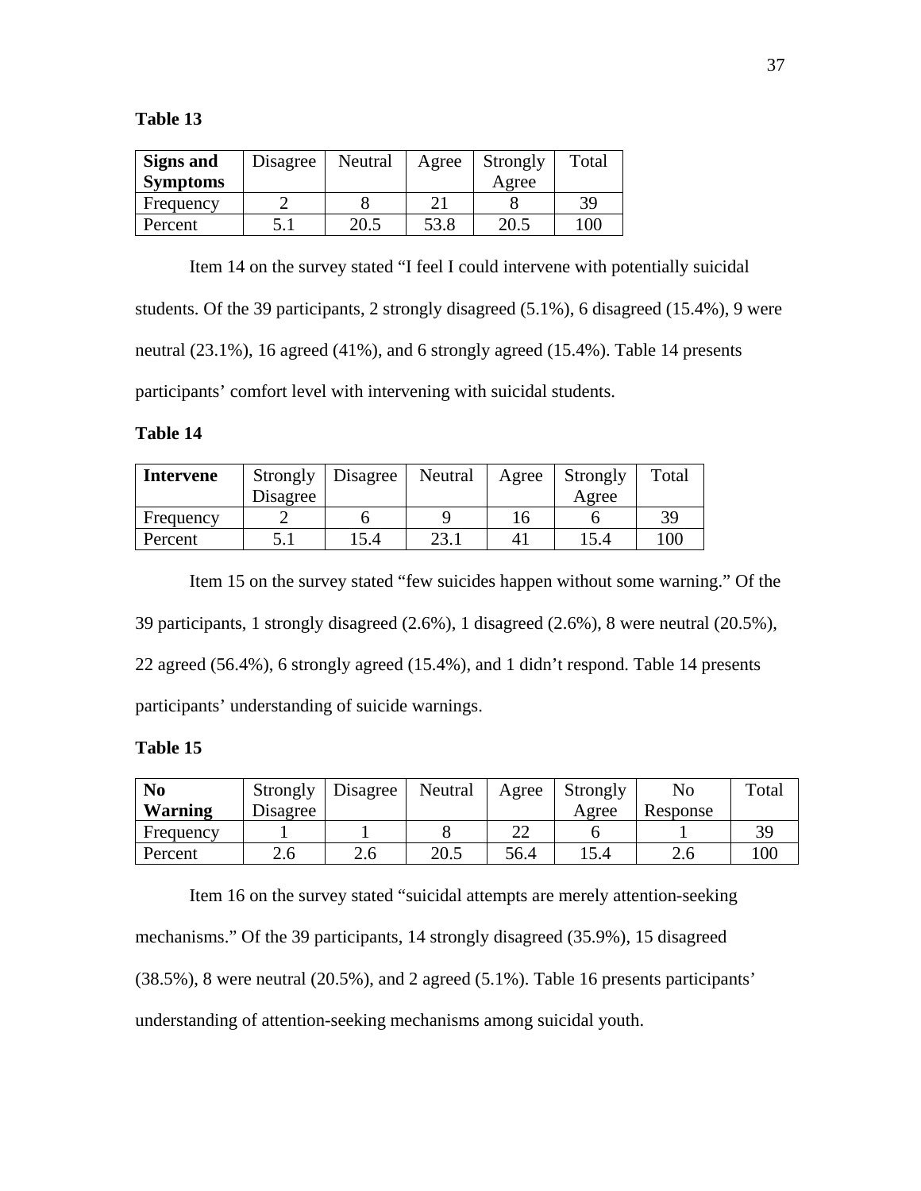**Table 13**

| Signs and Symptoms | Disagree | Neutral | Agree | Strongly Agree | Total |
|---|---|---|---|---|---|
| Frequency | 2 | 8 | 21 | 8 | 39 |
| Percent | 5.1 | 20.5 | 53.8 | 20.5 | 100 |

Item 14 on the survey stated “I feel I could intervene with potentially suicidal students. Of the 39 participants, 2 strongly disagreed (5.1%), 6 disagreed (15.4%), 9 were neutral (23.1%), 16 agreed (41%), and 6 strongly agreed (15.4%). Table 14 presents participants’ comfort level with intervening with suicidal students.

**Table 14**

| Intervene | Strongly Disagree | Disagree | Neutral | Agree | Strongly Agree | Total |
|---|---|---|---|---|---|---|
| Frequency | 2 | 6 | 9 | 16 | 6 | 39 |
| Percent | 5.1 | 15.4 | 23.1 | 41 | 15.4 | 100 |

Item 15 on the survey stated “few suicides happen without some warning.” Of the 39 participants, 1 strongly disagreed (2.6%), 1 disagreed (2.6%), 8 were neutral (20.5%), 22 agreed (56.4%), 6 strongly agreed (15.4%), and 1 didn’t respond. Table 14 presents participants’ understanding of suicide warnings.

**Table 15**

| No Warning | Strongly Disagree | Disagree | Neutral | Agree | Strongly Agree | No Response | Total |
|---|---|---|---|---|---|---|---|
| Frequency | 1 | 1 | 8 | 22 | 6 | 1 | 39 |
| Percent | 2.6 | 2.6 | 20.5 | 56.4 | 15.4 | 2.6 | 100 |

Item 16 on the survey stated “suicidal attempts are merely attention-seeking mechanisms.” Of the 39 participants, 14 strongly disagreed (35.9%), 15 disagreed (38.5%), 8 were neutral (20.5%), and 2 agreed (5.1%). Table 16 presents participants’ understanding of attention-seeking mechanisms among suicidal youth.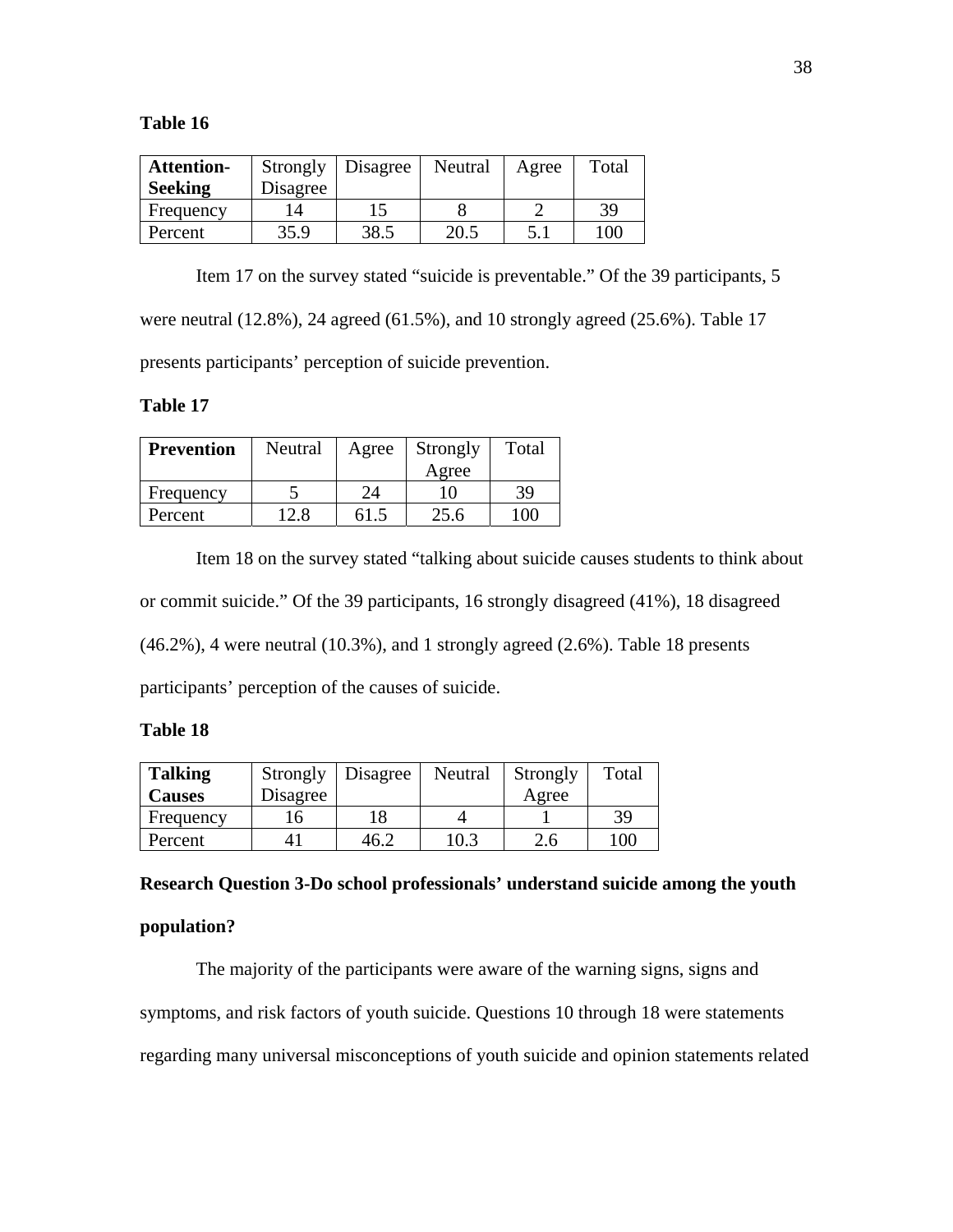**Table 16**

| Attention-Seeking | Strongly Disagree | Disagree | Neutral | Agree | Total |
|---|---|---|---|---|---|
| Frequency | 14 | 15 | 8 | 2 | 39 |
| Percent | 35.9 | 38.5 | 20.5 | 5.1 | 100 |

Item 17 on the survey stated "suicide is preventable." Of the 39 participants, 5 were neutral (12.8%), 24 agreed (61.5%), and 10 strongly agreed (25.6%). Table 17 presents participants' perception of suicide prevention.

**Table 17**

| Prevention | Neutral | Agree | Strongly Agree | Total |
|---|---|---|---|---|
| Frequency | 5 | 24 | 10 | 39 |
| Percent | 12.8 | 61.5 | 25.6 | 100 |

Item 18 on the survey stated "talking about suicide causes students to think about or commit suicide." Of the 39 participants, 16 strongly disagreed (41%), 18 disagreed (46.2%), 4 were neutral (10.3%), and 1 strongly agreed (2.6%). Table 18 presents participants' perception of the causes of suicide.

**Table 18**

| Talking Causes | Strongly Disagree | Disagree | Neutral | Strongly Agree | Total |
|---|---|---|---|---|---|
| Frequency | 16 | 18 | 4 | 1 | 39 |
| Percent | 41 | 46.2 | 10.3 | 2.6 | 100 |

**Research Question 3-Do school professionals' understand suicide among the youth population?**

The majority of the participants were aware of the warning signs, signs and symptoms, and risk factors of youth suicide. Questions 10 through 18 were statements regarding many universal misconceptions of youth suicide and opinion statements related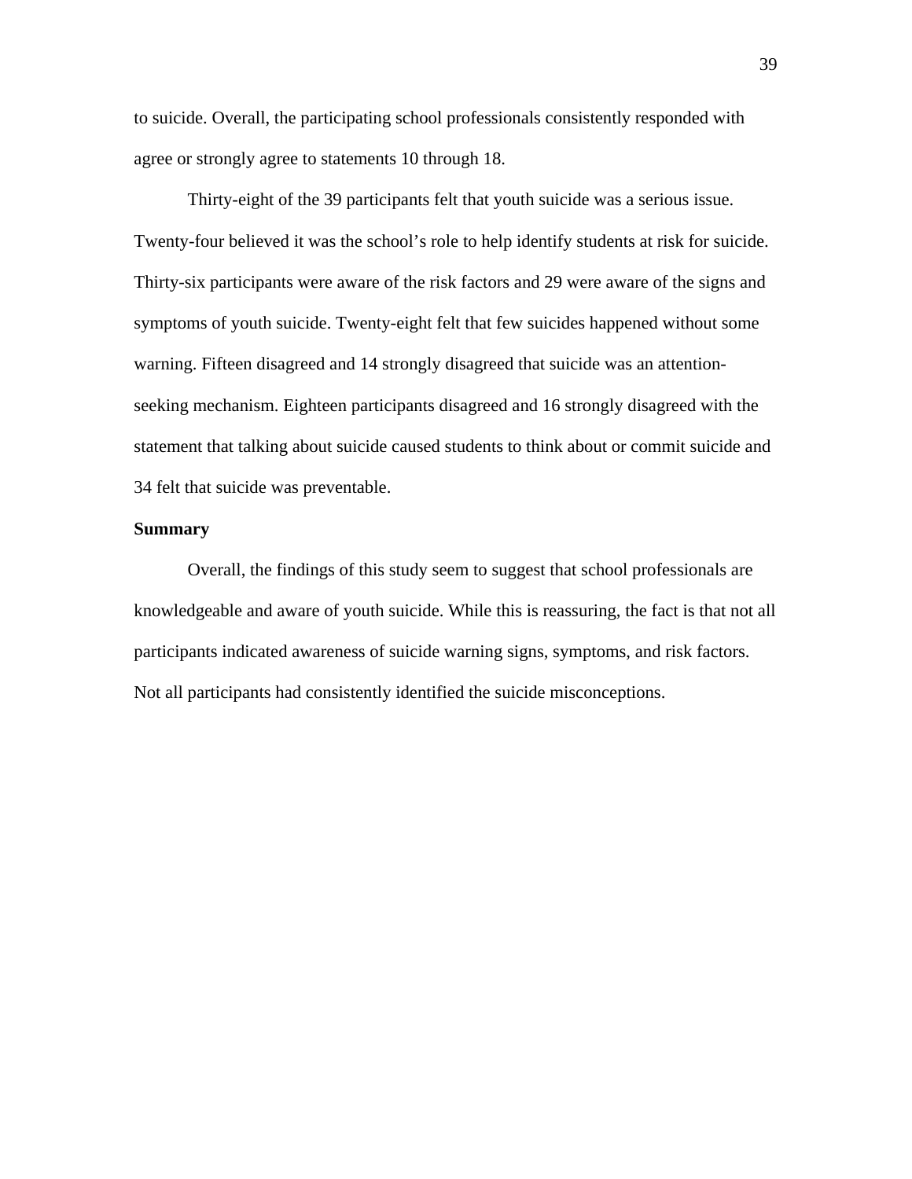to suicide. Overall, the participating school professionals consistently responded with agree or strongly agree to statements 10 through 18.

Thirty-eight of the 39 participants felt that youth suicide was a serious issue. Twenty-four believed it was the school's role to help identify students at risk for suicide. Thirty-six participants were aware of the risk factors and 29 were aware of the signs and symptoms of youth suicide. Twenty-eight felt that few suicides happened without some warning. Fifteen disagreed and 14 strongly disagreed that suicide was an attention-seeking mechanism. Eighteen participants disagreed and 16 strongly disagreed with the statement that talking about suicide caused students to think about or commit suicide and 34 felt that suicide was preventable.

**Summary**

Overall, the findings of this study seem to suggest that school professionals are knowledgeable and aware of youth suicide. While this is reassuring, the fact is that not all participants indicated awareness of suicide warning signs, symptoms, and risk factors. Not all participants had consistently identified the suicide misconceptions.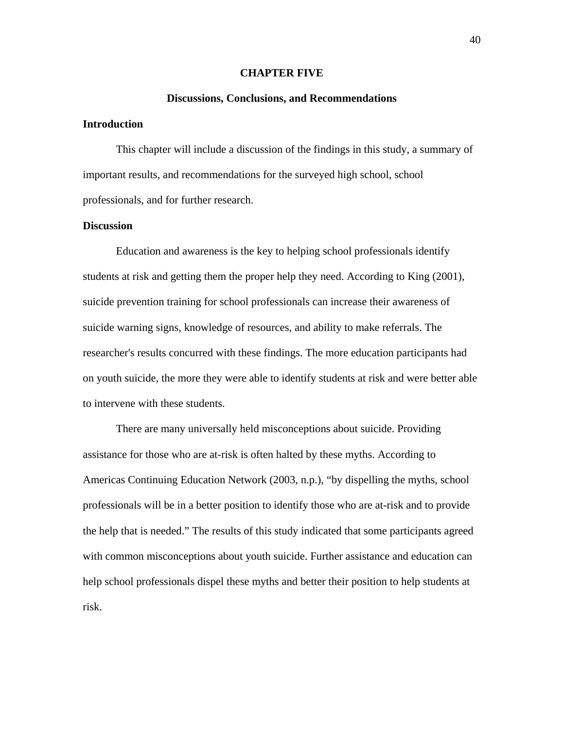# CHAPTER FIVE

## Discussions, Conclusions, and Recommendations

### Introduction

This chapter will include a discussion of the findings in this study, a summary of important results, and recommendations for the surveyed high school, school professionals, and for further research.

### Discussion

Education and awareness is the key to helping school professionals identify students at risk and getting them the proper help they need. According to King (2001), suicide prevention training for school professionals can increase their awareness of suicide warning signs, knowledge of resources, and ability to make referrals. The researcher's results concurred with these findings. The more education participants had on youth suicide, the more they were able to identify students at risk and were better able to intervene with these students.

There are many universally held misconceptions about suicide. Providing assistance for those who are at-risk is often halted by these myths. According to Americas Continuing Education Network (2003, n.p.), "by dispelling the myths, school professionals will be in a better position to identify those who are at-risk and to provide the help that is needed." The results of this study indicated that some participants agreed with common misconceptions about youth suicide. Further assistance and education can help school professionals dispel these myths and better their position to help students at risk.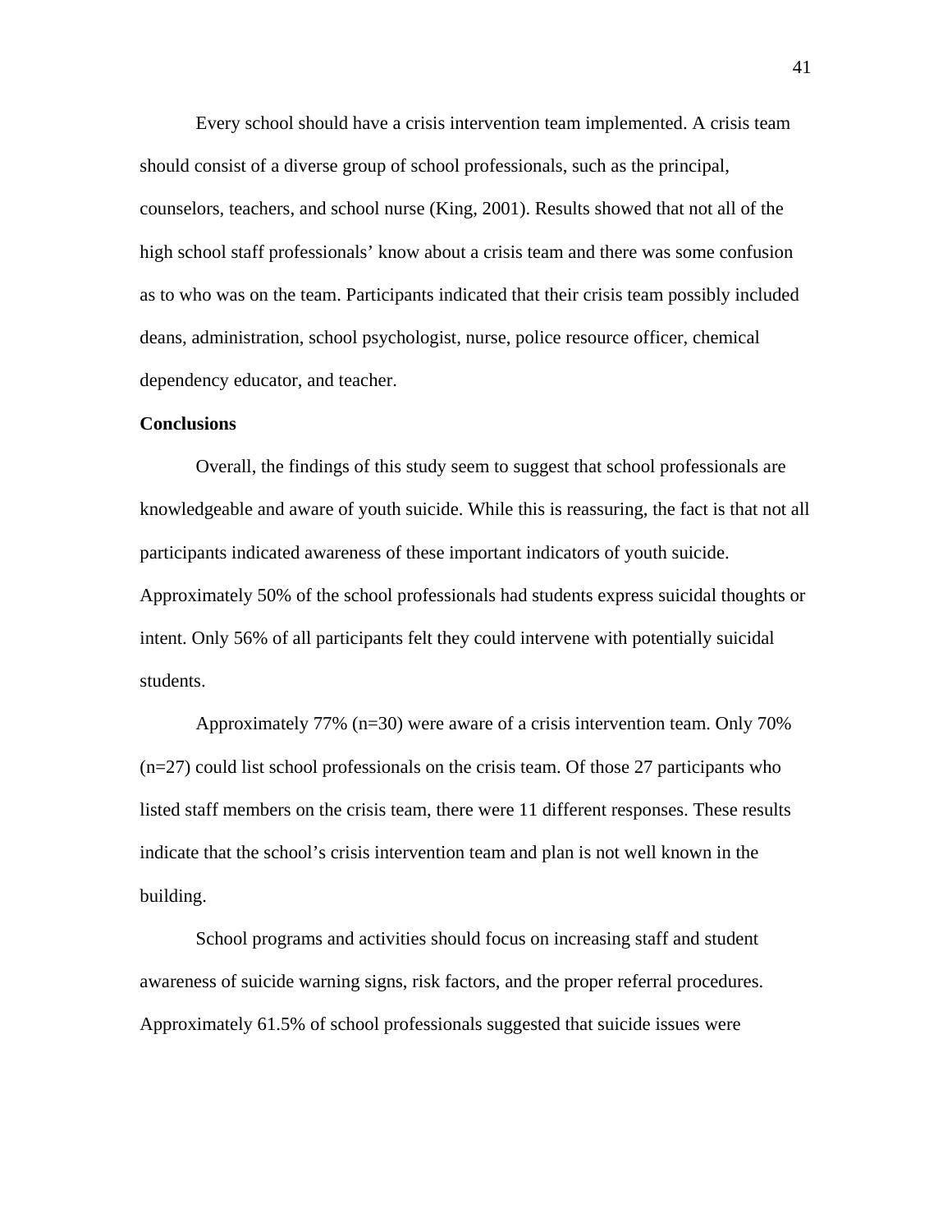Every school should have a crisis intervention team implemented. A crisis team should consist of a diverse group of school professionals, such as the principal, counselors, teachers, and school nurse (King, 2001). Results showed that not all of the high school staff professionals' know about a crisis team and there was some confusion as to who was on the team. Participants indicated that their crisis team possibly included deans, administration, school psychologist, nurse, police resource officer, chemical dependency educator, and teacher.

**Conclusions**

Overall, the findings of this study seem to suggest that school professionals are knowledgeable and aware of youth suicide. While this is reassuring, the fact is that not all participants indicated awareness of these important indicators of youth suicide. Approximately 50% of the school professionals had students express suicidal thoughts or intent. Only 56% of all participants felt they could intervene with potentially suicidal students.

Approximately 77% (n=30) were aware of a crisis intervention team. Only 70% (n=27) could list school professionals on the crisis team. Of those 27 participants who listed staff members on the crisis team, there were 11 different responses. These results indicate that the school's crisis intervention team and plan is not well known in the building.

School programs and activities should focus on increasing staff and student awareness of suicide warning signs, risk factors, and the proper referral procedures. Approximately 61.5% of school professionals suggested that suicide issues were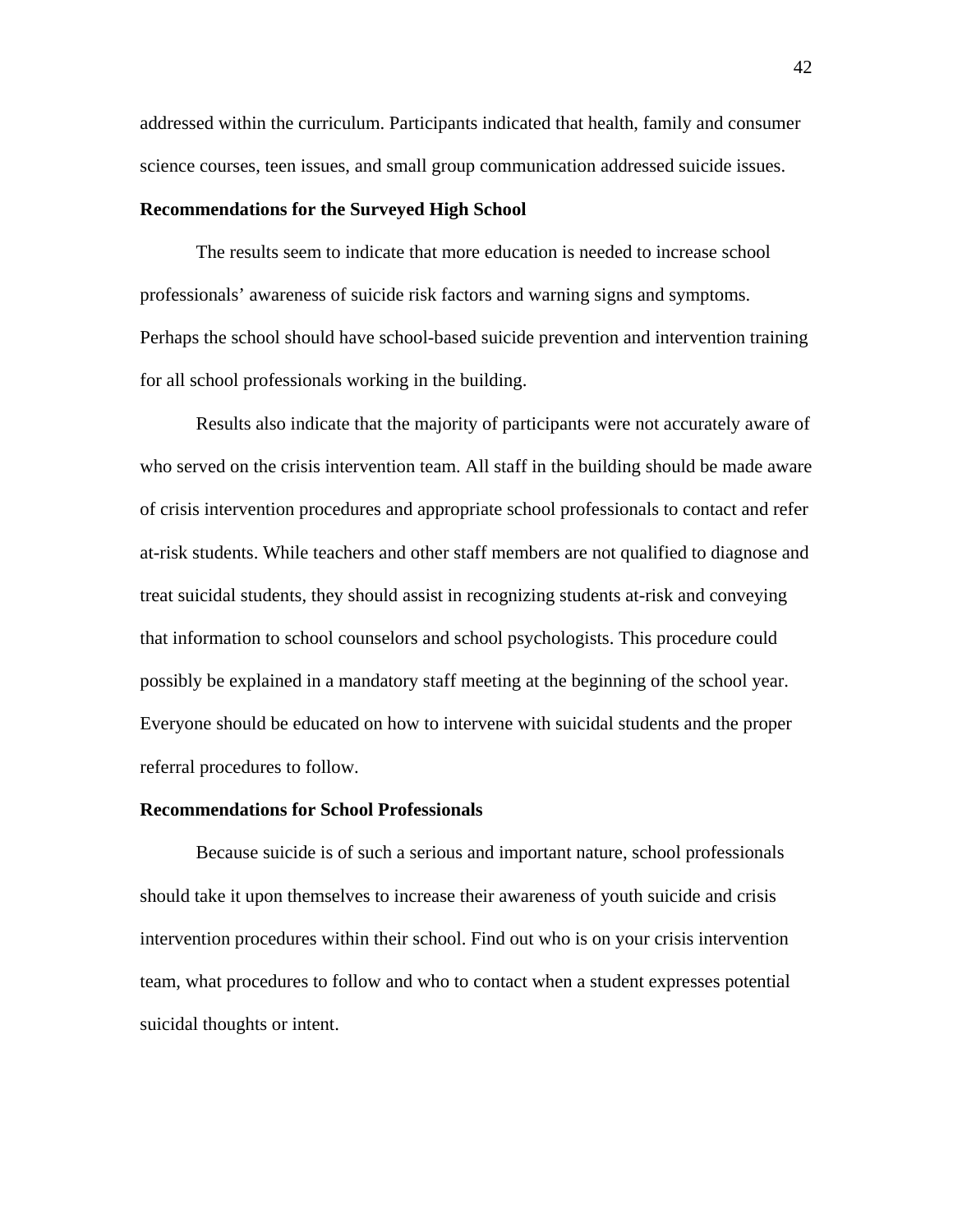addressed within the curriculum. Participants indicated that health, family and consumer science courses, teen issues, and small group communication addressed suicide issues.

**Recommendations for the Surveyed High School**

The results seem to indicate that more education is needed to increase school professionals' awareness of suicide risk factors and warning signs and symptoms. Perhaps the school should have school-based suicide prevention and intervention training for all school professionals working in the building.

Results also indicate that the majority of participants were not accurately aware of who served on the crisis intervention team. All staff in the building should be made aware of crisis intervention procedures and appropriate school professionals to contact and refer at-risk students. While teachers and other staff members are not qualified to diagnose and treat suicidal students, they should assist in recognizing students at-risk and conveying that information to school counselors and school psychologists. This procedure could possibly be explained in a mandatory staff meeting at the beginning of the school year. Everyone should be educated on how to intervene with suicidal students and the proper referral procedures to follow.

**Recommendations for School Professionals**

Because suicide is of such a serious and important nature, school professionals should take it upon themselves to increase their awareness of youth suicide and crisis intervention procedures within their school. Find out who is on your crisis intervention team, what procedures to follow and who to contact when a student expresses potential suicidal thoughts or intent.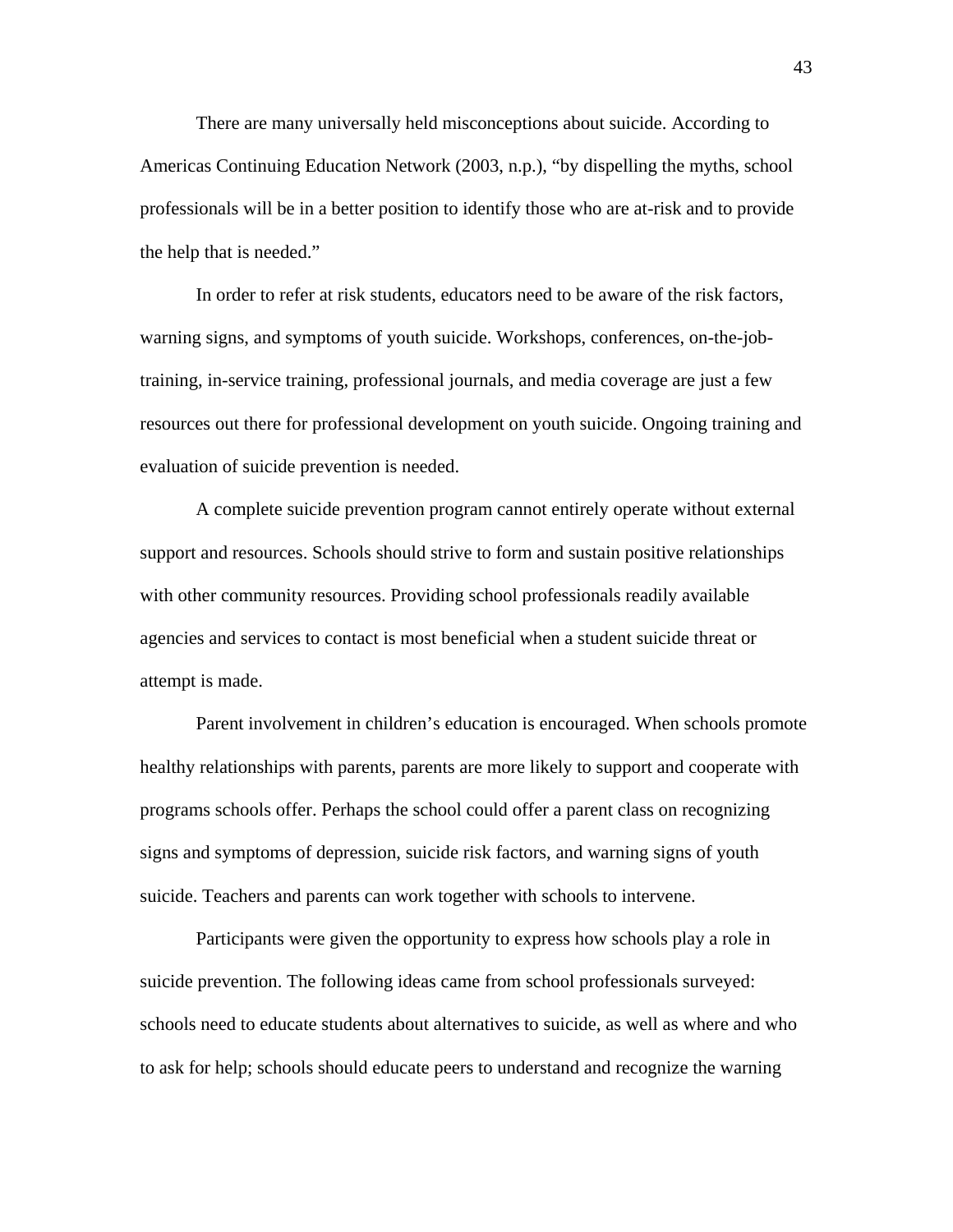There are many universally held misconceptions about suicide. According to Americas Continuing Education Network (2003, n.p.), "by dispelling the myths, school professionals will be in a better position to identify those who are at-risk and to provide the help that is needed."

In order to refer at risk students, educators need to be aware of the risk factors, warning signs, and symptoms of youth suicide. Workshops, conferences, on-the-job-training, in-service training, professional journals, and media coverage are just a few resources out there for professional development on youth suicide. Ongoing training and evaluation of suicide prevention is needed.

A complete suicide prevention program cannot entirely operate without external support and resources. Schools should strive to form and sustain positive relationships with other community resources. Providing school professionals readily available agencies and services to contact is most beneficial when a student suicide threat or attempt is made.

Parent involvement in children's education is encouraged. When schools promote healthy relationships with parents, parents are more likely to support and cooperate with programs schools offer. Perhaps the school could offer a parent class on recognizing signs and symptoms of depression, suicide risk factors, and warning signs of youth suicide. Teachers and parents can work together with schools to intervene.

Participants were given the opportunity to express how schools play a role in suicide prevention. The following ideas came from school professionals surveyed: schools need to educate students about alternatives to suicide, as well as where and who to ask for help; schools should educate peers to understand and recognize the warning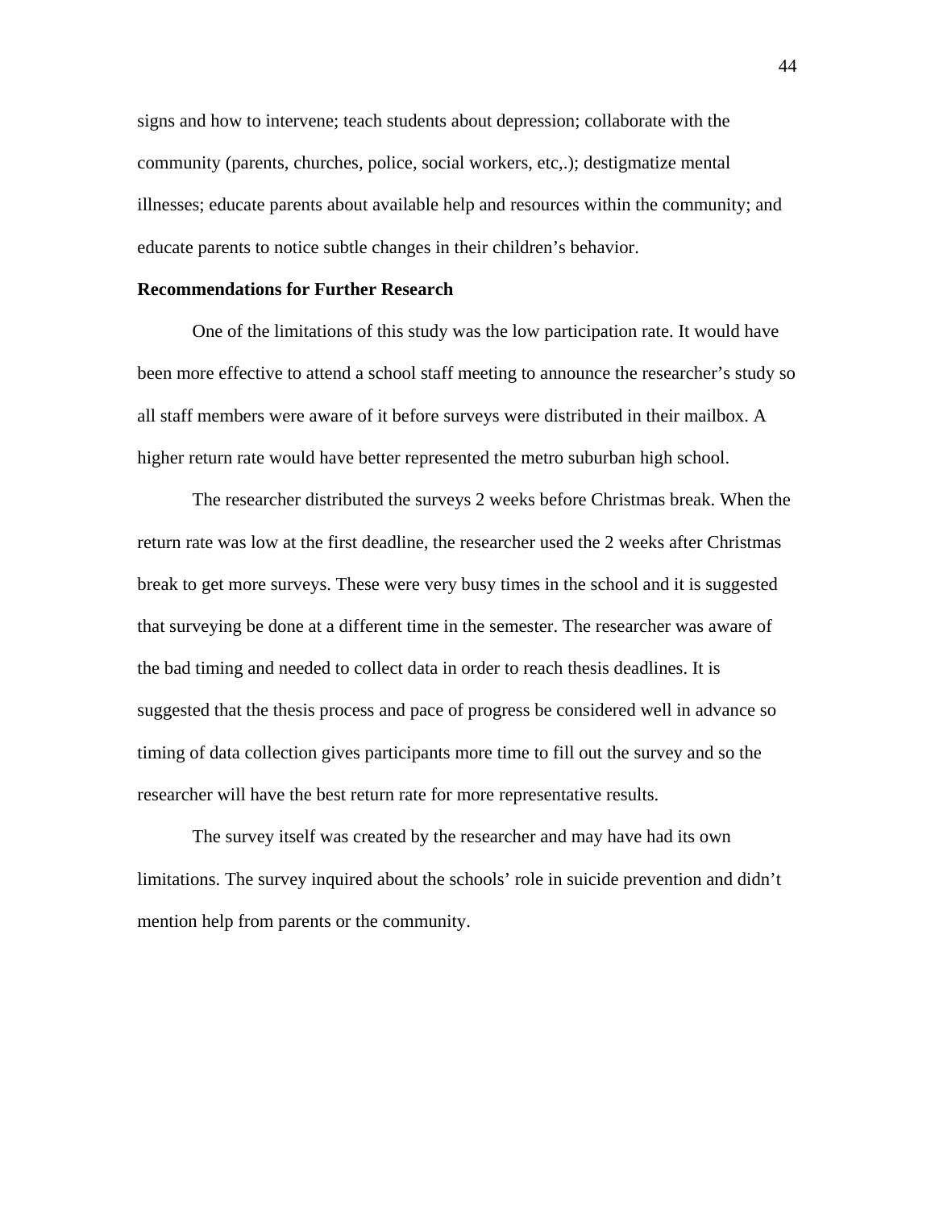signs and how to intervene; teach students about depression; collaborate with the community (parents, churches, police, social workers, etc,.); destigmatize mental illnesses; educate parents about available help and resources within the community; and educate parents to notice subtle changes in their children's behavior.

**Recommendations for Further Research**

One of the limitations of this study was the low participation rate. It would have been more effective to attend a school staff meeting to announce the researcher's study so all staff members were aware of it before surveys were distributed in their mailbox. A higher return rate would have better represented the metro suburban high school.

The researcher distributed the surveys 2 weeks before Christmas break. When the return rate was low at the first deadline, the researcher used the 2 weeks after Christmas break to get more surveys. These were very busy times in the school and it is suggested that surveying be done at a different time in the semester. The researcher was aware of the bad timing and needed to collect data in order to reach thesis deadlines. It is suggested that the thesis process and pace of progress be considered well in advance so timing of data collection gives participants more time to fill out the survey and so the researcher will have the best return rate for more representative results.

The survey itself was created by the researcher and may have had its own limitations. The survey inquired about the schools' role in suicide prevention and didn't mention help from parents or the community.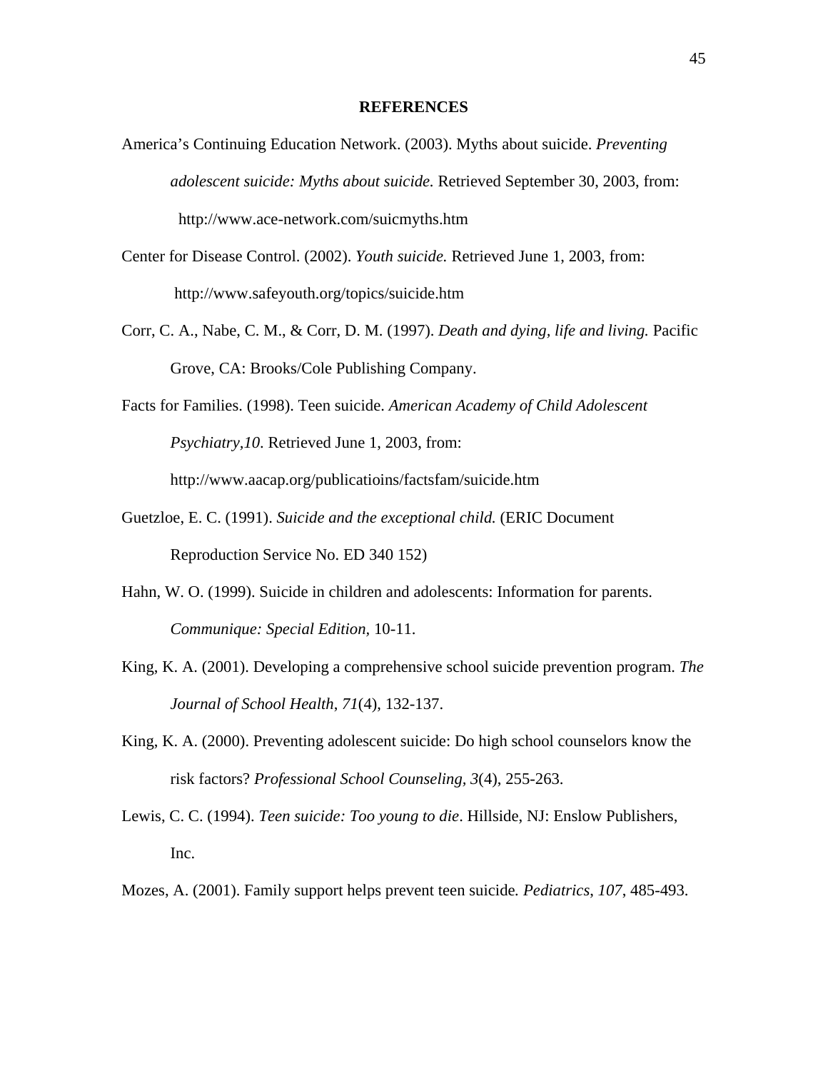## REFERENCES

America's Continuing Education Network. (2003). Myths about suicide. *Preventing adolescent suicide: Myths about suicide.* Retrieved September 30, 2003, from: http://www.ace-network.com/suicmyths.htm

Center for Disease Control. (2002). *Youth suicide.* Retrieved June 1, 2003, from: http://www.safeyouth.org/topics/suicide.htm

Corr, C. A., Nabe, C. M., & Corr, D. M. (1997). *Death and dying, life and living.* Pacific Grove, CA: Brooks/Cole Publishing Company.

Facts for Families. (1998). Teen suicide. *American Academy of Child Adolescent Psychiatry,10.* Retrieved June 1, 2003, from: http://www.aacap.org/publicatioins/factsfam/suicide.htm

Guetzloe, E. C. (1991). *Suicide and the exceptional child.* (ERIC Document Reproduction Service No. ED 340 152)

Hahn, W. O. (1999). Suicide in children and adolescents: Information for parents. *Communique: Special Edition*, 10-11.

King, K. A. (2001). Developing a comprehensive school suicide prevention program. *The Journal of School Health*, *71*(4), 132-137.

King, K. A. (2000). Preventing adolescent suicide: Do high school counselors know the risk factors? *Professional School Counseling*, *3*(4), 255-263.

Lewis, C. C. (1994). *Teen suicide: Too young to die*. Hillside, NJ: Enslow Publishers, Inc.

Mozes, A. (2001). Family support helps prevent teen suicide*. Pediatrics*, *107*, 485-493.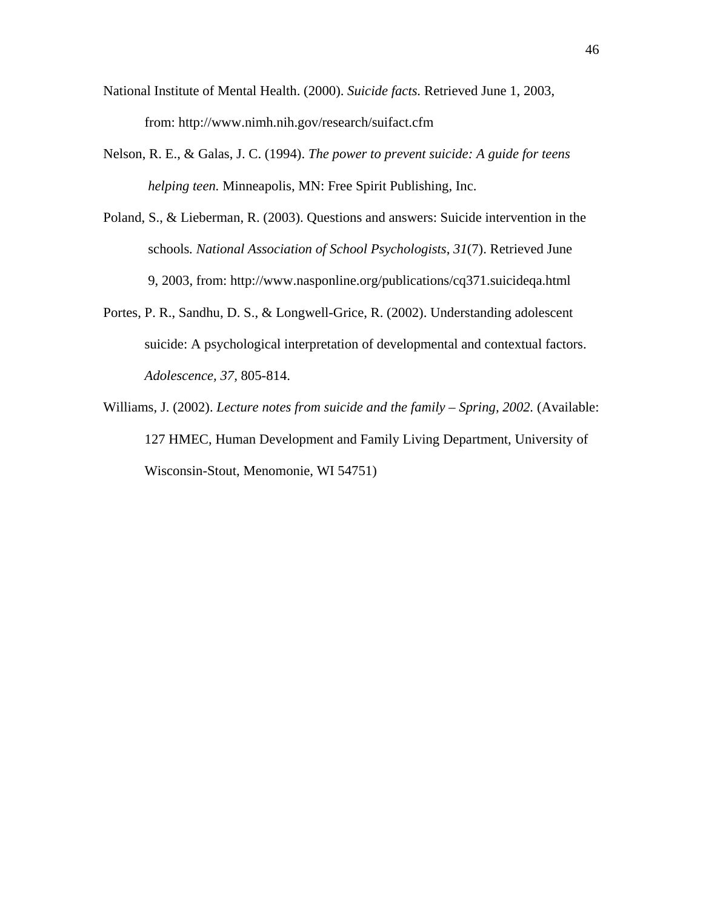National Institute of Mental Health. (2000). *Suicide facts.* Retrieved June 1, 2003, from: http://www.nimh.nih.gov/research/suifact.cfm

Nelson, R. E., & Galas, J. C. (1994). *The power to prevent suicide: A guide for teens helping teen.* Minneapolis, MN: Free Spirit Publishing, Inc.

Poland, S., & Lieberman, R. (2003). Questions and answers: Suicide intervention in the schools. *National Association of School Psychologists*, *31*(7). Retrieved June 9, 2003, from: http://www.nasponline.org/publications/cq371.suicideqa.html

Portes, P. R., Sandhu, D. S., & Longwell-Grice, R. (2002). Understanding adolescent suicide: A psychological interpretation of developmental and contextual factors. *Adolescence, 37,* 805-814.

Williams, J. (2002). *Lecture notes from suicide and the family – Spring, 2002.* (Available: 127 HMEC, Human Development and Family Living Department, University of Wisconsin-Stout, Menomonie, WI 54751)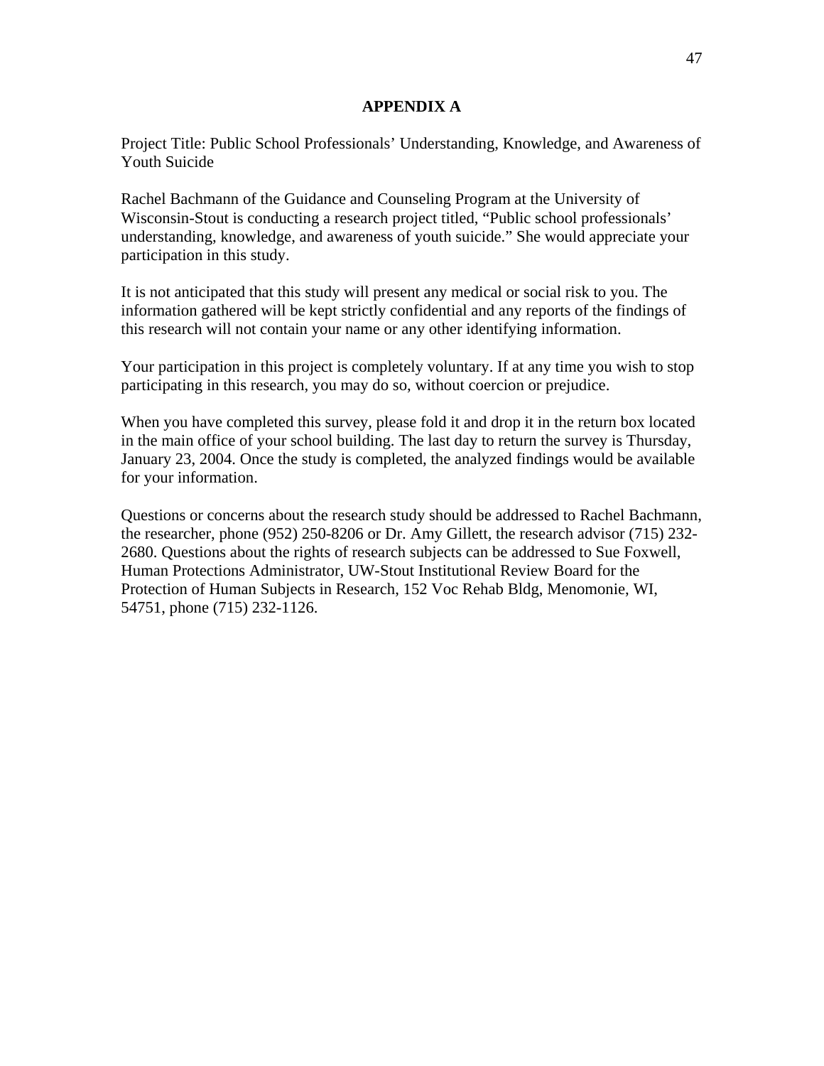# APPENDIX A

Project Title: Public School Professionals' Understanding, Knowledge, and Awareness of Youth Suicide

Rachel Bachmann of the Guidance and Counseling Program at the University of Wisconsin-Stout is conducting a research project titled, "Public school professionals' understanding, knowledge, and awareness of youth suicide." She would appreciate your participation in this study.

It is not anticipated that this study will present any medical or social risk to you. The information gathered will be kept strictly confidential and any reports of the findings of this research will not contain your name or any other identifying information.

Your participation in this project is completely voluntary. If at any time you wish to stop participating in this research, you may do so, without coercion or prejudice.

When you have completed this survey, please fold it and drop it in the return box located in the main office of your school building. The last day to return the survey is Thursday, January 23, 2004. Once the study is completed, the analyzed findings would be available for your information.

Questions or concerns about the research study should be addressed to Rachel Bachmann, the researcher, phone (952) 250-8206 or Dr. Amy Gillett, the research advisor (715) 232-2680. Questions about the rights of research subjects can be addressed to Sue Foxwell, Human Protections Administrator, UW-Stout Institutional Review Board for the Protection of Human Subjects in Research, 152 Voc Rehab Bldg, Menomonie, WI, 54751, phone (715) 232-1126.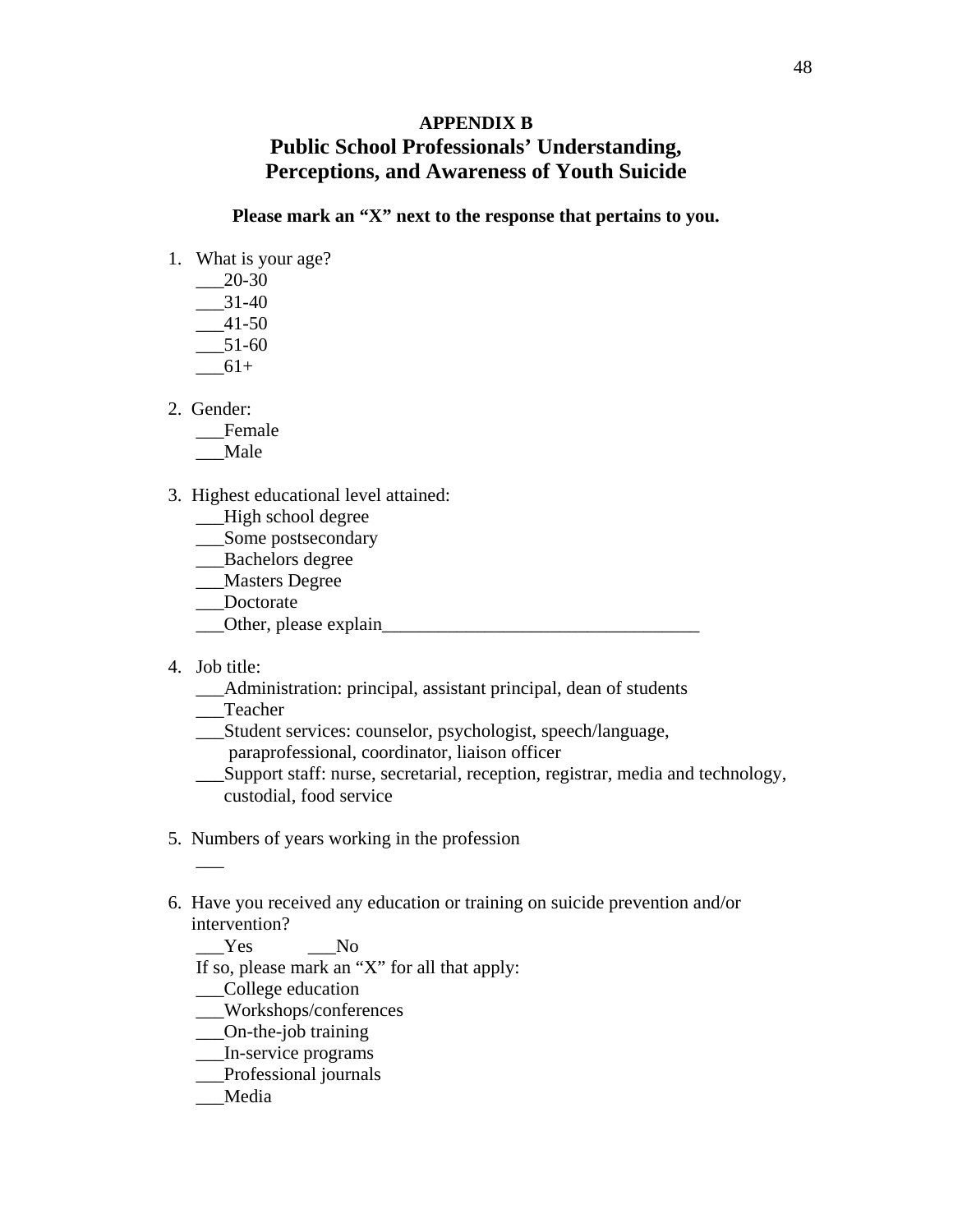**APPENDIX B**

# Public School Professionals' Understanding, Perceptions, and Awareness of Youth Suicide

**Please mark an "X" next to the response that pertains to you.**

1. What is your age?
   ___20-30
   ___31-40
   ___41-50
   ___51-60
   ___61+

2. Gender:
   ___Female
   ___Male

3. Highest educational level attained:
   ___High school degree
   ___Some postsecondary
   ___Bachelors degree
   ___Masters Degree
   ___Doctorate
   ___Other, please explain___________________________________

4. Job title:
   ___Administration: principal, assistant principal, dean of students
   ___Teacher
   ___Student services: counselor, psychologist, speech/language, paraprofessional, coordinator, liaison officer
   ___Support staff: nurse, secretarial, reception, registrar, media and technology, custodial, food service

5. Numbers of years working in the profession
   ___

6. Have you received any education or training on suicide prevention and/or intervention?
   ___Yes ___No
   If so, please mark an "X" for all that apply:
   ___College education
   ___Workshops/conferences
   ___On-the-job training
   ___In-service programs
   ___Professional journals
   ___Media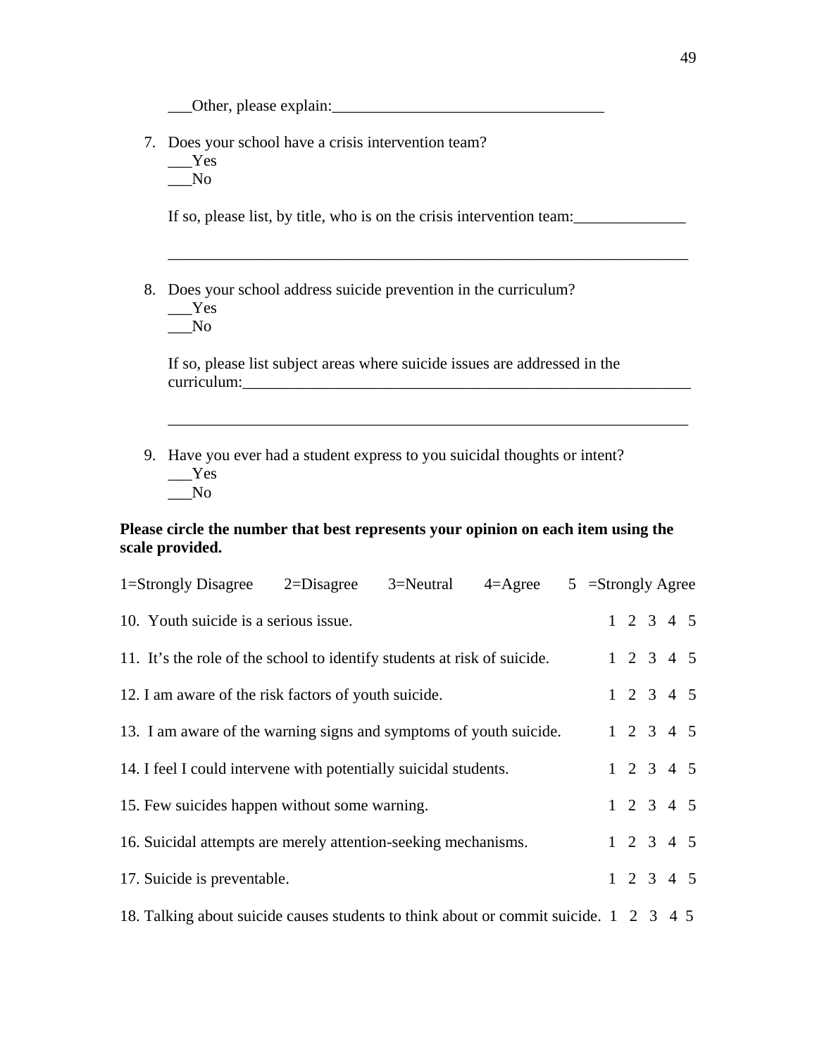___Other, please explain:__________________________________

7. Does your school have a crisis intervention team?
   ___Yes
   ___No

   If so, please list, by title, who is on the crisis intervention team:______________

   ____________________________________________________________________

8. Does your school address suicide prevention in the curriculum?
   ___Yes
   ___No

   If so, please list subject areas where suicide issues are addressed in the curriculum:____________________________________________________________

   ____________________________________________________________________

9. Have you ever had a student express to you suicidal thoughts or intent?
   ___Yes
   ___No

**Please circle the number that best represents your opinion on each item using the scale provided.**

1=Strongly Disagree 2=Disagree 3=Neutral 4=Agree 5 =Strongly Agree

| | |
|---|---|
| 10. Youth suicide is a serious issue. | 1 2 3 4 5 |
| 11. It's the role of the school to identify students at risk of suicide. | 1 2 3 4 5 |
| 12. I am aware of the risk factors of youth suicide. | 1 2 3 4 5 |
| 13. I am aware of the warning signs and symptoms of youth suicide. | 1 2 3 4 5 |
| 14. I feel I could intervene with potentially suicidal students. | 1 2 3 4 5 |
| 15. Few suicides happen without some warning. | 1 2 3 4 5 |
| 16. Suicidal attempts are merely attention-seeking mechanisms. | 1 2 3 4 5 |
| 17. Suicide is preventable. | 1 2 3 4 5 |
| 18. Talking about suicide causes students to think about or commit suicide. | 1 2 3 4 5 |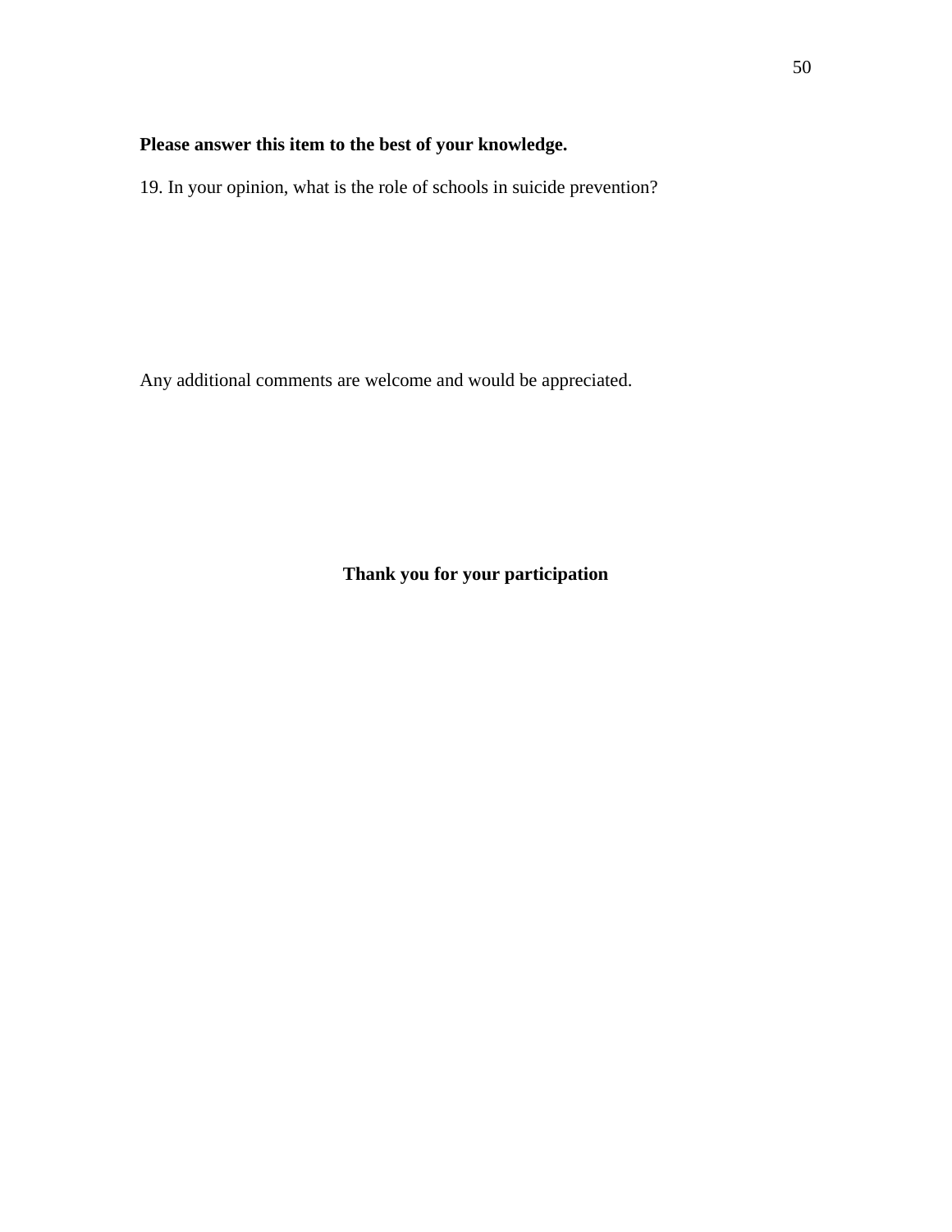**Please answer this item to the best of your knowledge.**

19. In your opinion, what is the role of schools in suicide prevention?

Any additional comments are welcome and would be appreciated.

**Thank you for your participation**